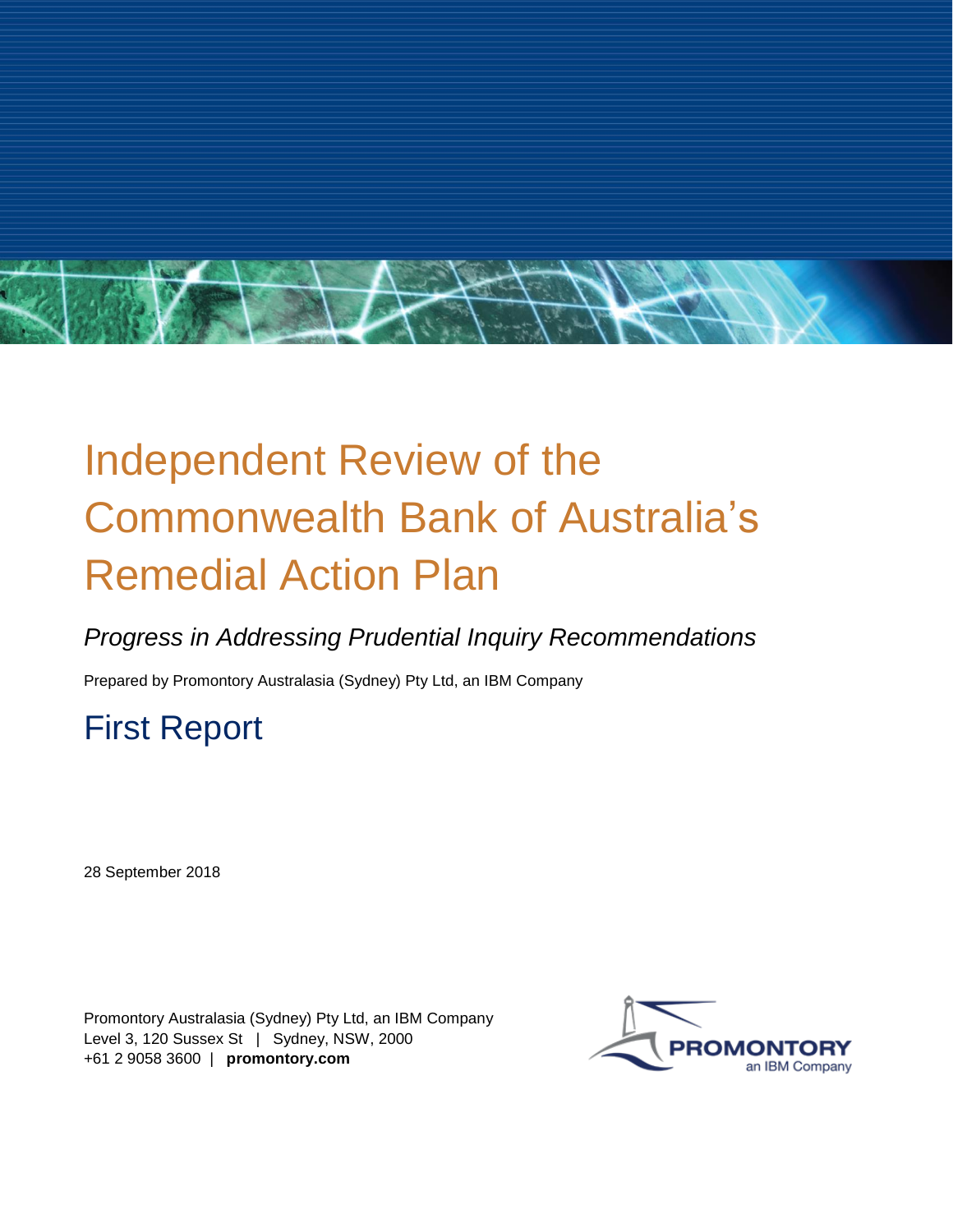# Independent Review of the Commonwealth Bank of Australia's Remedial Action Plan

*Progress in Addressing Prudential Inquiry Recommendations*

Prepared by Promontory Australasia (Sydney) Pty Ltd, an IBM Company

## First Report

28 September 2018

Promontory Australasia (Sydney) Pty Ltd, an IBM Company
Level 3, 120 Sussex St | Sydney, NSW, 2000
+61 2 9058 3600 | **promontory.com**

PROMONTORY an IBM Company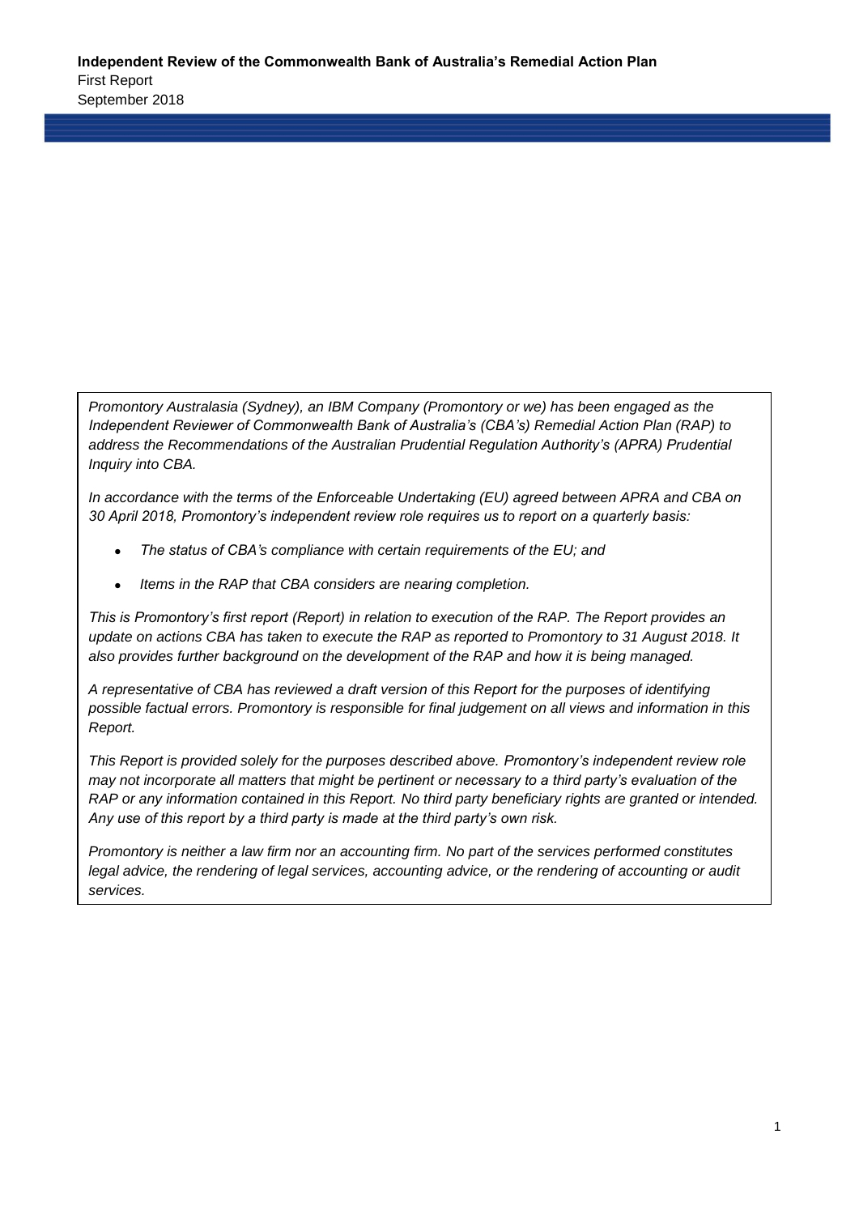**Independent Review of the Commonwealth Bank of Australia's Remedial Action Plan**
First Report
September 2018

*Promontory Australasia (Sydney), an IBM Company (Promontory or we) has been engaged as the Independent Reviewer of Commonwealth Bank of Australia's (CBA's) Remedial Action Plan (RAP) to address the Recommendations of the Australian Prudential Regulation Authority's (APRA) Prudential Inquiry into CBA.*

*In accordance with the terms of the Enforceable Undertaking (EU) agreed between APRA and CBA on 30 April 2018, Promontory's independent review role requires us to report on a quarterly basis:*

- *The status of CBA's compliance with certain requirements of the EU; and*
- *Items in the RAP that CBA considers are nearing completion.*

*This is Promontory's first report (Report) in relation to execution of the RAP. The Report provides an update on actions CBA has taken to execute the RAP as reported to Promontory to 31 August 2018. It also provides further background on the development of the RAP and how it is being managed.*

*A representative of CBA has reviewed a draft version of this Report for the purposes of identifying possible factual errors. Promontory is responsible for final judgement on all views and information in this Report.*

*This Report is provided solely for the purposes described above. Promontory's independent review role may not incorporate all matters that might be pertinent or necessary to a third party's evaluation of the RAP or any information contained in this Report. No third party beneficiary rights are granted or intended. Any use of this report by a third party is made at the third party's own risk.*

*Promontory is neither a law firm nor an accounting firm. No part of the services performed constitutes legal advice, the rendering of legal services, accounting advice, or the rendering of accounting or audit services.*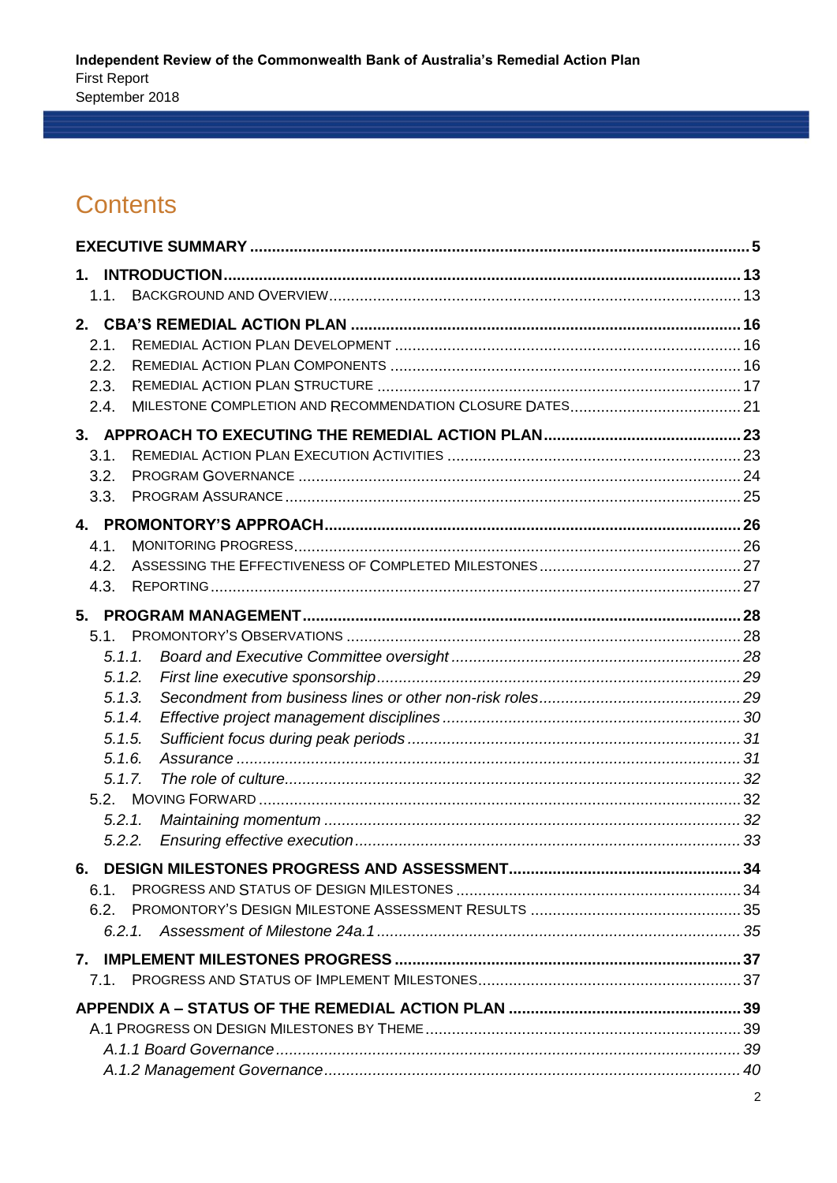# Contents

| | |
|---|---|
| **EXECUTIVE SUMMARY** | **5** |
| **1. INTRODUCTION** | **13** |
| 1.1. BACKGROUND AND OVERVIEW | 13 |
| **2. CBA'S REMEDIAL ACTION PLAN** | **16** |
| 2.1. REMEDIAL ACTION PLAN DEVELOPMENT | 16 |
| 2.2. REMEDIAL ACTION PLAN COMPONENTS | 16 |
| 2.3. REMEDIAL ACTION PLAN STRUCTURE | 17 |
| 2.4. MILESTONE COMPLETION AND RECOMMENDATION CLOSURE DATES | 21 |
| **3. APPROACH TO EXECUTING THE REMEDIAL ACTION PLAN** | **23** |
| 3.1. REMEDIAL ACTION PLAN EXECUTION ACTIVITIES | 23 |
| 3.2. PROGRAM GOVERNANCE | 24 |
| 3.3. PROGRAM ASSURANCE | 25 |
| **4. PROMONTORY'S APPROACH** | **26** |
| 4.1. MONITORING PROGRESS | 26 |
| 4.2. ASSESSING THE EFFECTIVENESS OF COMPLETED MILESTONES | 27 |
| 4.3. REPORTING | 27 |
| **5. PROGRAM MANAGEMENT** | **28** |
| 5.1. PROMONTORY'S OBSERVATIONS | 28 |
| *5.1.1. Board and Executive Committee oversight* | *28* |
| *5.1.2. First line executive sponsorship* | *29* |
| *5.1.3. Secondment from business lines or other non-risk roles* | *29* |
| *5.1.4. Effective project management disciplines* | *30* |
| *5.1.5. Sufficient focus during peak periods* | *31* |
| *5.1.6. Assurance* | *31* |
| *5.1.7. The role of culture* | *32* |
| 5.2. MOVING FORWARD | 32 |
| *5.2.1. Maintaining momentum* | *32* |
| *5.2.2. Ensuring effective execution* | *33* |
| **6. DESIGN MILESTONES PROGRESS AND ASSESSMENT** | **34** |
| 6.1. PROGRESS AND STATUS OF DESIGN MILESTONES | 34 |
| 6.2. PROMONTORY'S DESIGN MILESTONE ASSESSMENT RESULTS | 35 |
| *6.2.1. Assessment of Milestone 24a.1* | *35* |
| **7. IMPLEMENT MILESTONES PROGRESS** | **37** |
| 7.1. PROGRESS AND STATUS OF IMPLEMENT MILESTONES | 37 |
| **APPENDIX A – STATUS OF THE REMEDIAL ACTION PLAN** | **39** |
| A.1 PROGRESS ON DESIGN MILESTONES BY THEME | 39 |
| *A.1.1 Board Governance* | *39* |
| *A.1.2 Management Governance* | *40* |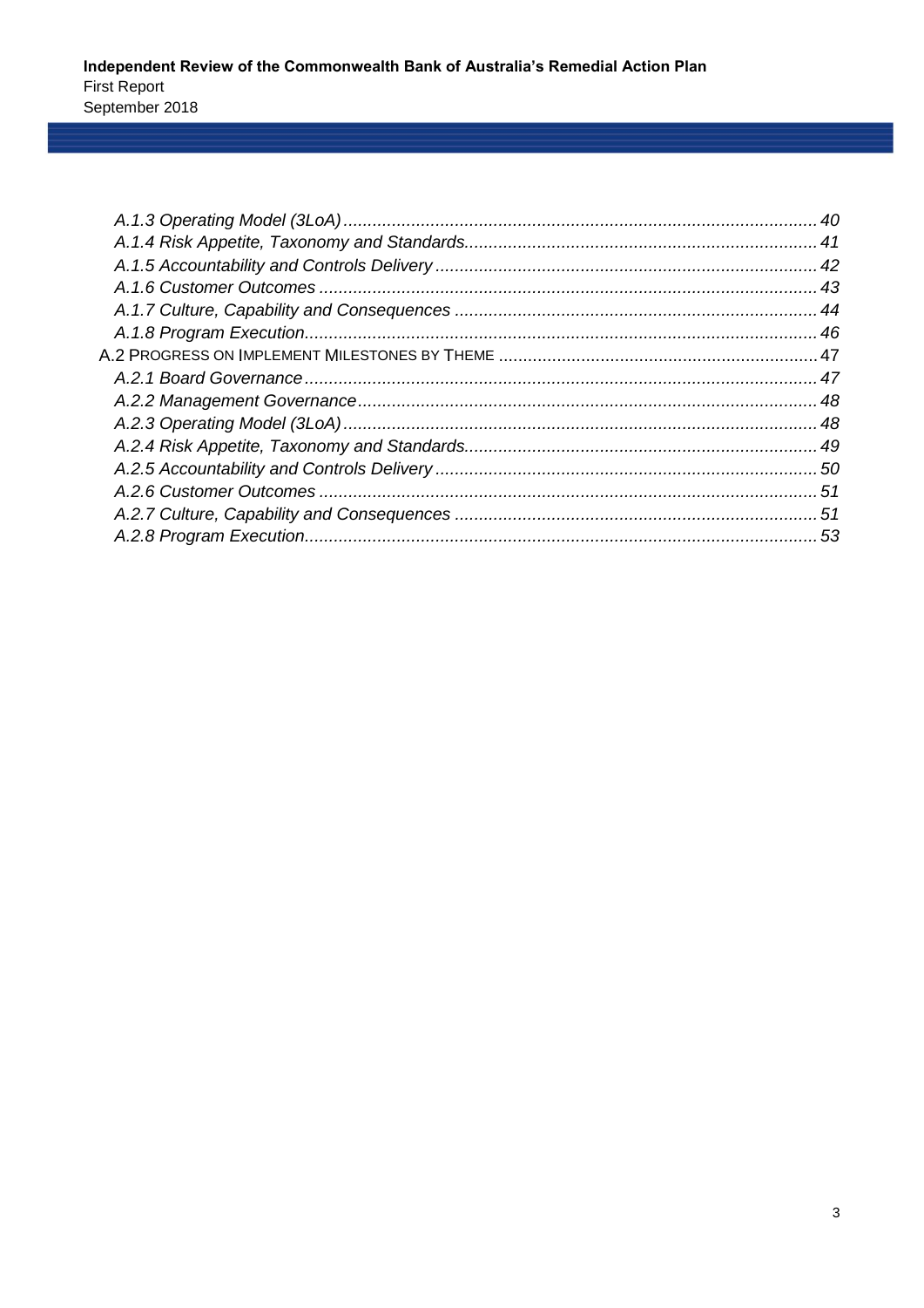*A.1.3 Operating Model (3LoA)* ........ 40
*A.1.4 Risk Appetite, Taxonomy and Standards* ........ 41
*A.1.5 Accountability and Controls Delivery* ........ 42
*A.1.6 Customer Outcomes* ........ 43
*A.1.7 Culture, Capability and Consequences* ........ 44
*A.1.8 Program Execution* ........ 46
A.2 PROGRESS ON IMPLEMENT MILESTONES BY THEME ........ 47
*A.2.1 Board Governance* ........ 47
*A.2.2 Management Governance* ........ 48
*A.2.3 Operating Model (3LoA)* ........ 48
*A.2.4 Risk Appetite, Taxonomy and Standards* ........ 49
*A.2.5 Accountability and Controls Delivery* ........ 50
*A.2.6 Customer Outcomes* ........ 51
*A.2.7 Culture, Capability and Consequences* ........ 51
*A.2.8 Program Execution* ........ 53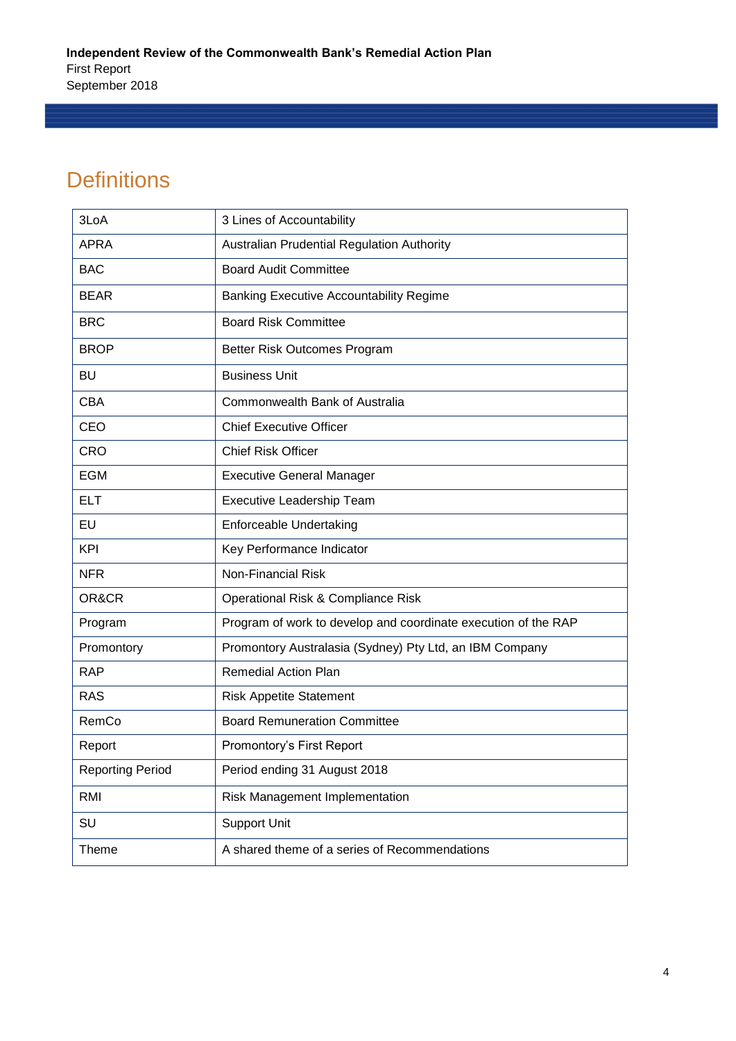# Definitions

| | |
|---|---|
| 3LoA | 3 Lines of Accountability |
| APRA | Australian Prudential Regulation Authority |
| BAC | Board Audit Committee |
| BEAR | Banking Executive Accountability Regime |
| BRC | Board Risk Committee |
| BROP | Better Risk Outcomes Program |
| BU | Business Unit |
| CBA | Commonwealth Bank of Australia |
| CEO | Chief Executive Officer |
| CRO | Chief Risk Officer |
| EGM | Executive General Manager |
| ELT | Executive Leadership Team |
| EU | Enforceable Undertaking |
| KPI | Key Performance Indicator |
| NFR | Non-Financial Risk |
| OR&CR | Operational Risk & Compliance Risk |
| Program | Program of work to develop and coordinate execution of the RAP |
| Promontory | Promontory Australasia (Sydney) Pty Ltd, an IBM Company |
| RAP | Remedial Action Plan |
| RAS | Risk Appetite Statement |
| RemCo | Board Remuneration Committee |
| Report | Promontory's First Report |
| Reporting Period | Period ending 31 August 2018 |
| RMI | Risk Management Implementation |
| SU | Support Unit |
| Theme | A shared theme of a series of Recommendations |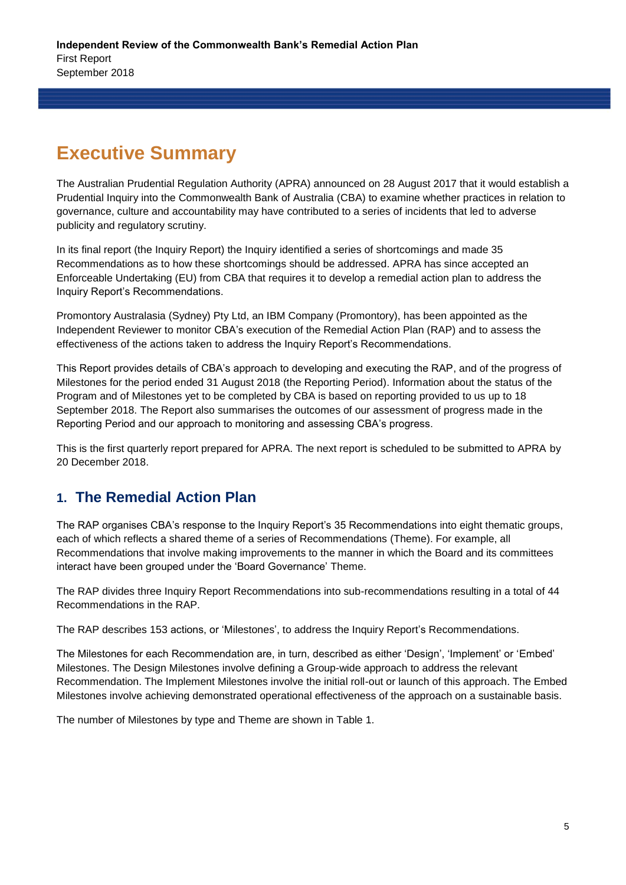# Executive Summary

The Australian Prudential Regulation Authority (APRA) announced on 28 August 2017 that it would establish a Prudential Inquiry into the Commonwealth Bank of Australia (CBA) to examine whether practices in relation to governance, culture and accountability may have contributed to a series of incidents that led to adverse publicity and regulatory scrutiny.

In its final report (the Inquiry Report) the Inquiry identified a series of shortcomings and made 35 Recommendations as to how these shortcomings should be addressed. APRA has since accepted an Enforceable Undertaking (EU) from CBA that requires it to develop a remedial action plan to address the Inquiry Report's Recommendations.

Promontory Australasia (Sydney) Pty Ltd, an IBM Company (Promontory), has been appointed as the Independent Reviewer to monitor CBA's execution of the Remedial Action Plan (RAP) and to assess the effectiveness of the actions taken to address the Inquiry Report's Recommendations.

This Report provides details of CBA's approach to developing and executing the RAP, and of the progress of Milestones for the period ended 31 August 2018 (the Reporting Period). Information about the status of the Program and of Milestones yet to be completed by CBA is based on reporting provided to us up to 18 September 2018. The Report also summarises the outcomes of our assessment of progress made in the Reporting Period and our approach to monitoring and assessing CBA's progress.

This is the first quarterly report prepared for APRA. The next report is scheduled to be submitted to APRA by 20 December 2018.

## 1. The Remedial Action Plan

The RAP organises CBA's response to the Inquiry Report's 35 Recommendations into eight thematic groups, each of which reflects a shared theme of a series of Recommendations (Theme). For example, all Recommendations that involve making improvements to the manner in which the Board and its committees interact have been grouped under the 'Board Governance' Theme.

The RAP divides three Inquiry Report Recommendations into sub-recommendations resulting in a total of 44 Recommendations in the RAP.

The RAP describes 153 actions, or 'Milestones', to address the Inquiry Report's Recommendations.

The Milestones for each Recommendation are, in turn, described as either 'Design', 'Implement' or 'Embed' Milestones. The Design Milestones involve defining a Group-wide approach to address the relevant Recommendation. The Implement Milestones involve the initial roll-out or launch of this approach. The Embed Milestones involve achieving demonstrated operational effectiveness of the approach on a sustainable basis.

The number of Milestones by type and Theme are shown in Table 1.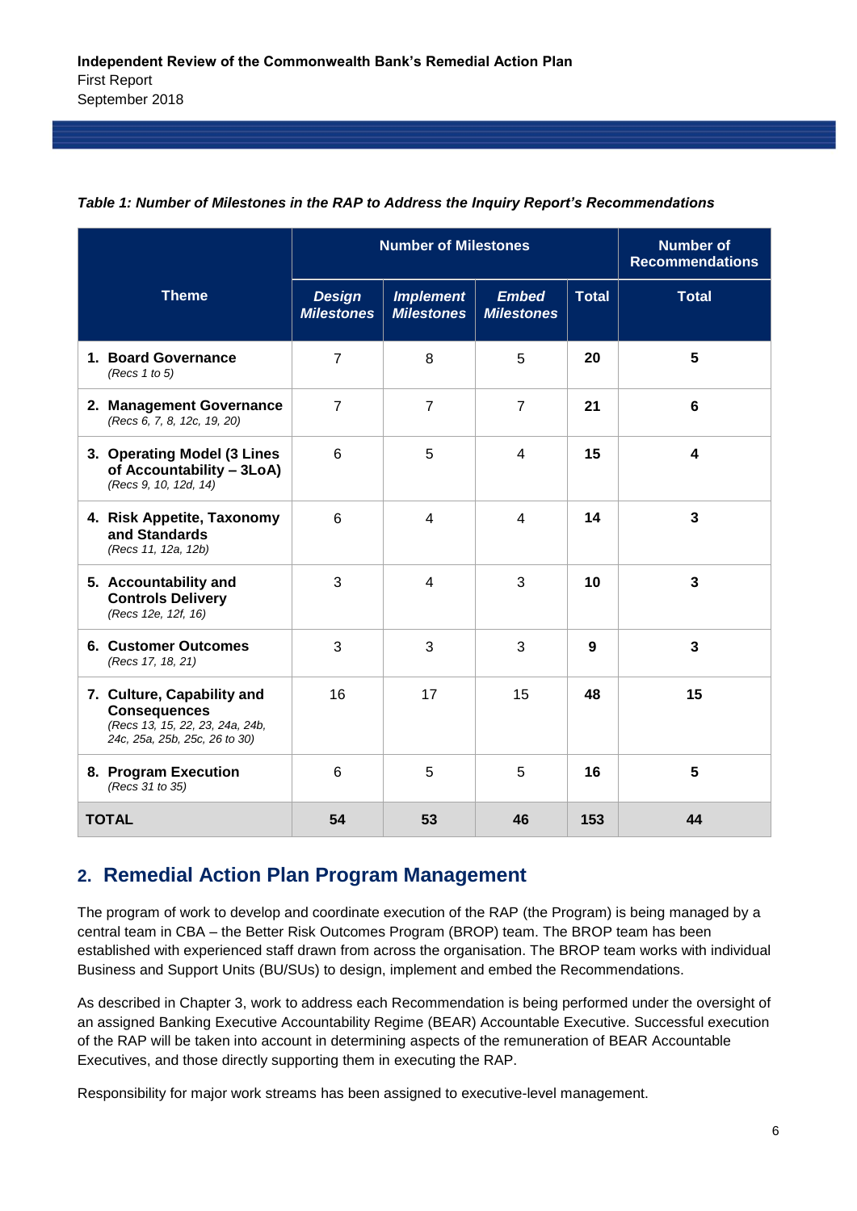***Table 1: Number of Milestones in the RAP to Address the Inquiry Report's Recommendations***

| Theme | Number of Milestones | | | | Number of Recommendations |
|---|---|---|---|---|---|
| | *Design Milestones* | *Implement Milestones* | *Embed Milestones* | Total | Total |
| **1. Board Governance** *(Recs 1 to 5)* | 7 | 8 | 5 | **20** | **5** |
| **2. Management Governance** *(Recs 6, 7, 8, 12c, 19, 20)* | 7 | 7 | 7 | **21** | **6** |
| **3. Operating Model (3 Lines of Accountability – 3LoA)** *(Recs 9, 10, 12d, 14)* | 6 | 5 | 4 | **15** | **4** |
| **4. Risk Appetite, Taxonomy and Standards** *(Recs 11, 12a, 12b)* | 6 | 4 | 4 | **14** | **3** |
| **5. Accountability and Controls Delivery** *(Recs 12e, 12f, 16)* | 3 | 4 | 3 | **10** | **3** |
| **6. Customer Outcomes** *(Recs 17, 18, 21)* | 3 | 3 | 3 | **9** | **3** |
| **7. Culture, Capability and Consequences** *(Recs 13, 15, 22, 23, 24a, 24b, 24c, 25a, 25b, 25c, 26 to 30)* | 16 | 17 | 15 | **48** | **15** |
| **8. Program Execution** *(Recs 31 to 35)* | 6 | 5 | 5 | **16** | **5** |
| **TOTAL** | **54** | **53** | **46** | **153** | **44** |

## 2. Remedial Action Plan Program Management

The program of work to develop and coordinate execution of the RAP (the Program) is being managed by a central team in CBA – the Better Risk Outcomes Program (BROP) team. The BROP team has been established with experienced staff drawn from across the organisation. The BROP team works with individual Business and Support Units (BU/SUs) to design, implement and embed the Recommendations.

As described in Chapter 3, work to address each Recommendation is being performed under the oversight of an assigned Banking Executive Accountability Regime (BEAR) Accountable Executive. Successful execution of the RAP will be taken into account in determining aspects of the remuneration of BEAR Accountable Executives, and those directly supporting them in executing the RAP.

Responsibility for major work streams has been assigned to executive-level management.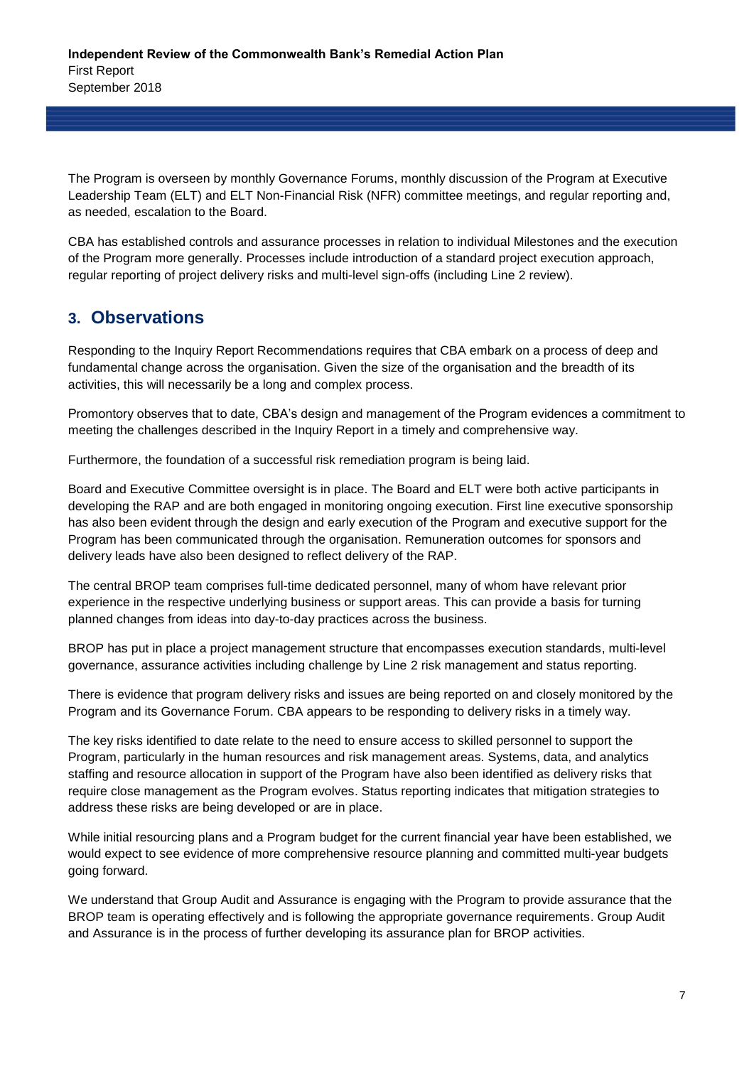The Program is overseen by monthly Governance Forums, monthly discussion of the Program at Executive Leadership Team (ELT) and ELT Non-Financial Risk (NFR) committee meetings, and regular reporting and, as needed, escalation to the Board.

CBA has established controls and assurance processes in relation to individual Milestones and the execution of the Program more generally. Processes include introduction of a standard project execution approach, regular reporting of project delivery risks and multi-level sign-offs (including Line 2 review).

## 3. Observations

Responding to the Inquiry Report Recommendations requires that CBA embark on a process of deep and fundamental change across the organisation. Given the size of the organisation and the breadth of its activities, this will necessarily be a long and complex process.

Promontory observes that to date, CBA's design and management of the Program evidences a commitment to meeting the challenges described in the Inquiry Report in a timely and comprehensive way.

Furthermore, the foundation of a successful risk remediation program is being laid.

Board and Executive Committee oversight is in place. The Board and ELT were both active participants in developing the RAP and are both engaged in monitoring ongoing execution. First line executive sponsorship has also been evident through the design and early execution of the Program and executive support for the Program has been communicated through the organisation. Remuneration outcomes for sponsors and delivery leads have also been designed to reflect delivery of the RAP.

The central BROP team comprises full-time dedicated personnel, many of whom have relevant prior experience in the respective underlying business or support areas. This can provide a basis for turning planned changes from ideas into day-to-day practices across the business.

BROP has put in place a project management structure that encompasses execution standards, multi-level governance, assurance activities including challenge by Line 2 risk management and status reporting.

There is evidence that program delivery risks and issues are being reported on and closely monitored by the Program and its Governance Forum. CBA appears to be responding to delivery risks in a timely way.

The key risks identified to date relate to the need to ensure access to skilled personnel to support the Program, particularly in the human resources and risk management areas. Systems, data, and analytics staffing and resource allocation in support of the Program have also been identified as delivery risks that require close management as the Program evolves. Status reporting indicates that mitigation strategies to address these risks are being developed or are in place.

While initial resourcing plans and a Program budget for the current financial year have been established, we would expect to see evidence of more comprehensive resource planning and committed multi-year budgets going forward.

We understand that Group Audit and Assurance is engaging with the Program to provide assurance that the BROP team is operating effectively and is following the appropriate governance requirements. Group Audit and Assurance is in the process of further developing its assurance plan for BROP activities.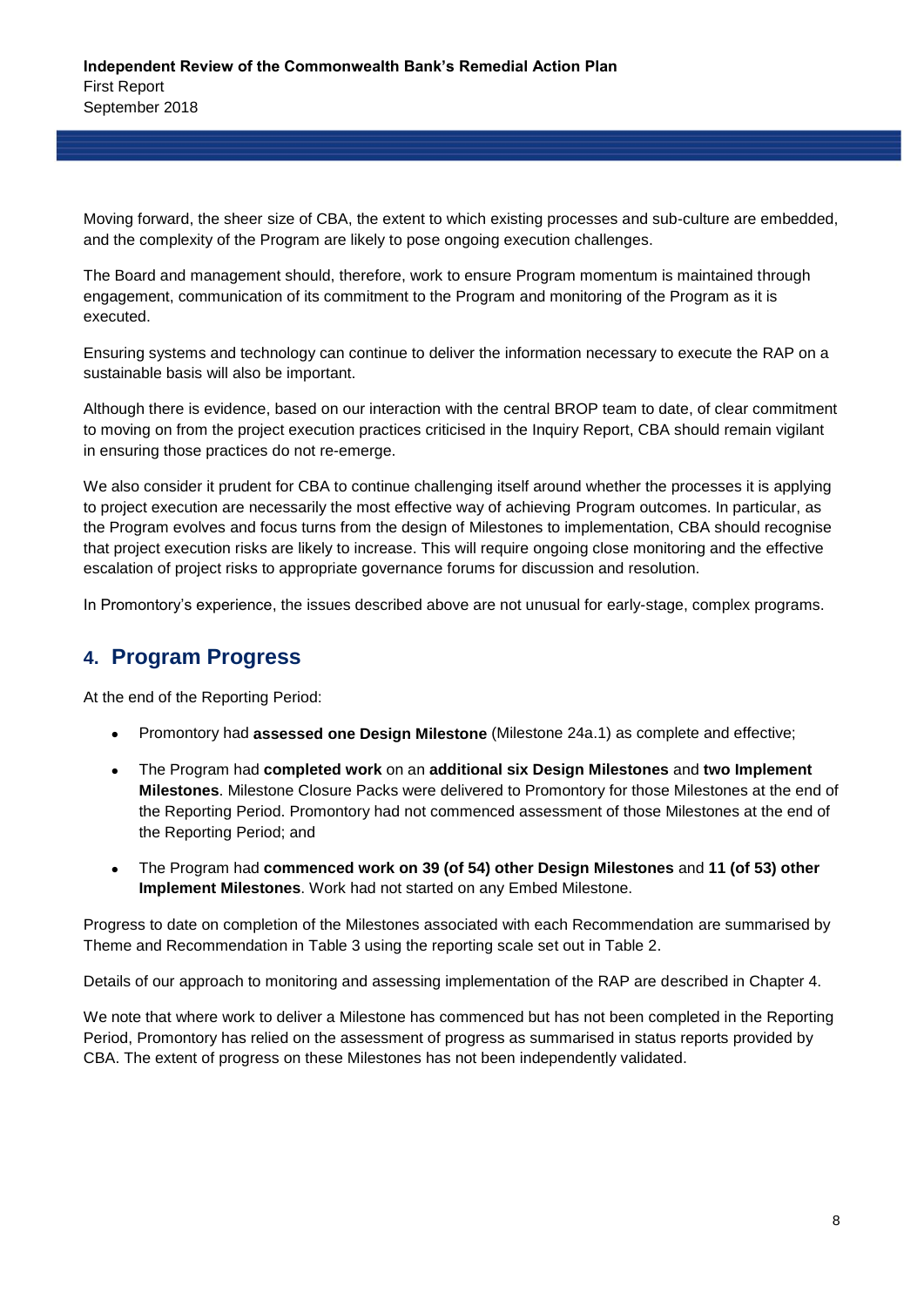Moving forward, the sheer size of CBA, the extent to which existing processes and sub-culture are embedded, and the complexity of the Program are likely to pose ongoing execution challenges.

The Board and management should, therefore, work to ensure Program momentum is maintained through engagement, communication of its commitment to the Program and monitoring of the Program as it is executed.

Ensuring systems and technology can continue to deliver the information necessary to execute the RAP on a sustainable basis will also be important.

Although there is evidence, based on our interaction with the central BROP team to date, of clear commitment to moving on from the project execution practices criticised in the Inquiry Report, CBA should remain vigilant in ensuring those practices do not re-emerge.

We also consider it prudent for CBA to continue challenging itself around whether the processes it is applying to project execution are necessarily the most effective way of achieving Program outcomes. In particular, as the Program evolves and focus turns from the design of Milestones to implementation, CBA should recognise that project execution risks are likely to increase. This will require ongoing close monitoring and the effective escalation of project risks to appropriate governance forums for discussion and resolution.

In Promontory's experience, the issues described above are not unusual for early-stage, complex programs.

## 4. Program Progress

At the end of the Reporting Period:

- Promontory had **assessed one Design Milestone** (Milestone 24a.1) as complete and effective;
- The Program had **completed work** on an **additional six Design Milestones** and **two Implement Milestones**. Milestone Closure Packs were delivered to Promontory for those Milestones at the end of the Reporting Period. Promontory had not commenced assessment of those Milestones at the end of the Reporting Period; and
- The Program had **commenced work on 39 (of 54) other Design Milestones** and **11 (of 53) other Implement Milestones**. Work had not started on any Embed Milestone.

Progress to date on completion of the Milestones associated with each Recommendation are summarised by Theme and Recommendation in Table 3 using the reporting scale set out in Table 2.

Details of our approach to monitoring and assessing implementation of the RAP are described in Chapter 4.

We note that where work to deliver a Milestone has commenced but has not been completed in the Reporting Period, Promontory has relied on the assessment of progress as summarised in status reports provided by CBA. The extent of progress on these Milestones has not been independently validated.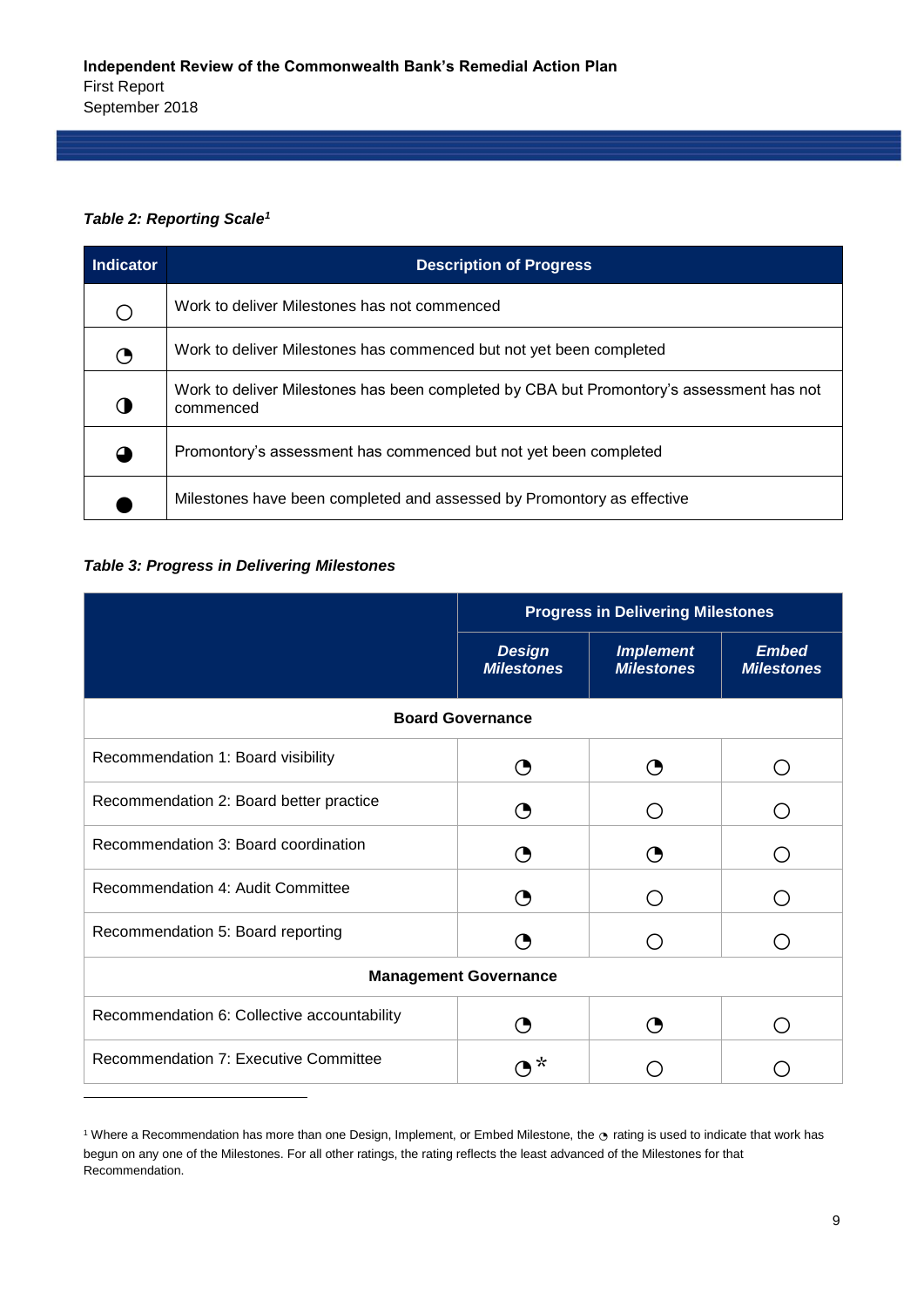*Table 2: Reporting Scale*[1]

| Indicator | Description of Progress |
|---|---|
| ○ | Work to deliver Milestones has not commenced |
| ◔ | Work to deliver Milestones has commenced but not yet been completed |
| ◑ | Work to deliver Milestones has been completed by CBA but Promontory's assessment has not commenced |
| ◕ | Promontory's assessment has commenced but not yet been completed |
| ● | Milestones have been completed and assessed by Promontory as effective |

*Table 3: Progress in Delivering Milestones*

| | Progress in Delivering Milestones | | |
|---|---|---|---|
| | ***Design Milestones*** | ***Implement Milestones*** | ***Embed Milestones*** |
| **Board Governance** | | | |
| Recommendation 1: Board visibility | ◔ | ◔ | ○ |
| Recommendation 2: Board better practice | ◔ | ○ | ○ |
| Recommendation 3: Board coordination | ◔ | ◔ | ○ |
| Recommendation 4: Audit Committee | ◔ | ○ | ○ |
| Recommendation 5: Board reporting | ◔ | ○ | ○ |
| **Management Governance** | | | |
| Recommendation 6: Collective accountability | ◔ | ◔ | ○ |
| Recommendation 7: Executive Committee | ◔ * | ○ | ○ |

[1] Where a Recommendation has more than one Design, Implement, or Embed Milestone, the ◔ rating is used to indicate that work has begun on any one of the Milestones. For all other ratings, the rating reflects the least advanced of the Milestones for that Recommendation.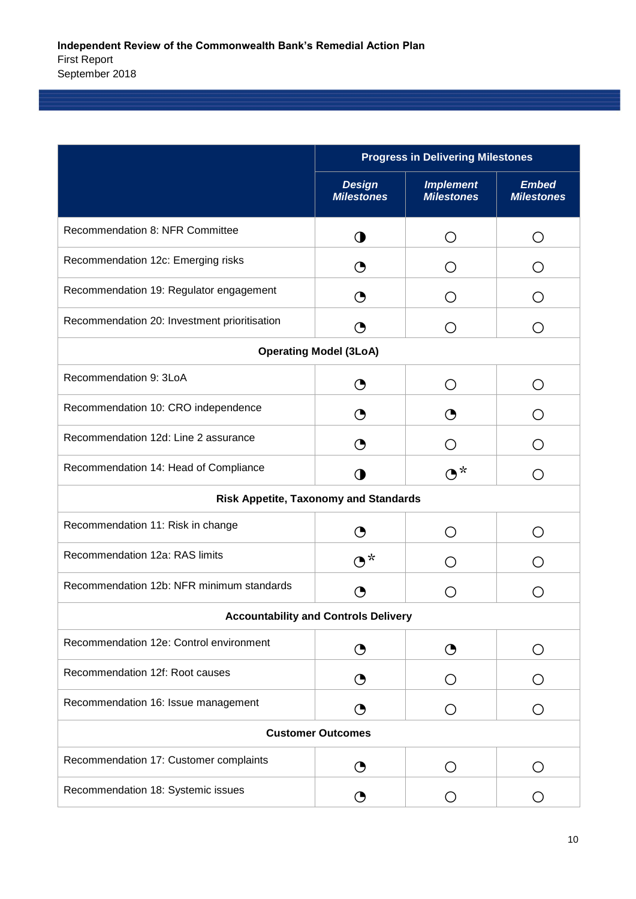|  | Progress in Delivering Milestones | | |
|---|---|---|---|
|  | ***Design Milestones*** | ***Implement Milestones*** | ***Embed Milestones*** |
| Recommendation 8: NFR Committee | ◑ | ○ | ○ |
| Recommendation 12c: Emerging risks | ◔ | ○ | ○ |
| Recommendation 19: Regulator engagement | ◔ | ○ | ○ |
| Recommendation 20: Investment prioritisation | ◔ | ○ | ○ |
| **Operating Model (3LoA)** | | | |
| Recommendation 9: 3LoA | ◔ | ○ | ○ |
| Recommendation 10: CRO independence | ◔ | ◔ | ○ |
| Recommendation 12d: Line 2 assurance | ◔ | ○ | ○ |
| Recommendation 14: Head of Compliance | ◑ | ◔* | ○ |
| **Risk Appetite, Taxonomy and Standards** | | | |
| Recommendation 11: Risk in change | ◔ | ○ | ○ |
| Recommendation 12a: RAS limits | ◔* | ○ | ○ |
| Recommendation 12b: NFR minimum standards | ◔ | ○ | ○ |
| **Accountability and Controls Delivery** | | | |
| Recommendation 12e: Control environment | ◔ | ◔ | ○ |
| Recommendation 12f: Root causes | ◔ | ○ | ○ |
| Recommendation 16: Issue management | ◔ | ○ | ○ |
| **Customer Outcomes** | | | |
| Recommendation 17: Customer complaints | ◔ | ○ | ○ |
| Recommendation 18: Systemic issues | ◔ | ○ | ○ |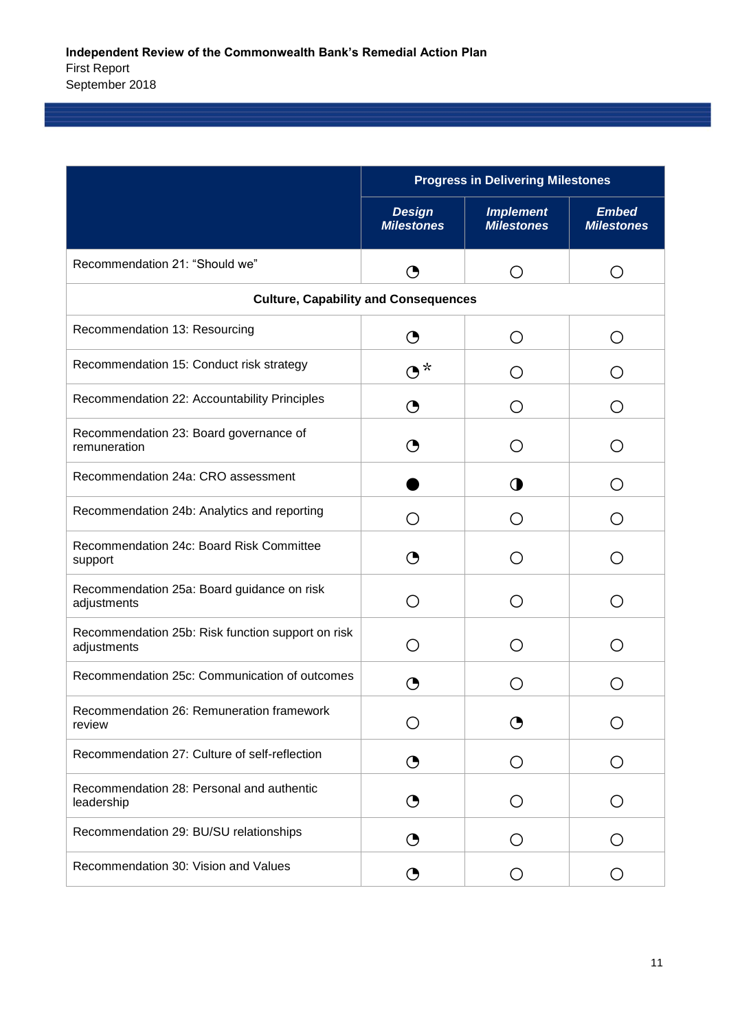| | Progress in Delivering Milestones | | |
|---|---|---|---|
| | ***Design Milestones*** | ***Implement Milestones*** | ***Embed Milestones*** |
| Recommendation 21: "Should we" | ◔ | ○ | ○ |
| **Culture, Capability and Consequences** | | | |
| Recommendation 13: Resourcing | ◔ | ○ | ○ |
| Recommendation 15: Conduct risk strategy | ◔ * | ○ | ○ |
| Recommendation 22: Accountability Principles | ◔ | ○ | ○ |
| Recommendation 23: Board governance of remuneration | ◔ | ○ | ○ |
| Recommendation 24a: CRO assessment | ● | ◑ | ○ |
| Recommendation 24b: Analytics and reporting | ○ | ○ | ○ |
| Recommendation 24c: Board Risk Committee support | ◔ | ○ | ○ |
| Recommendation 25a: Board guidance on risk adjustments | ○ | ○ | ○ |
| Recommendation 25b: Risk function support on risk adjustments | ○ | ○ | ○ |
| Recommendation 25c: Communication of outcomes | ◔ | ○ | ○ |
| Recommendation 26: Remuneration framework review | ○ | ◔ | ○ |
| Recommendation 27: Culture of self-reflection | ◔ | ○ | ○ |
| Recommendation 28: Personal and authentic leadership | ◔ | ○ | ○ |
| Recommendation 29: BU/SU relationships | ◔ | ○ | ○ |
| Recommendation 30: Vision and Values | ◔ | ○ | ○ |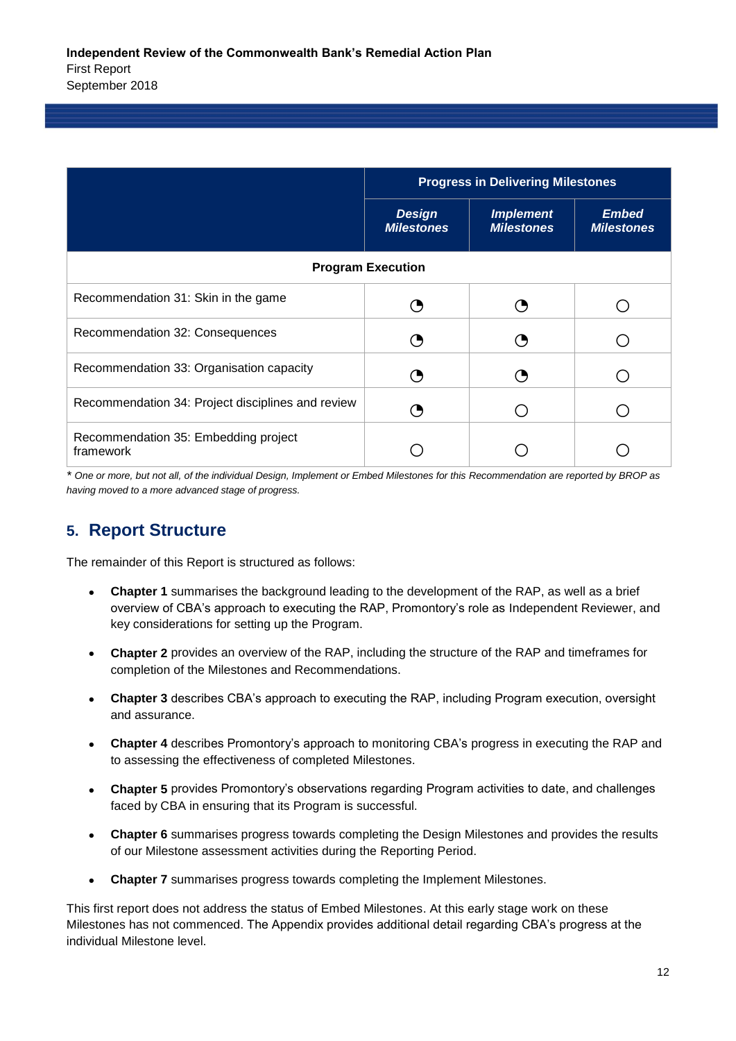| | Progress in Delivering Milestones | | |
|---|---|---|---|
| | ***Design Milestones*** | ***Implement Milestones*** | ***Embed Milestones*** |
| **Program Execution** | | | |
| Recommendation 31: Skin in the game | ◔ | ◔ | ○ |
| Recommendation 32: Consequences | ◔ | ◔ | ○ |
| Recommendation 33: Organisation capacity | ◔ | ◔ | ○ |
| Recommendation 34: Project disciplines and review | ◔ | ○ | ○ |
| Recommendation 35: Embedding project framework | ○ | ○ | ○ |

*\* One or more, but not all, of the individual Design, Implement or Embed Milestones for this Recommendation are reported by BROP as having moved to a more advanced stage of progress.*

## 5. Report Structure

The remainder of this Report is structured as follows:

- **Chapter 1** summarises the background leading to the development of the RAP, as well as a brief overview of CBA's approach to executing the RAP, Promontory's role as Independent Reviewer, and key considerations for setting up the Program.
- **Chapter 2** provides an overview of the RAP, including the structure of the RAP and timeframes for completion of the Milestones and Recommendations.
- **Chapter 3** describes CBA's approach to executing the RAP, including Program execution, oversight and assurance.
- **Chapter 4** describes Promontory's approach to monitoring CBA's progress in executing the RAP and to assessing the effectiveness of completed Milestones.
- **Chapter 5** provides Promontory's observations regarding Program activities to date, and challenges faced by CBA in ensuring that its Program is successful.
- **Chapter 6** summarises progress towards completing the Design Milestones and provides the results of our Milestone assessment activities during the Reporting Period.
- **Chapter 7** summarises progress towards completing the Implement Milestones.

This first report does not address the status of Embed Milestones. At this early stage work on these Milestones has not commenced. The Appendix provides additional detail regarding CBA's progress at the individual Milestone level.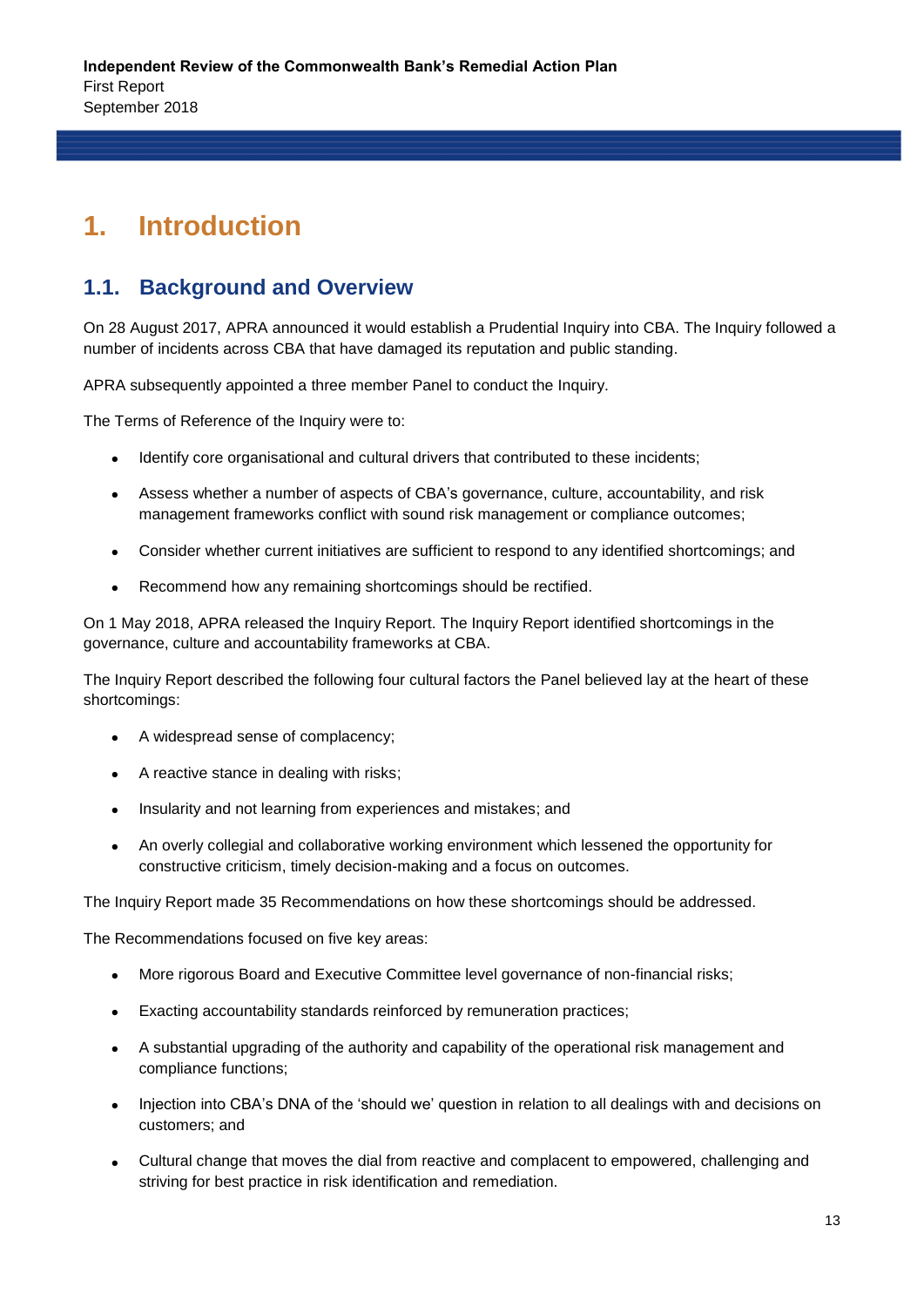# 1. Introduction

## 1.1. Background and Overview

On 28 August 2017, APRA announced it would establish a Prudential Inquiry into CBA. The Inquiry followed a number of incidents across CBA that have damaged its reputation and public standing.

APRA subsequently appointed a three member Panel to conduct the Inquiry.

The Terms of Reference of the Inquiry were to:

- Identify core organisational and cultural drivers that contributed to these incidents;
- Assess whether a number of aspects of CBA's governance, culture, accountability, and risk management frameworks conflict with sound risk management or compliance outcomes;
- Consider whether current initiatives are sufficient to respond to any identified shortcomings; and
- Recommend how any remaining shortcomings should be rectified.

On 1 May 2018, APRA released the Inquiry Report. The Inquiry Report identified shortcomings in the governance, culture and accountability frameworks at CBA.

The Inquiry Report described the following four cultural factors the Panel believed lay at the heart of these shortcomings:

- A widespread sense of complacency;
- A reactive stance in dealing with risks;
- Insularity and not learning from experiences and mistakes; and
- An overly collegial and collaborative working environment which lessened the opportunity for constructive criticism, timely decision-making and a focus on outcomes.

The Inquiry Report made 35 Recommendations on how these shortcomings should be addressed.

The Recommendations focused on five key areas:

- More rigorous Board and Executive Committee level governance of non-financial risks;
- Exacting accountability standards reinforced by remuneration practices;
- A substantial upgrading of the authority and capability of the operational risk management and compliance functions;
- Injection into CBA's DNA of the 'should we' question in relation to all dealings with and decisions on customers; and
- Cultural change that moves the dial from reactive and complacent to empowered, challenging and striving for best practice in risk identification and remediation.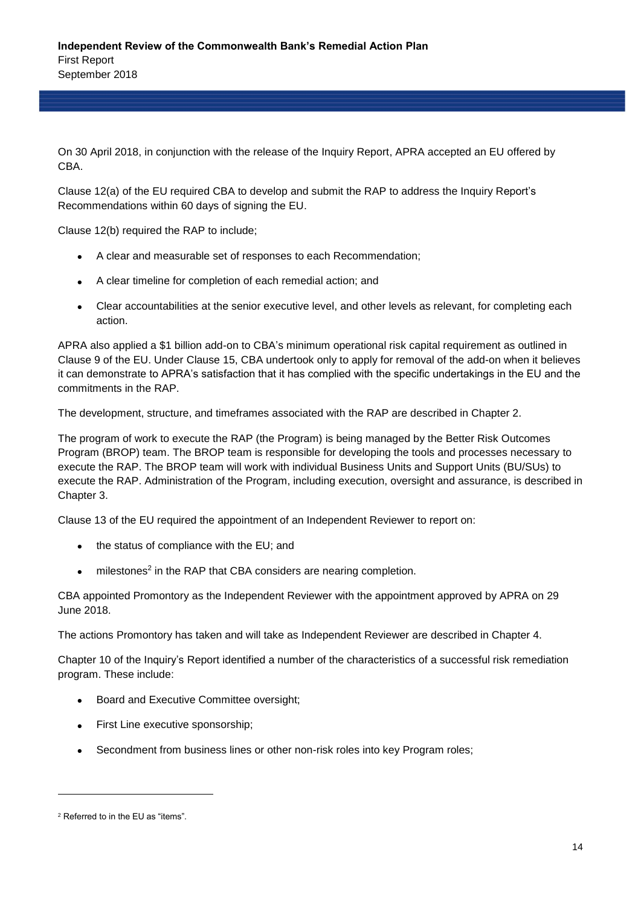On 30 April 2018, in conjunction with the release of the Inquiry Report, APRA accepted an EU offered by CBA.

Clause 12(a) of the EU required CBA to develop and submit the RAP to address the Inquiry Report's Recommendations within 60 days of signing the EU.

Clause 12(b) required the RAP to include;

- A clear and measurable set of responses to each Recommendation;
- A clear timeline for completion of each remedial action; and
- Clear accountabilities at the senior executive level, and other levels as relevant, for completing each action.

APRA also applied a $1 billion add-on to CBA's minimum operational risk capital requirement as outlined in Clause 9 of the EU. Under Clause 15, CBA undertook only to apply for removal of the add-on when it believes it can demonstrate to APRA's satisfaction that it has complied with the specific undertakings in the EU and the commitments in the RAP.

The development, structure, and timeframes associated with the RAP are described in Chapter 2.

The program of work to execute the RAP (the Program) is being managed by the Better Risk Outcomes Program (BROP) team. The BROP team is responsible for developing the tools and processes necessary to execute the RAP. The BROP team will work with individual Business Units and Support Units (BU/SUs) to execute the RAP. Administration of the Program, including execution, oversight and assurance, is described in Chapter 3.

Clause 13 of the EU required the appointment of an Independent Reviewer to report on:

- the status of compliance with the EU; and
- milestones[2] in the RAP that CBA considers are nearing completion.

CBA appointed Promontory as the Independent Reviewer with the appointment approved by APRA on 29 June 2018.

The actions Promontory has taken and will take as Independent Reviewer are described in Chapter 4.

Chapter 10 of the Inquiry's Report identified a number of the characteristics of a successful risk remediation program. These include:

- Board and Executive Committee oversight;
- First Line executive sponsorship;
- Secondment from business lines or other non-risk roles into key Program roles;

[2] Referred to in the EU as "items".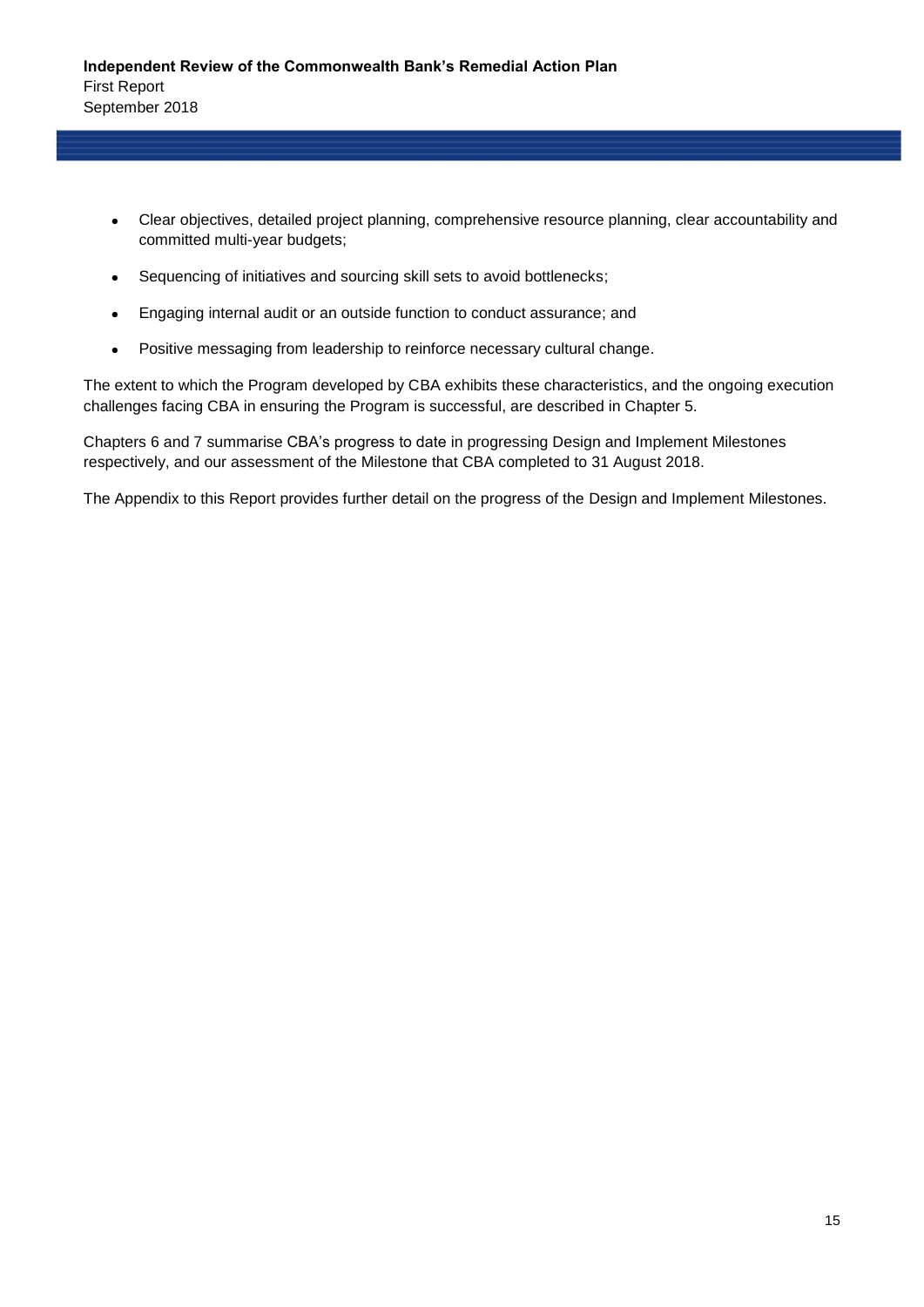- Clear objectives, detailed project planning, comprehensive resource planning, clear accountability and committed multi-year budgets;
- Sequencing of initiatives and sourcing skill sets to avoid bottlenecks;
- Engaging internal audit or an outside function to conduct assurance; and
- Positive messaging from leadership to reinforce necessary cultural change.

The extent to which the Program developed by CBA exhibits these characteristics, and the ongoing execution challenges facing CBA in ensuring the Program is successful, are described in Chapter 5.

Chapters 6 and 7 summarise CBA's progress to date in progressing Design and Implement Milestones respectively, and our assessment of the Milestone that CBA completed to 31 August 2018.

The Appendix to this Report provides further detail on the progress of the Design and Implement Milestones.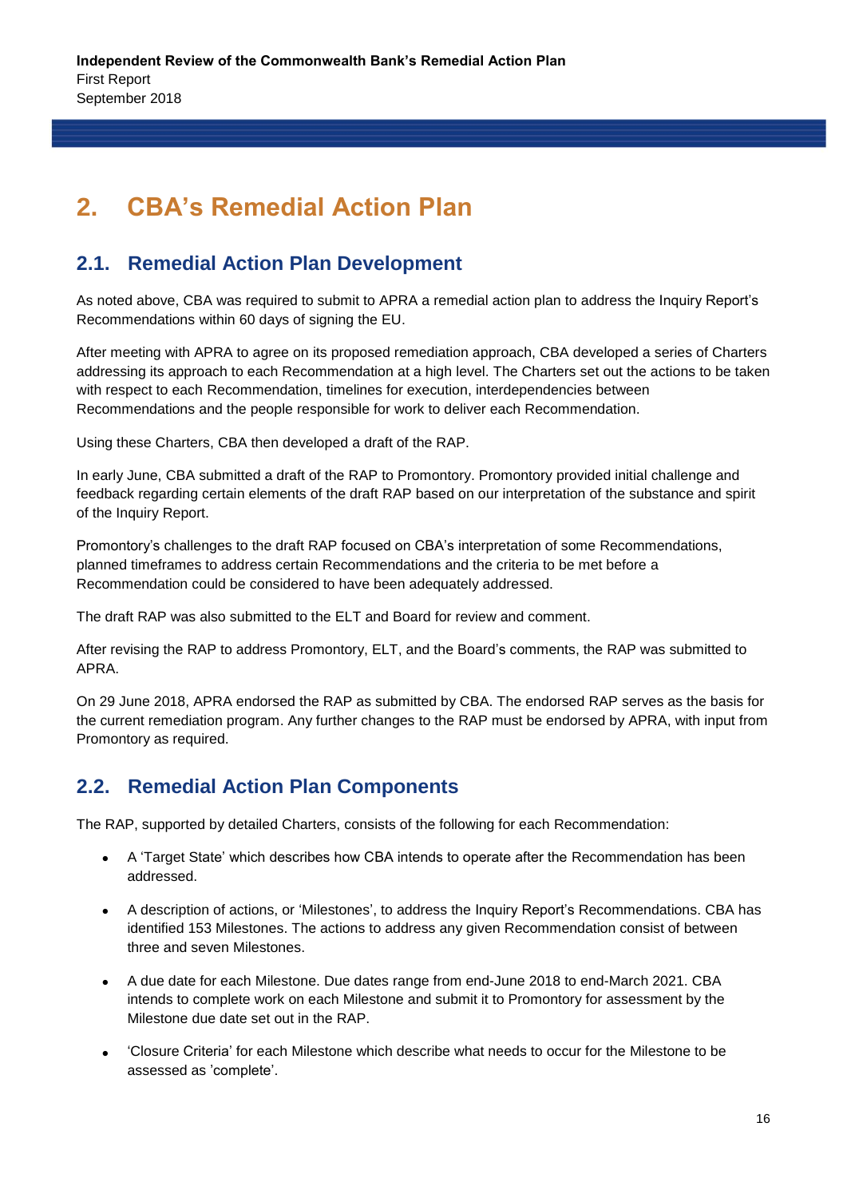# 2. CBA's Remedial Action Plan

## 2.1. Remedial Action Plan Development

As noted above, CBA was required to submit to APRA a remedial action plan to address the Inquiry Report's Recommendations within 60 days of signing the EU.

After meeting with APRA to agree on its proposed remediation approach, CBA developed a series of Charters addressing its approach to each Recommendation at a high level. The Charters set out the actions to be taken with respect to each Recommendation, timelines for execution, interdependencies between Recommendations and the people responsible for work to deliver each Recommendation.

Using these Charters, CBA then developed a draft of the RAP.

In early June, CBA submitted a draft of the RAP to Promontory. Promontory provided initial challenge and feedback regarding certain elements of the draft RAP based on our interpretation of the substance and spirit of the Inquiry Report.

Promontory's challenges to the draft RAP focused on CBA's interpretation of some Recommendations, planned timeframes to address certain Recommendations and the criteria to be met before a Recommendation could be considered to have been adequately addressed.

The draft RAP was also submitted to the ELT and Board for review and comment.

After revising the RAP to address Promontory, ELT, and the Board's comments, the RAP was submitted to APRA.

On 29 June 2018, APRA endorsed the RAP as submitted by CBA. The endorsed RAP serves as the basis for the current remediation program. Any further changes to the RAP must be endorsed by APRA, with input from Promontory as required.

## 2.2. Remedial Action Plan Components

The RAP, supported by detailed Charters, consists of the following for each Recommendation:

- A 'Target State' which describes how CBA intends to operate after the Recommendation has been addressed.
- A description of actions, or 'Milestones', to address the Inquiry Report's Recommendations. CBA has identified 153 Milestones. The actions to address any given Recommendation consist of between three and seven Milestones.
- A due date for each Milestone. Due dates range from end-June 2018 to end-March 2021. CBA intends to complete work on each Milestone and submit it to Promontory for assessment by the Milestone due date set out in the RAP.
- 'Closure Criteria' for each Milestone which describe what needs to occur for the Milestone to be assessed as 'complete'.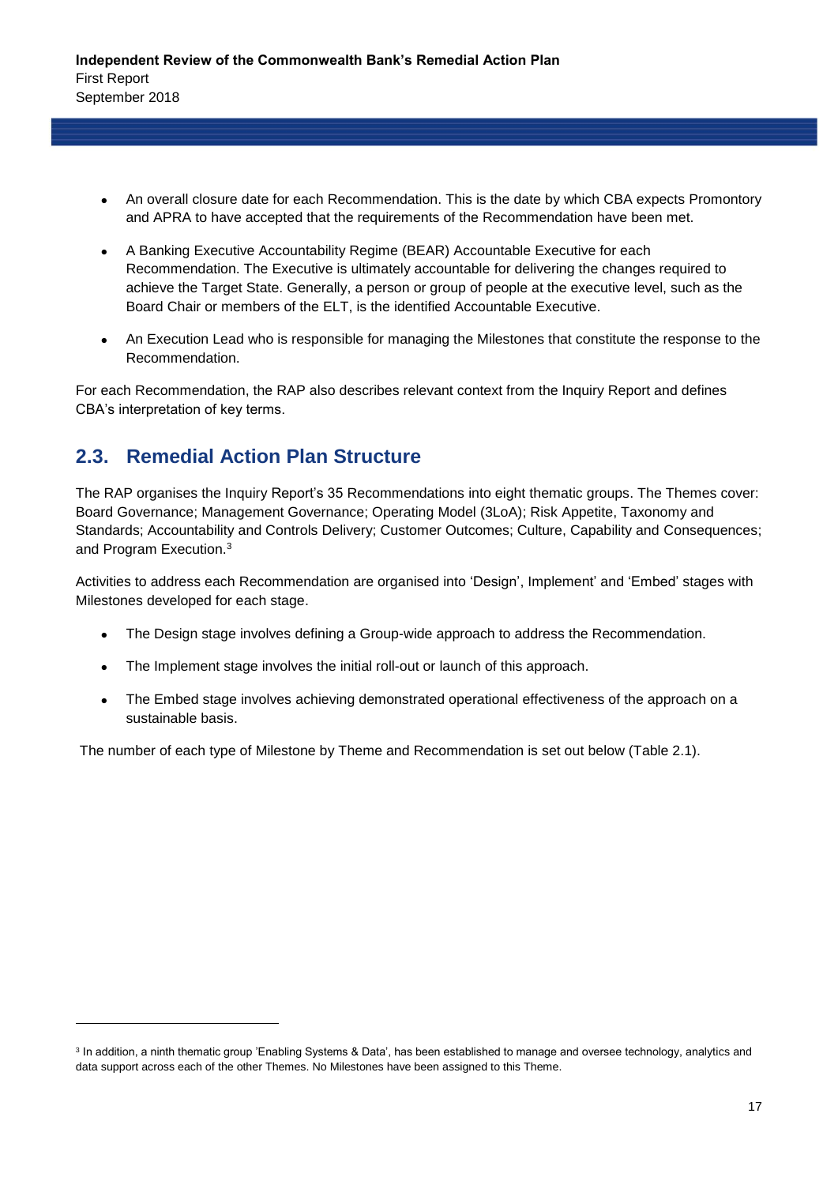- An overall closure date for each Recommendation. This is the date by which CBA expects Promontory and APRA to have accepted that the requirements of the Recommendation have been met.
- A Banking Executive Accountability Regime (BEAR) Accountable Executive for each Recommendation. The Executive is ultimately accountable for delivering the changes required to achieve the Target State. Generally, a person or group of people at the executive level, such as the Board Chair or members of the ELT, is the identified Accountable Executive.
- An Execution Lead who is responsible for managing the Milestones that constitute the response to the Recommendation.

For each Recommendation, the RAP also describes relevant context from the Inquiry Report and defines CBA's interpretation of key terms.

## 2.3. Remedial Action Plan Structure

The RAP organises the Inquiry Report's 35 Recommendations into eight thematic groups. The Themes cover: Board Governance; Management Governance; Operating Model (3LoA); Risk Appetite, Taxonomy and Standards; Accountability and Controls Delivery; Customer Outcomes; Culture, Capability and Consequences; and Program Execution.[3]

Activities to address each Recommendation are organised into 'Design', Implement' and 'Embed' stages with Milestones developed for each stage.

- The Design stage involves defining a Group-wide approach to address the Recommendation.
- The Implement stage involves the initial roll-out or launch of this approach.
- The Embed stage involves achieving demonstrated operational effectiveness of the approach on a sustainable basis.

The number of each type of Milestone by Theme and Recommendation is set out below (Table 2.1).

[3] In addition, a ninth thematic group 'Enabling Systems & Data', has been established to manage and oversee technology, analytics and data support across each of the other Themes. No Milestones have been assigned to this Theme.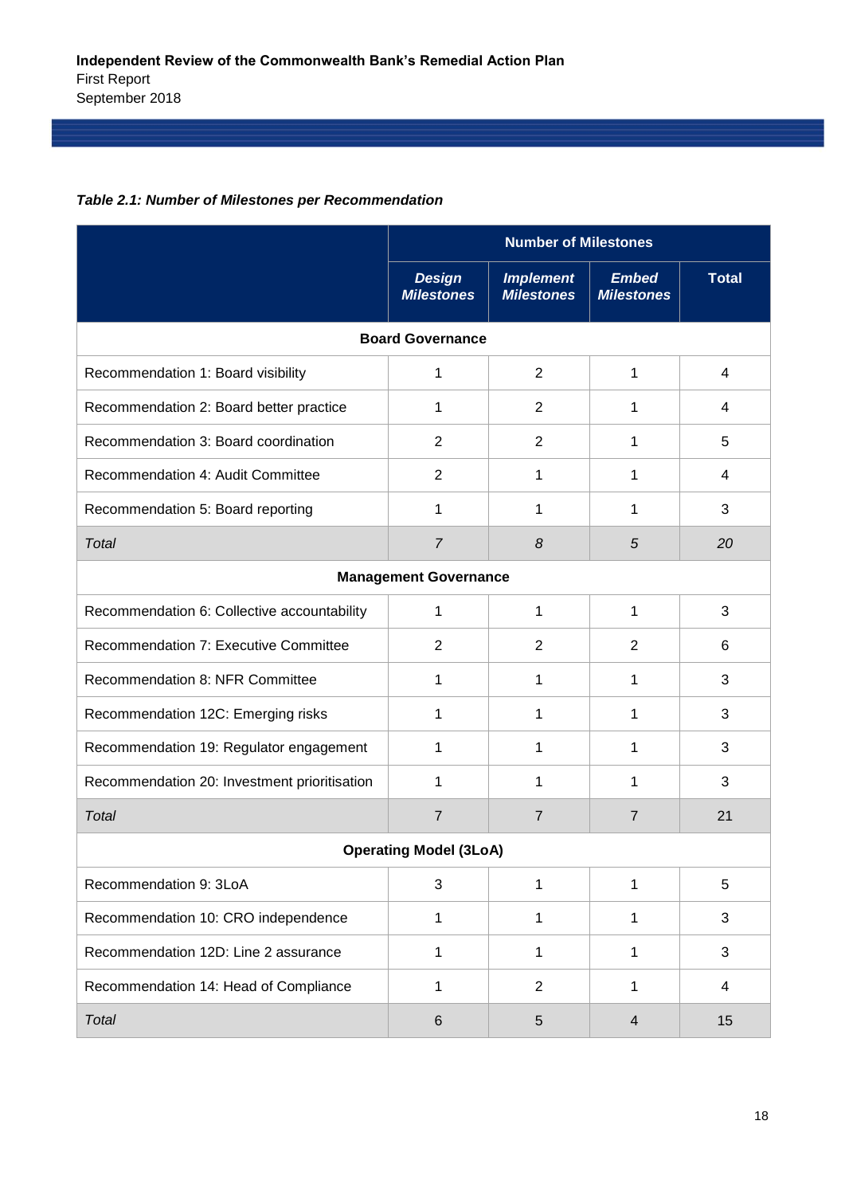*Table 2.1: Number of Milestones per Recommendation*

| | Number of Milestones | | | |
|---|---|---|---|---|
| | *Design Milestones* | *Implement Milestones* | *Embed Milestones* | Total |
| **Board Governance** | | | | |
| Recommendation 1: Board visibility | 1 | 2 | 1 | 4 |
| Recommendation 2: Board better practice | 1 | 2 | 1 | 4 |
| Recommendation 3: Board coordination | 2 | 2 | 1 | 5 |
| Recommendation 4: Audit Committee | 2 | 1 | 1 | 4 |
| Recommendation 5: Board reporting | 1 | 1 | 1 | 3 |
| *Total* | *7* | *8* | *5* | *20* |
| **Management Governance** | | | | |
| Recommendation 6: Collective accountability | 1 | 1 | 1 | 3 |
| Recommendation 7: Executive Committee | 2 | 2 | 2 | 6 |
| Recommendation 8: NFR Committee | 1 | 1 | 1 | 3 |
| Recommendation 12C: Emerging risks | 1 | 1 | 1 | 3 |
| Recommendation 19: Regulator engagement | 1 | 1 | 1 | 3 |
| Recommendation 20: Investment prioritisation | 1 | 1 | 1 | 3 |
| *Total* | 7 | 7 | 7 | 21 |
| **Operating Model (3LoA)** | | | | |
| Recommendation 9: 3LoA | 3 | 1 | 1 | 5 |
| Recommendation 10: CRO independence | 1 | 1 | 1 | 3 |
| Recommendation 12D: Line 2 assurance | 1 | 1 | 1 | 3 |
| Recommendation 14: Head of Compliance | 1 | 2 | 1 | 4 |
| *Total* | 6 | 5 | 4 | 15 |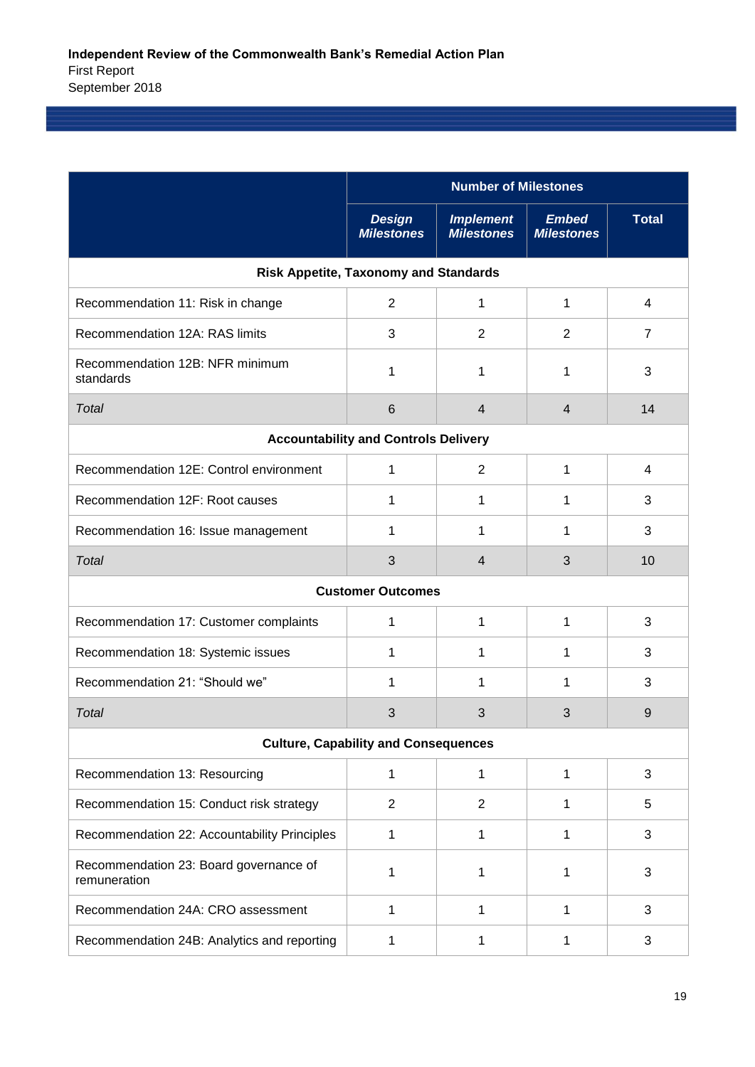| | Number of Milestones | | | |
|---|---|---|---|---|
| | ***Design Milestones*** | ***Implement Milestones*** | ***Embed Milestones*** | **Total** |
| **Risk Appetite, Taxonomy and Standards** | | | | |
| Recommendation 11: Risk in change | 2 | 1 | 1 | 4 |
| Recommendation 12A: RAS limits | 3 | 2 | 2 | 7 |
| Recommendation 12B: NFR minimum standards | 1 | 1 | 1 | 3 |
| *Total* | 6 | 4 | 4 | 14 |
| **Accountability and Controls Delivery** | | | | |
| Recommendation 12E: Control environment | 1 | 2 | 1 | 4 |
| Recommendation 12F: Root causes | 1 | 1 | 1 | 3 |
| Recommendation 16: Issue management | 1 | 1 | 1 | 3 |
| *Total* | 3 | 4 | 3 | 10 |
| **Customer Outcomes** | | | | |
| Recommendation 17: Customer complaints | 1 | 1 | 1 | 3 |
| Recommendation 18: Systemic issues | 1 | 1 | 1 | 3 |
| Recommendation 21: “Should we” | 1 | 1 | 1 | 3 |
| *Total* | 3 | 3 | 3 | 9 |
| **Culture, Capability and Consequences** | | | | |
| Recommendation 13: Resourcing | 1 | 1 | 1 | 3 |
| Recommendation 15: Conduct risk strategy | 2 | 2 | 1 | 5 |
| Recommendation 22: Accountability Principles | 1 | 1 | 1 | 3 |
| Recommendation 23: Board governance of remuneration | 1 | 1 | 1 | 3 |
| Recommendation 24A: CRO assessment | 1 | 1 | 1 | 3 |
| Recommendation 24B: Analytics and reporting | 1 | 1 | 1 | 3 |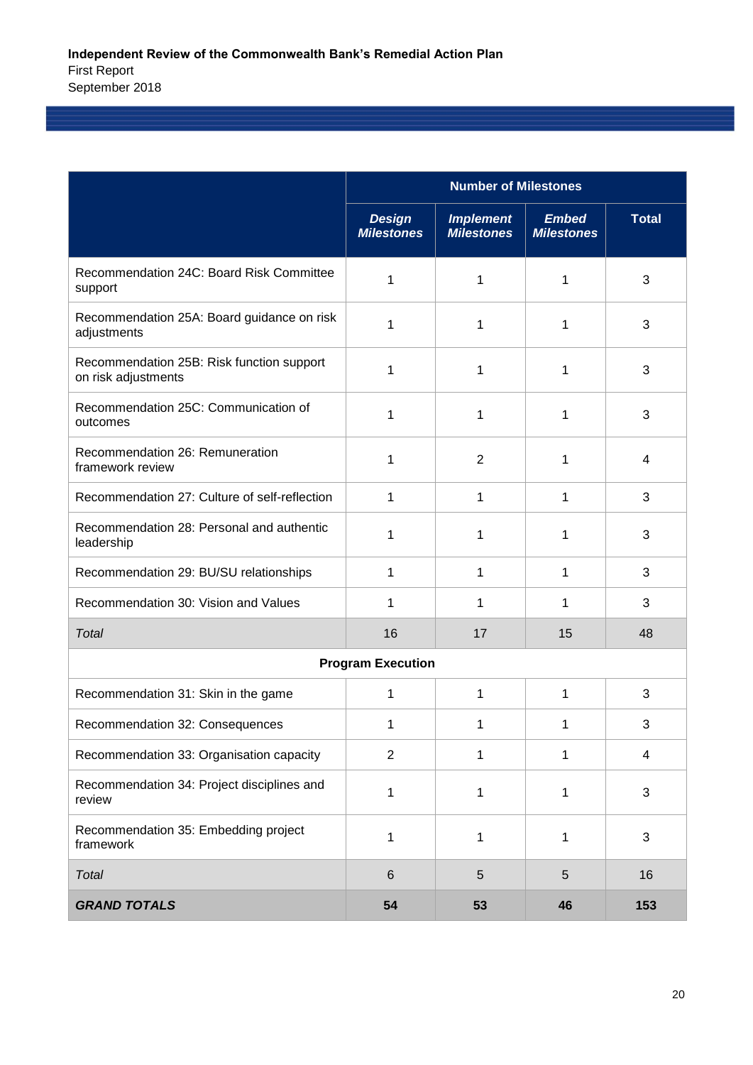| | Number of Milestones | | | |
|---|---|---|---|---|
| | ***Design Milestones*** | ***Implement Milestones*** | ***Embed Milestones*** | **Total** |
| Recommendation 24C: Board Risk Committee support | 1 | 1 | 1 | 3 |
| Recommendation 25A: Board guidance on risk adjustments | 1 | 1 | 1 | 3 |
| Recommendation 25B: Risk function support on risk adjustments | 1 | 1 | 1 | 3 |
| Recommendation 25C: Communication of outcomes | 1 | 1 | 1 | 3 |
| Recommendation 26: Remuneration framework review | 1 | 2 | 1 | 4 |
| Recommendation 27: Culture of self-reflection | 1 | 1 | 1 | 3 |
| Recommendation 28: Personal and authentic leadership | 1 | 1 | 1 | 3 |
| Recommendation 29: BU/SU relationships | 1 | 1 | 1 | 3 |
| Recommendation 30: Vision and Values | 1 | 1 | 1 | 3 |
| *Total* | 16 | 17 | 15 | 48 |
| **Program Execution** | | | | |
| Recommendation 31: Skin in the game | 1 | 1 | 1 | 3 |
| Recommendation 32: Consequences | 1 | 1 | 1 | 3 |
| Recommendation 33: Organisation capacity | 2 | 1 | 1 | 4 |
| Recommendation 34: Project disciplines and review | 1 | 1 | 1 | 3 |
| Recommendation 35: Embedding project framework | 1 | 1 | 1 | 3 |
| *Total* | 6 | 5 | 5 | 16 |
| ***GRAND TOTALS*** | **54** | **53** | **46** | **153** |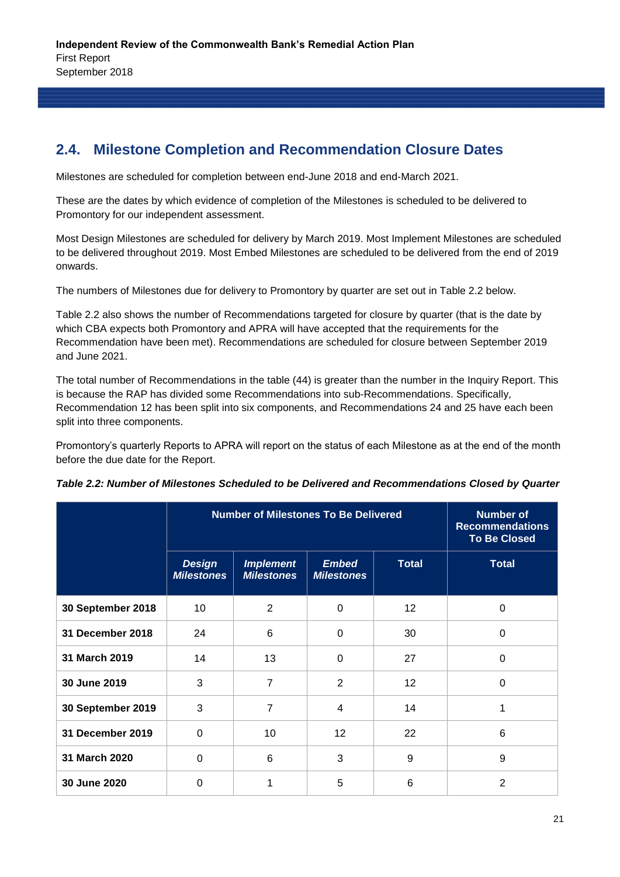## 2.4. Milestone Completion and Recommendation Closure Dates

Milestones are scheduled for completion between end-June 2018 and end-March 2021.

These are the dates by which evidence of completion of the Milestones is scheduled to be delivered to Promontory for our independent assessment.

Most Design Milestones are scheduled for delivery by March 2019. Most Implement Milestones are scheduled to be delivered throughout 2019. Most Embed Milestones are scheduled to be delivered from the end of 2019 onwards.

The numbers of Milestones due for delivery to Promontory by quarter are set out in Table 2.2 below.

Table 2.2 also shows the number of Recommendations targeted for closure by quarter (that is the date by which CBA expects both Promontory and APRA will have accepted that the requirements for the Recommendation have been met). Recommendations are scheduled for closure between September 2019 and June 2021.

The total number of Recommendations in the table (44) is greater than the number in the Inquiry Report. This is because the RAP has divided some Recommendations into sub-Recommendations. Specifically, Recommendation 12 has been split into six components, and Recommendations 24 and 25 have each been split into three components.

Promontory's quarterly Reports to APRA will report on the status of each Milestone as at the end of the month before the due date for the Report.

***Table 2.2: Number of Milestones Scheduled to be Delivered and Recommendations Closed by Quarter***

| | Number of Milestones To Be Delivered | | | | Number of Recommendations To Be Closed |
|---|---|---|---|---|---|
| | *Design Milestones* | *Implement Milestones* | *Embed Milestones* | Total | Total |
| **30 September 2018** | 10 | 2 | 0 | 12 | 0 |
| **31 December 2018** | 24 | 6 | 0 | 30 | 0 |
| **31 March 2019** | 14 | 13 | 0 | 27 | 0 |
| **30 June 2019** | 3 | 7 | 2 | 12 | 0 |
| **30 September 2019** | 3 | 7 | 4 | 14 | 1 |
| **31 December 2019** | 0 | 10 | 12 | 22 | 6 |
| **31 March 2020** | 0 | 6 | 3 | 9 | 9 |
| **30 June 2020** | 0 | 1 | 5 | 6 | 2 |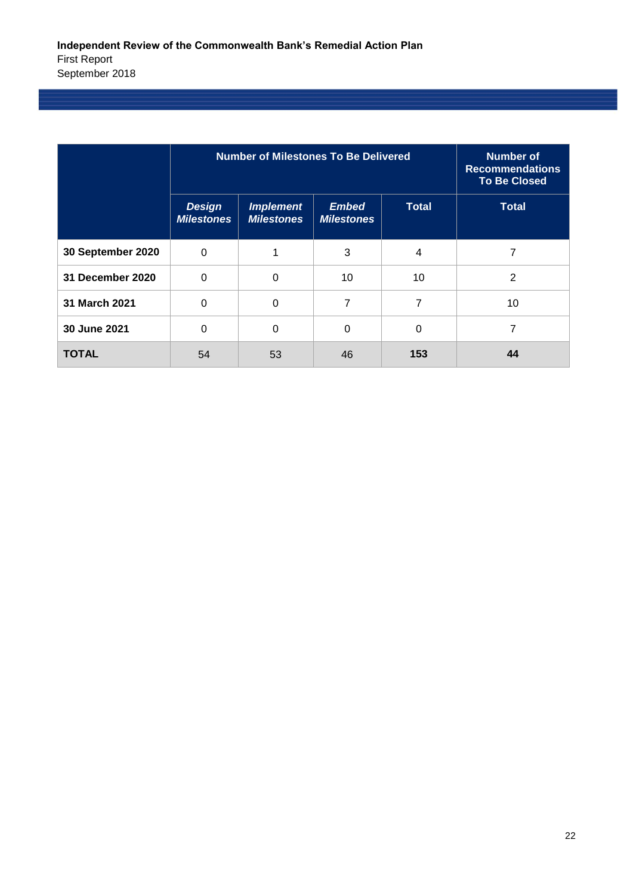| | Number of Milestones To Be Delivered | | | | Number of Recommendations To Be Closed |
|---|---|---|---|---|---|
| | *Design Milestones* | *Implement Milestones* | *Embed Milestones* | Total | Total |
| **30 September 2020** | 0 | 1 | 3 | 4 | 7 |
| **31 December 2020** | 0 | 0 | 10 | 10 | 2 |
| **31 March 2021** | 0 | 0 | 7 | 7 | 10 |
| **30 June 2021** | 0 | 0 | 0 | 0 | 7 |
| **TOTAL** | 54 | 53 | 46 | **153** | **44** |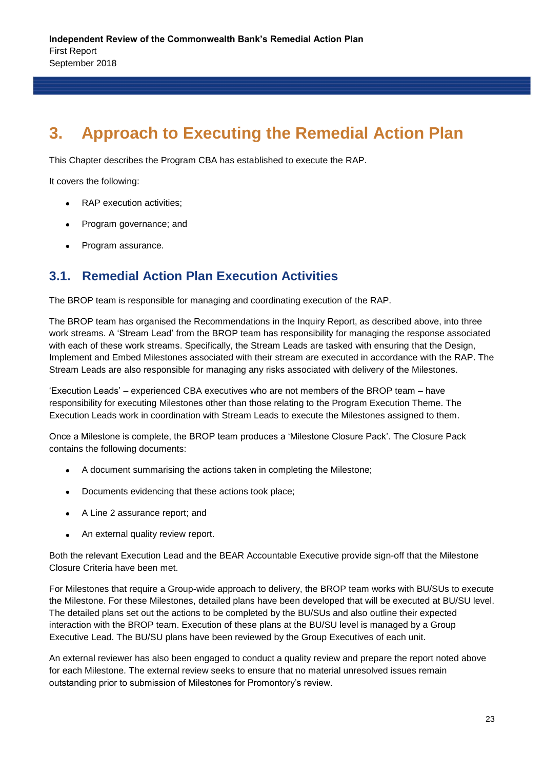# 3. Approach to Executing the Remedial Action Plan

This Chapter describes the Program CBA has established to execute the RAP.

It covers the following:

- RAP execution activities;
- Program governance; and
- Program assurance.

## 3.1. Remedial Action Plan Execution Activities

The BROP team is responsible for managing and coordinating execution of the RAP.

The BROP team has organised the Recommendations in the Inquiry Report, as described above, into three work streams. A 'Stream Lead' from the BROP team has responsibility for managing the response associated with each of these work streams. Specifically, the Stream Leads are tasked with ensuring that the Design, Implement and Embed Milestones associated with their stream are executed in accordance with the RAP. The Stream Leads are also responsible for managing any risks associated with delivery of the Milestones.

'Execution Leads' – experienced CBA executives who are not members of the BROP team – have responsibility for executing Milestones other than those relating to the Program Execution Theme. The Execution Leads work in coordination with Stream Leads to execute the Milestones assigned to them.

Once a Milestone is complete, the BROP team produces a 'Milestone Closure Pack'. The Closure Pack contains the following documents:

- A document summarising the actions taken in completing the Milestone;
- Documents evidencing that these actions took place;
- A Line 2 assurance report; and
- An external quality review report.

Both the relevant Execution Lead and the BEAR Accountable Executive provide sign-off that the Milestone Closure Criteria have been met.

For Milestones that require a Group-wide approach to delivery, the BROP team works with BU/SUs to execute the Milestone. For these Milestones, detailed plans have been developed that will be executed at BU/SU level. The detailed plans set out the actions to be completed by the BU/SUs and also outline their expected interaction with the BROP team. Execution of these plans at the BU/SU level is managed by a Group Executive Lead. The BU/SU plans have been reviewed by the Group Executives of each unit.

An external reviewer has also been engaged to conduct a quality review and prepare the report noted above for each Milestone. The external review seeks to ensure that no material unresolved issues remain outstanding prior to submission of Milestones for Promontory's review.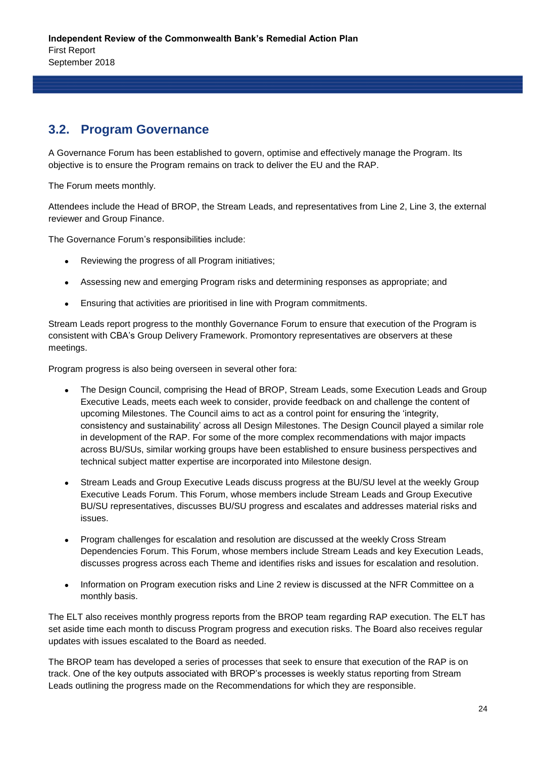## 3.2. Program Governance

A Governance Forum has been established to govern, optimise and effectively manage the Program. Its objective is to ensure the Program remains on track to deliver the EU and the RAP.

The Forum meets monthly.

Attendees include the Head of BROP, the Stream Leads, and representatives from Line 2, Line 3, the external reviewer and Group Finance.

The Governance Forum's responsibilities include:

- Reviewing the progress of all Program initiatives;
- Assessing new and emerging Program risks and determining responses as appropriate; and
- Ensuring that activities are prioritised in line with Program commitments.

Stream Leads report progress to the monthly Governance Forum to ensure that execution of the Program is consistent with CBA's Group Delivery Framework. Promontory representatives are observers at these meetings.

Program progress is also being overseen in several other fora:

- The Design Council, comprising the Head of BROP, Stream Leads, some Execution Leads and Group Executive Leads, meets each week to consider, provide feedback on and challenge the content of upcoming Milestones. The Council aims to act as a control point for ensuring the 'integrity, consistency and sustainability' across all Design Milestones. The Design Council played a similar role in development of the RAP. For some of the more complex recommendations with major impacts across BU/SUs, similar working groups have been established to ensure business perspectives and technical subject matter expertise are incorporated into Milestone design.
- Stream Leads and Group Executive Leads discuss progress at the BU/SU level at the weekly Group Executive Leads Forum. This Forum, whose members include Stream Leads and Group Executive BU/SU representatives, discusses BU/SU progress and escalates and addresses material risks and issues.
- Program challenges for escalation and resolution are discussed at the weekly Cross Stream Dependencies Forum. This Forum, whose members include Stream Leads and key Execution Leads, discusses progress across each Theme and identifies risks and issues for escalation and resolution.
- Information on Program execution risks and Line 2 review is discussed at the NFR Committee on a monthly basis.

The ELT also receives monthly progress reports from the BROP team regarding RAP execution. The ELT has set aside time each month to discuss Program progress and execution risks. The Board also receives regular updates with issues escalated to the Board as needed.

The BROP team has developed a series of processes that seek to ensure that execution of the RAP is on track. One of the key outputs associated with BROP's processes is weekly status reporting from Stream Leads outlining the progress made on the Recommendations for which they are responsible.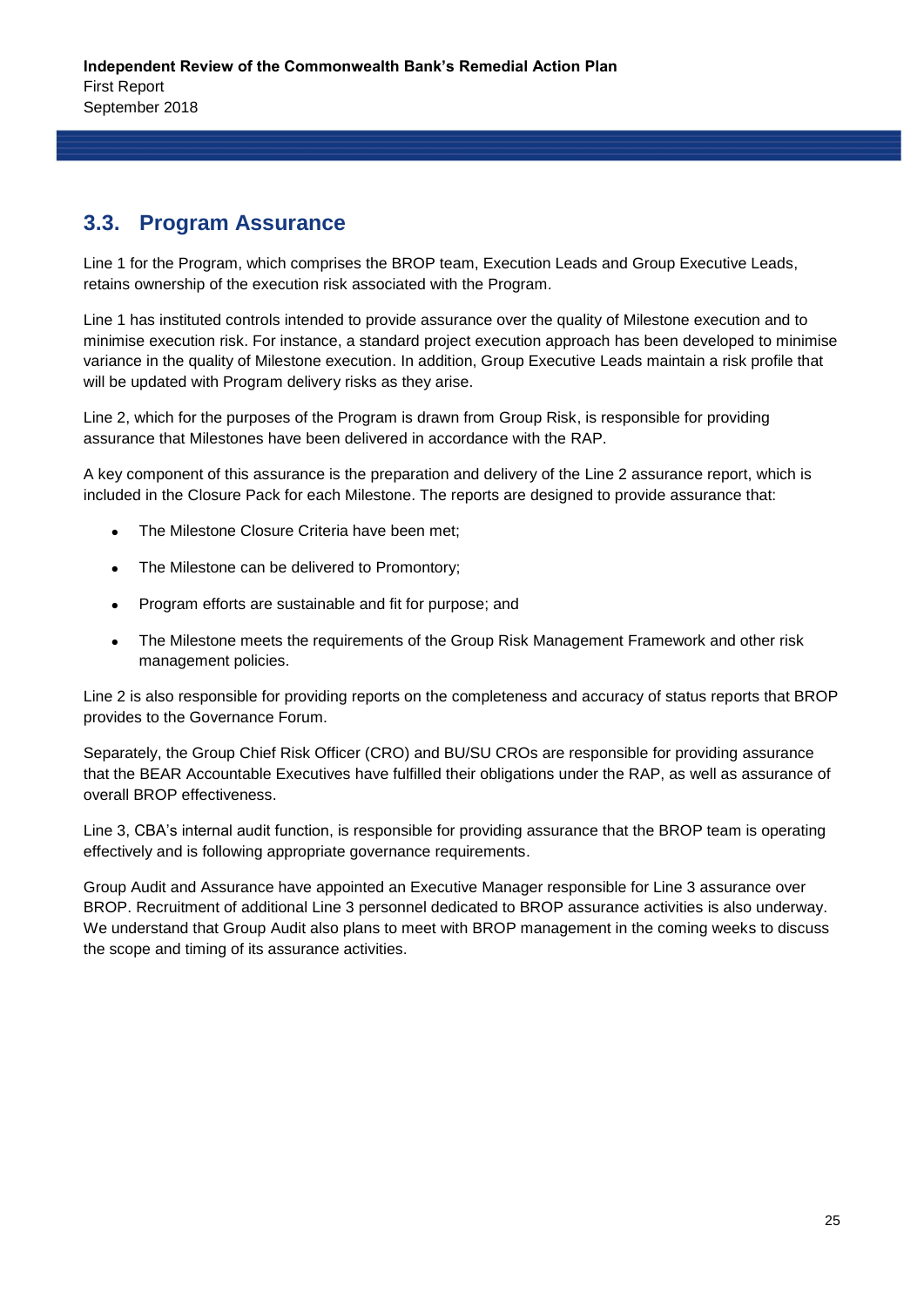## 3.3. Program Assurance

Line 1 for the Program, which comprises the BROP team, Execution Leads and Group Executive Leads, retains ownership of the execution risk associated with the Program.

Line 1 has instituted controls intended to provide assurance over the quality of Milestone execution and to minimise execution risk. For instance, a standard project execution approach has been developed to minimise variance in the quality of Milestone execution. In addition, Group Executive Leads maintain a risk profile that will be updated with Program delivery risks as they arise.

Line 2, which for the purposes of the Program is drawn from Group Risk, is responsible for providing assurance that Milestones have been delivered in accordance with the RAP.

A key component of this assurance is the preparation and delivery of the Line 2 assurance report, which is included in the Closure Pack for each Milestone. The reports are designed to provide assurance that:

- The Milestone Closure Criteria have been met;
- The Milestone can be delivered to Promontory;
- Program efforts are sustainable and fit for purpose; and
- The Milestone meets the requirements of the Group Risk Management Framework and other risk management policies.

Line 2 is also responsible for providing reports on the completeness and accuracy of status reports that BROP provides to the Governance Forum.

Separately, the Group Chief Risk Officer (CRO) and BU/SU CROs are responsible for providing assurance that the BEAR Accountable Executives have fulfilled their obligations under the RAP, as well as assurance of overall BROP effectiveness.

Line 3, CBA's internal audit function, is responsible for providing assurance that the BROP team is operating effectively and is following appropriate governance requirements.

Group Audit and Assurance have appointed an Executive Manager responsible for Line 3 assurance over BROP. Recruitment of additional Line 3 personnel dedicated to BROP assurance activities is also underway. We understand that Group Audit also plans to meet with BROP management in the coming weeks to discuss the scope and timing of its assurance activities.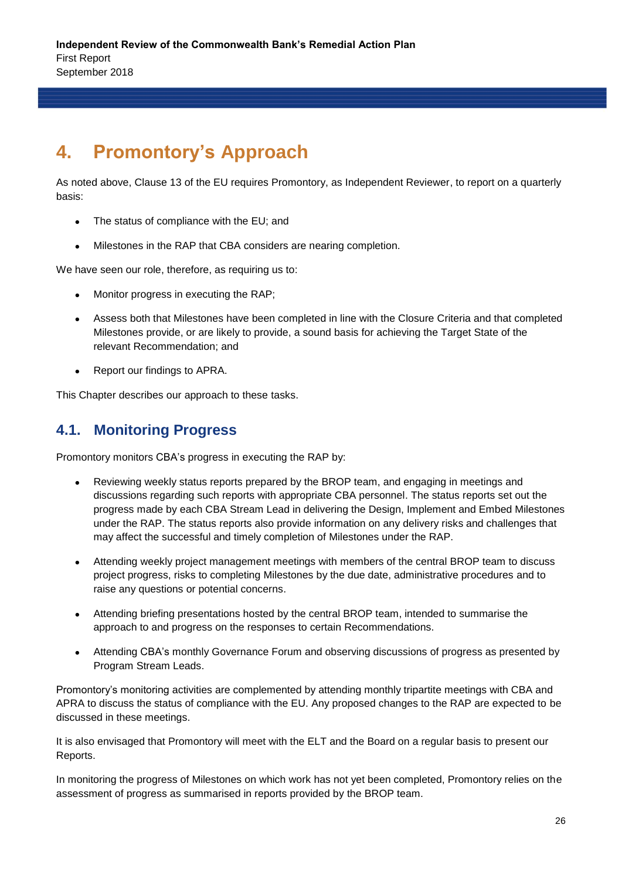# 4. Promontory's Approach

As noted above, Clause 13 of the EU requires Promontory, as Independent Reviewer, to report on a quarterly basis:

- The status of compliance with the EU; and
- Milestones in the RAP that CBA considers are nearing completion.

We have seen our role, therefore, as requiring us to:

- Monitor progress in executing the RAP;
- Assess both that Milestones have been completed in line with the Closure Criteria and that completed Milestones provide, or are likely to provide, a sound basis for achieving the Target State of the relevant Recommendation; and
- Report our findings to APRA.

This Chapter describes our approach to these tasks.

## 4.1. Monitoring Progress

Promontory monitors CBA's progress in executing the RAP by:

- Reviewing weekly status reports prepared by the BROP team, and engaging in meetings and discussions regarding such reports with appropriate CBA personnel. The status reports set out the progress made by each CBA Stream Lead in delivering the Design, Implement and Embed Milestones under the RAP. The status reports also provide information on any delivery risks and challenges that may affect the successful and timely completion of Milestones under the RAP.
- Attending weekly project management meetings with members of the central BROP team to discuss project progress, risks to completing Milestones by the due date, administrative procedures and to raise any questions or potential concerns.
- Attending briefing presentations hosted by the central BROP team, intended to summarise the approach to and progress on the responses to certain Recommendations.
- Attending CBA's monthly Governance Forum and observing discussions of progress as presented by Program Stream Leads.

Promontory's monitoring activities are complemented by attending monthly tripartite meetings with CBA and APRA to discuss the status of compliance with the EU. Any proposed changes to the RAP are expected to be discussed in these meetings.

It is also envisaged that Promontory will meet with the ELT and the Board on a regular basis to present our Reports.

In monitoring the progress of Milestones on which work has not yet been completed, Promontory relies on the assessment of progress as summarised in reports provided by the BROP team.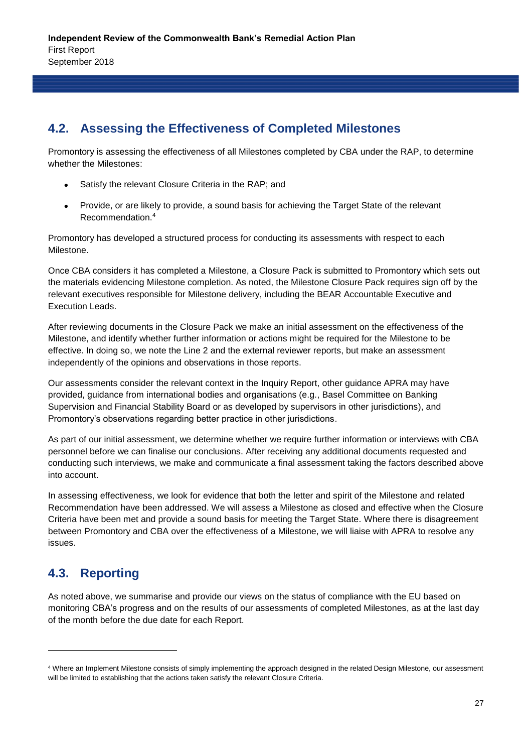## 4.2. Assessing the Effectiveness of Completed Milestones

Promontory is assessing the effectiveness of all Milestones completed by CBA under the RAP, to determine whether the Milestones:

- Satisfy the relevant Closure Criteria in the RAP; and
- Provide, or are likely to provide, a sound basis for achieving the Target State of the relevant Recommendation.[4]

Promontory has developed a structured process for conducting its assessments with respect to each Milestone.

Once CBA considers it has completed a Milestone, a Closure Pack is submitted to Promontory which sets out the materials evidencing Milestone completion. As noted, the Milestone Closure Pack requires sign off by the relevant executives responsible for Milestone delivery, including the BEAR Accountable Executive and Execution Leads.

After reviewing documents in the Closure Pack we make an initial assessment on the effectiveness of the Milestone, and identify whether further information or actions might be required for the Milestone to be effective. In doing so, we note the Line 2 and the external reviewer reports, but make an assessment independently of the opinions and observations in those reports.

Our assessments consider the relevant context in the Inquiry Report, other guidance APRA may have provided, guidance from international bodies and organisations (e.g., Basel Committee on Banking Supervision and Financial Stability Board or as developed by supervisors in other jurisdictions), and Promontory's observations regarding better practice in other jurisdictions.

As part of our initial assessment, we determine whether we require further information or interviews with CBA personnel before we can finalise our conclusions. After receiving any additional documents requested and conducting such interviews, we make and communicate a final assessment taking the factors described above into account.

In assessing effectiveness, we look for evidence that both the letter and spirit of the Milestone and related Recommendation have been addressed. We will assess a Milestone as closed and effective when the Closure Criteria have been met and provide a sound basis for meeting the Target State. Where there is disagreement between Promontory and CBA over the effectiveness of a Milestone, we will liaise with APRA to resolve any issues.

## 4.3. Reporting

As noted above, we summarise and provide our views on the status of compliance with the EU based on monitoring CBA's progress and on the results of our assessments of completed Milestones, as at the last day of the month before the due date for each Report.

---

[4] Where an Implement Milestone consists of simply implementing the approach designed in the related Design Milestone, our assessment will be limited to establishing that the actions taken satisfy the relevant Closure Criteria.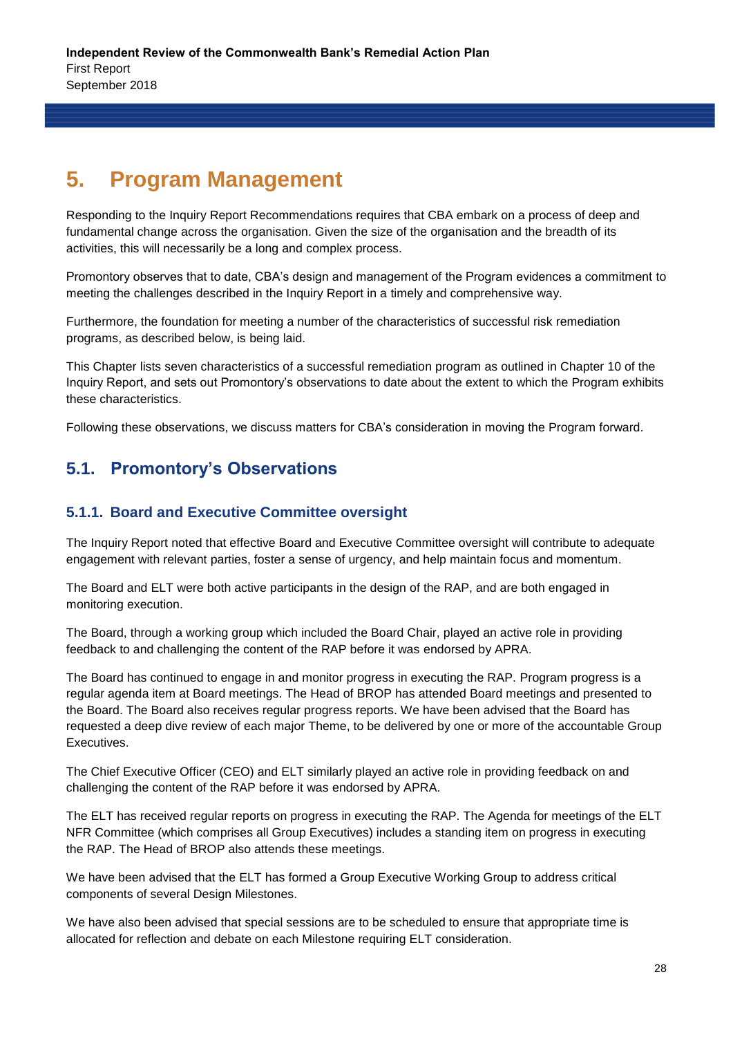# 5. Program Management

Responding to the Inquiry Report Recommendations requires that CBA embark on a process of deep and fundamental change across the organisation. Given the size of the organisation and the breadth of its activities, this will necessarily be a long and complex process.

Promontory observes that to date, CBA's design and management of the Program evidences a commitment to meeting the challenges described in the Inquiry Report in a timely and comprehensive way.

Furthermore, the foundation for meeting a number of the characteristics of successful risk remediation programs, as described below, is being laid.

This Chapter lists seven characteristics of a successful remediation program as outlined in Chapter 10 of the Inquiry Report, and sets out Promontory's observations to date about the extent to which the Program exhibits these characteristics.

Following these observations, we discuss matters for CBA's consideration in moving the Program forward.

## 5.1. Promontory's Observations

### 5.1.1. Board and Executive Committee oversight

The Inquiry Report noted that effective Board and Executive Committee oversight will contribute to adequate engagement with relevant parties, foster a sense of urgency, and help maintain focus and momentum.

The Board and ELT were both active participants in the design of the RAP, and are both engaged in monitoring execution.

The Board, through a working group which included the Board Chair, played an active role in providing feedback to and challenging the content of the RAP before it was endorsed by APRA.

The Board has continued to engage in and monitor progress in executing the RAP. Program progress is a regular agenda item at Board meetings. The Head of BROP has attended Board meetings and presented to the Board. The Board also receives regular progress reports. We have been advised that the Board has requested a deep dive review of each major Theme, to be delivered by one or more of the accountable Group Executives.

The Chief Executive Officer (CEO) and ELT similarly played an active role in providing feedback on and challenging the content of the RAP before it was endorsed by APRA.

The ELT has received regular reports on progress in executing the RAP. The Agenda for meetings of the ELT NFR Committee (which comprises all Group Executives) includes a standing item on progress in executing the RAP. The Head of BROP also attends these meetings.

We have been advised that the ELT has formed a Group Executive Working Group to address critical components of several Design Milestones.

We have also been advised that special sessions are to be scheduled to ensure that appropriate time is allocated for reflection and debate on each Milestone requiring ELT consideration.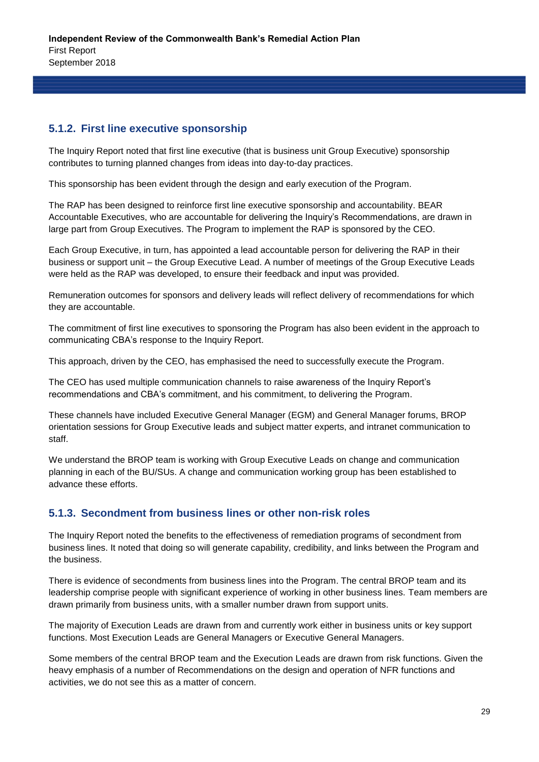### 5.1.2. First line executive sponsorship

The Inquiry Report noted that first line executive (that is business unit Group Executive) sponsorship contributes to turning planned changes from ideas into day-to-day practices.

This sponsorship has been evident through the design and early execution of the Program.

The RAP has been designed to reinforce first line executive sponsorship and accountability. BEAR Accountable Executives, who are accountable for delivering the Inquiry's Recommendations, are drawn in large part from Group Executives. The Program to implement the RAP is sponsored by the CEO.

Each Group Executive, in turn, has appointed a lead accountable person for delivering the RAP in their business or support unit – the Group Executive Lead. A number of meetings of the Group Executive Leads were held as the RAP was developed, to ensure their feedback and input was provided.

Remuneration outcomes for sponsors and delivery leads will reflect delivery of recommendations for which they are accountable.

The commitment of first line executives to sponsoring the Program has also been evident in the approach to communicating CBA's response to the Inquiry Report.

This approach, driven by the CEO, has emphasised the need to successfully execute the Program.

The CEO has used multiple communication channels to raise awareness of the Inquiry Report's recommendations and CBA's commitment, and his commitment, to delivering the Program.

These channels have included Executive General Manager (EGM) and General Manager forums, BROP orientation sessions for Group Executive leads and subject matter experts, and intranet communication to staff.

We understand the BROP team is working with Group Executive Leads on change and communication planning in each of the BU/SUs. A change and communication working group has been established to advance these efforts.

### 5.1.3. Secondment from business lines or other non-risk roles

The Inquiry Report noted the benefits to the effectiveness of remediation programs of secondment from business lines. It noted that doing so will generate capability, credibility, and links between the Program and the business.

There is evidence of secondments from business lines into the Program. The central BROP team and its leadership comprise people with significant experience of working in other business lines. Team members are drawn primarily from business units, with a smaller number drawn from support units.

The majority of Execution Leads are drawn from and currently work either in business units or key support functions. Most Execution Leads are General Managers or Executive General Managers.

Some members of the central BROP team and the Execution Leads are drawn from risk functions. Given the heavy emphasis of a number of Recommendations on the design and operation of NFR functions and activities, we do not see this as a matter of concern.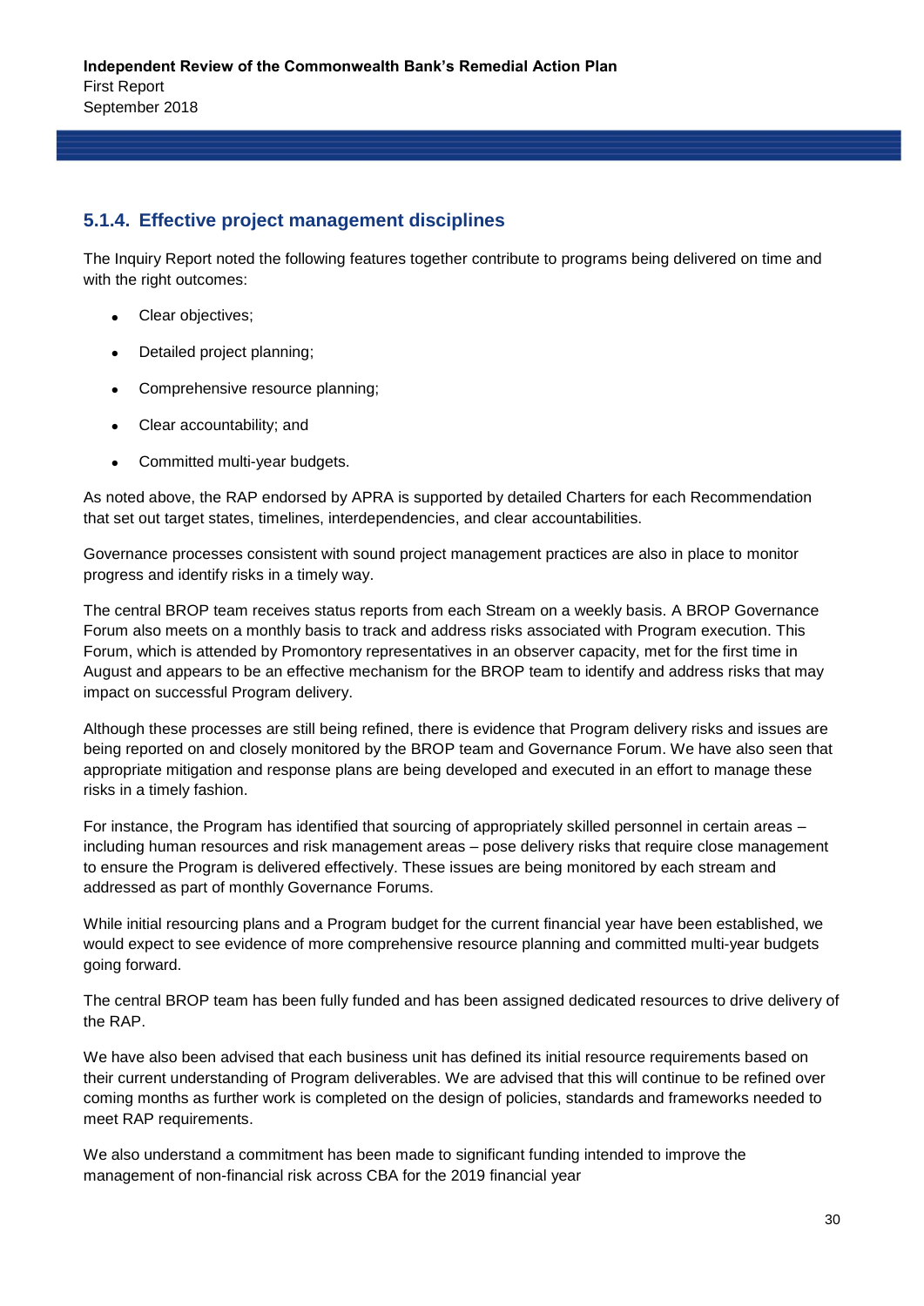### 5.1.4. Effective project management disciplines

The Inquiry Report noted the following features together contribute to programs being delivered on time and with the right outcomes:

- Clear objectives;
- Detailed project planning;
- Comprehensive resource planning;
- Clear accountability; and
- Committed multi-year budgets.

As noted above, the RAP endorsed by APRA is supported by detailed Charters for each Recommendation that set out target states, timelines, interdependencies, and clear accountabilities.

Governance processes consistent with sound project management practices are also in place to monitor progress and identify risks in a timely way.

The central BROP team receives status reports from each Stream on a weekly basis. A BROP Governance Forum also meets on a monthly basis to track and address risks associated with Program execution. This Forum, which is attended by Promontory representatives in an observer capacity, met for the first time in August and appears to be an effective mechanism for the BROP team to identify and address risks that may impact on successful Program delivery.

Although these processes are still being refined, there is evidence that Program delivery risks and issues are being reported on and closely monitored by the BROP team and Governance Forum. We have also seen that appropriate mitigation and response plans are being developed and executed in an effort to manage these risks in a timely fashion.

For instance, the Program has identified that sourcing of appropriately skilled personnel in certain areas – including human resources and risk management areas – pose delivery risks that require close management to ensure the Program is delivered effectively. These issues are being monitored by each stream and addressed as part of monthly Governance Forums.

While initial resourcing plans and a Program budget for the current financial year have been established, we would expect to see evidence of more comprehensive resource planning and committed multi-year budgets going forward.

The central BROP team has been fully funded and has been assigned dedicated resources to drive delivery of the RAP.

We have also been advised that each business unit has defined its initial resource requirements based on their current understanding of Program deliverables. We are advised that this will continue to be refined over coming months as further work is completed on the design of policies, standards and frameworks needed to meet RAP requirements.

We also understand a commitment has been made to significant funding intended to improve the management of non-financial risk across CBA for the 2019 financial year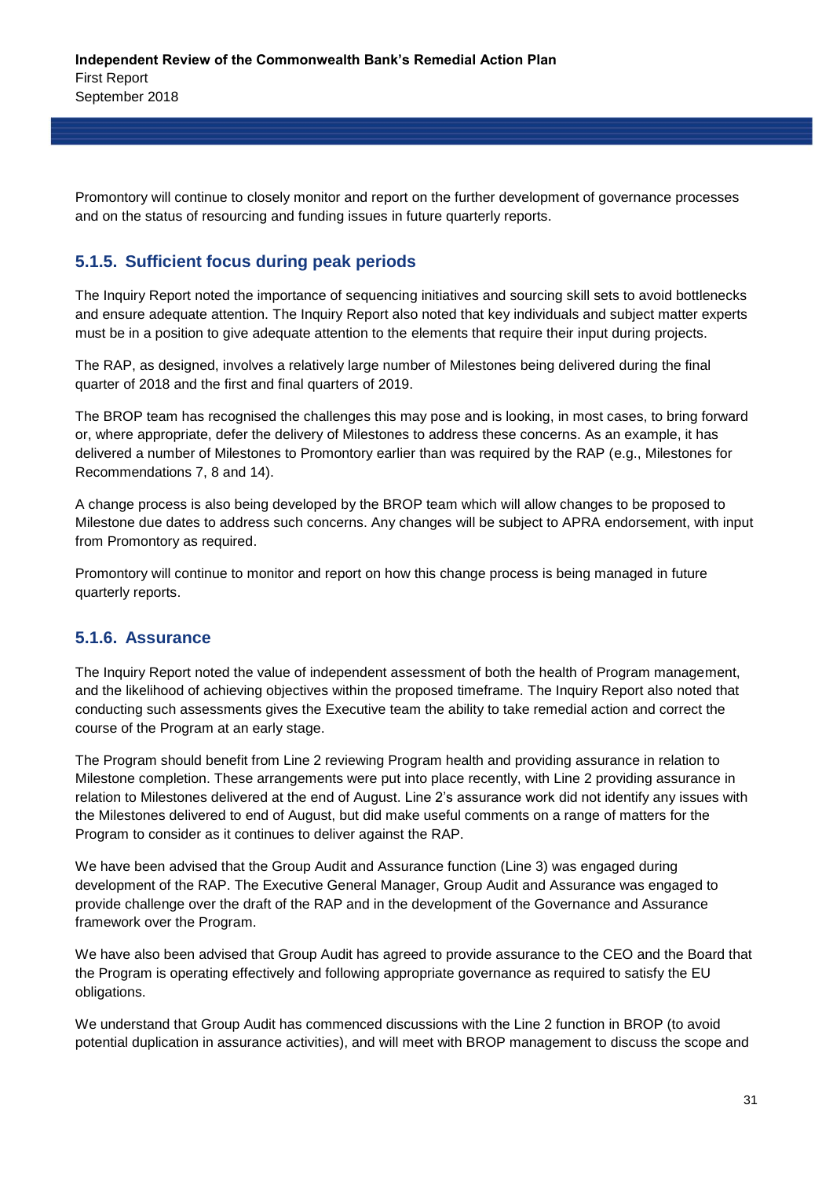Promontory will continue to closely monitor and report on the further development of governance processes and on the status of resourcing and funding issues in future quarterly reports.

### 5.1.5. Sufficient focus during peak periods

The Inquiry Report noted the importance of sequencing initiatives and sourcing skill sets to avoid bottlenecks and ensure adequate attention. The Inquiry Report also noted that key individuals and subject matter experts must be in a position to give adequate attention to the elements that require their input during projects.

The RAP, as designed, involves a relatively large number of Milestones being delivered during the final quarter of 2018 and the first and final quarters of 2019.

The BROP team has recognised the challenges this may pose and is looking, in most cases, to bring forward or, where appropriate, defer the delivery of Milestones to address these concerns. As an example, it has delivered a number of Milestones to Promontory earlier than was required by the RAP (e.g., Milestones for Recommendations 7, 8 and 14).

A change process is also being developed by the BROP team which will allow changes to be proposed to Milestone due dates to address such concerns. Any changes will be subject to APRA endorsement, with input from Promontory as required.

Promontory will continue to monitor and report on how this change process is being managed in future quarterly reports.

### 5.1.6. Assurance

The Inquiry Report noted the value of independent assessment of both the health of Program management, and the likelihood of achieving objectives within the proposed timeframe. The Inquiry Report also noted that conducting such assessments gives the Executive team the ability to take remedial action and correct the course of the Program at an early stage.

The Program should benefit from Line 2 reviewing Program health and providing assurance in relation to Milestone completion. These arrangements were put into place recently, with Line 2 providing assurance in relation to Milestones delivered at the end of August. Line 2's assurance work did not identify any issues with the Milestones delivered to end of August, but did make useful comments on a range of matters for the Program to consider as it continues to deliver against the RAP.

We have been advised that the Group Audit and Assurance function (Line 3) was engaged during development of the RAP. The Executive General Manager, Group Audit and Assurance was engaged to provide challenge over the draft of the RAP and in the development of the Governance and Assurance framework over the Program.

We have also been advised that Group Audit has agreed to provide assurance to the CEO and the Board that the Program is operating effectively and following appropriate governance as required to satisfy the EU obligations.

We understand that Group Audit has commenced discussions with the Line 2 function in BROP (to avoid potential duplication in assurance activities), and will meet with BROP management to discuss the scope and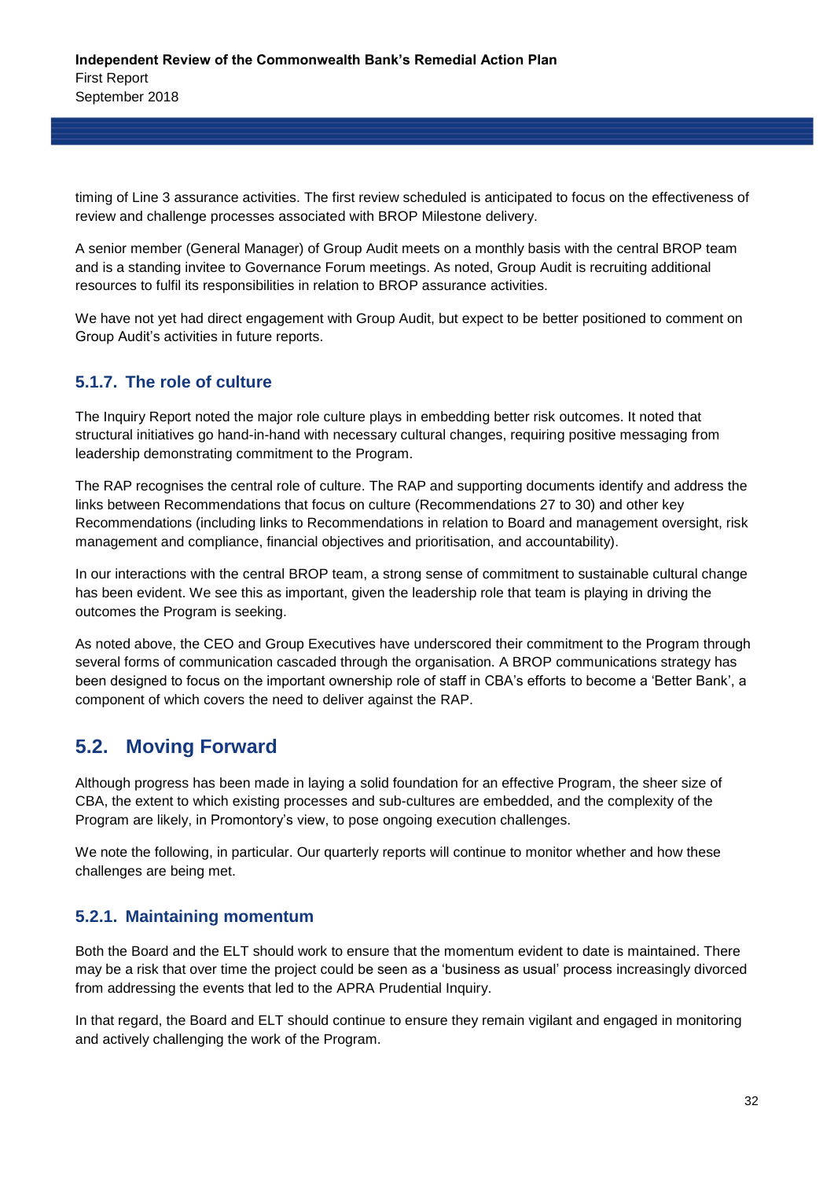timing of Line 3 assurance activities. The first review scheduled is anticipated to focus on the effectiveness of review and challenge processes associated with BROP Milestone delivery.

A senior member (General Manager) of Group Audit meets on a monthly basis with the central BROP team and is a standing invitee to Governance Forum meetings. As noted, Group Audit is recruiting additional resources to fulfil its responsibilities in relation to BROP assurance activities.

We have not yet had direct engagement with Group Audit, but expect to be better positioned to comment on Group Audit's activities in future reports.

### 5.1.7. The role of culture

The Inquiry Report noted the major role culture plays in embedding better risk outcomes. It noted that structural initiatives go hand-in-hand with necessary cultural changes, requiring positive messaging from leadership demonstrating commitment to the Program.

The RAP recognises the central role of culture. The RAP and supporting documents identify and address the links between Recommendations that focus on culture (Recommendations 27 to 30) and other key Recommendations (including links to Recommendations in relation to Board and management oversight, risk management and compliance, financial objectives and prioritisation, and accountability).

In our interactions with the central BROP team, a strong sense of commitment to sustainable cultural change has been evident. We see this as important, given the leadership role that team is playing in driving the outcomes the Program is seeking.

As noted above, the CEO and Group Executives have underscored their commitment to the Program through several forms of communication cascaded through the organisation. A BROP communications strategy has been designed to focus on the important ownership role of staff in CBA's efforts to become a 'Better Bank', a component of which covers the need to deliver against the RAP.

## 5.2. Moving Forward

Although progress has been made in laying a solid foundation for an effective Program, the sheer size of CBA, the extent to which existing processes and sub-cultures are embedded, and the complexity of the Program are likely, in Promontory's view, to pose ongoing execution challenges.

We note the following, in particular. Our quarterly reports will continue to monitor whether and how these challenges are being met.

### 5.2.1. Maintaining momentum

Both the Board and the ELT should work to ensure that the momentum evident to date is maintained. There may be a risk that over time the project could be seen as a 'business as usual' process increasingly divorced from addressing the events that led to the APRA Prudential Inquiry.

In that regard, the Board and ELT should continue to ensure they remain vigilant and engaged in monitoring and actively challenging the work of the Program.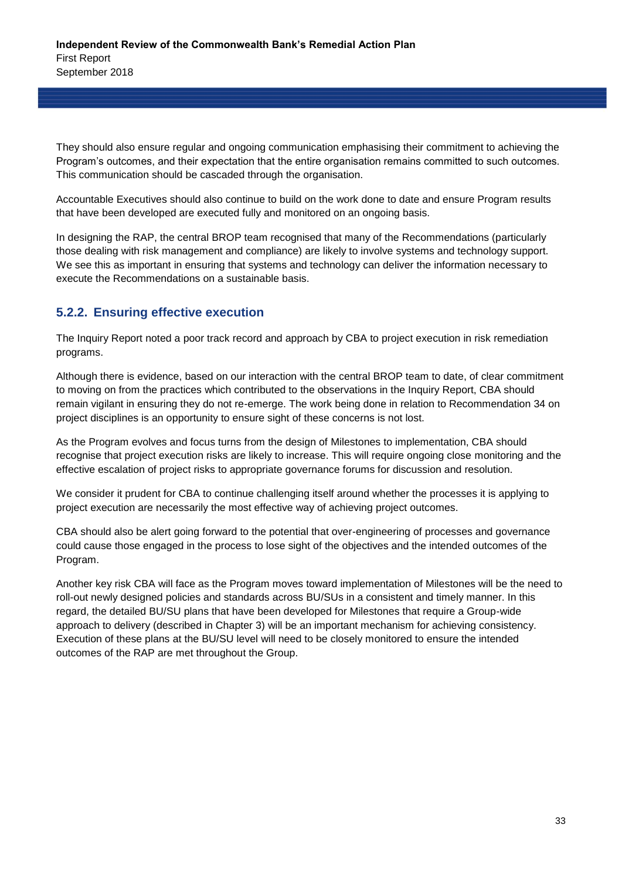They should also ensure regular and ongoing communication emphasising their commitment to achieving the Program's outcomes, and their expectation that the entire organisation remains committed to such outcomes. This communication should be cascaded through the organisation.

Accountable Executives should also continue to build on the work done to date and ensure Program results that have been developed are executed fully and monitored on an ongoing basis.

In designing the RAP, the central BROP team recognised that many of the Recommendations (particularly those dealing with risk management and compliance) are likely to involve systems and technology support. We see this as important in ensuring that systems and technology can deliver the information necessary to execute the Recommendations on a sustainable basis.

### 5.2.2. Ensuring effective execution

The Inquiry Report noted a poor track record and approach by CBA to project execution in risk remediation programs.

Although there is evidence, based on our interaction with the central BROP team to date, of clear commitment to moving on from the practices which contributed to the observations in the Inquiry Report, CBA should remain vigilant in ensuring they do not re-emerge. The work being done in relation to Recommendation 34 on project disciplines is an opportunity to ensure sight of these concerns is not lost.

As the Program evolves and focus turns from the design of Milestones to implementation, CBA should recognise that project execution risks are likely to increase. This will require ongoing close monitoring and the effective escalation of project risks to appropriate governance forums for discussion and resolution.

We consider it prudent for CBA to continue challenging itself around whether the processes it is applying to project execution are necessarily the most effective way of achieving project outcomes.

CBA should also be alert going forward to the potential that over-engineering of processes and governance could cause those engaged in the process to lose sight of the objectives and the intended outcomes of the Program.

Another key risk CBA will face as the Program moves toward implementation of Milestones will be the need to roll-out newly designed policies and standards across BU/SUs in a consistent and timely manner. In this regard, the detailed BU/SU plans that have been developed for Milestones that require a Group-wide approach to delivery (described in Chapter 3) will be an important mechanism for achieving consistency. Execution of these plans at the BU/SU level will need to be closely monitored to ensure the intended outcomes of the RAP are met throughout the Group.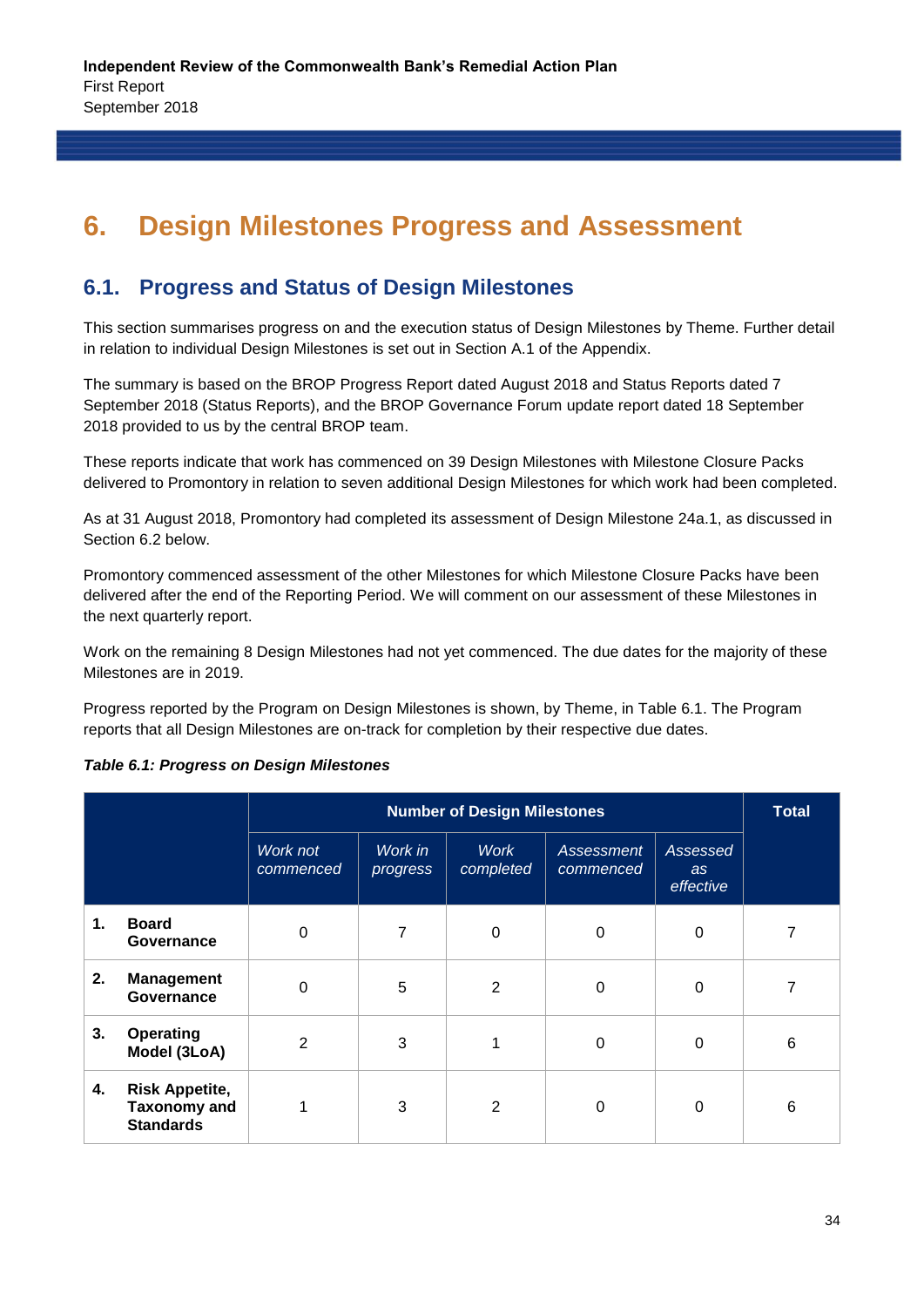# 6. Design Milestones Progress and Assessment

## 6.1. Progress and Status of Design Milestones

This section summarises progress on and the execution status of Design Milestones by Theme. Further detail in relation to individual Design Milestones is set out in Section A.1 of the Appendix.

The summary is based on the BROP Progress Report dated August 2018 and Status Reports dated 7 September 2018 (Status Reports), and the BROP Governance Forum update report dated 18 September 2018 provided to us by the central BROP team.

These reports indicate that work has commenced on 39 Design Milestones with Milestone Closure Packs delivered to Promontory in relation to seven additional Design Milestones for which work had been completed.

As at 31 August 2018, Promontory had completed its assessment of Design Milestone 24a.1, as discussed in Section 6.2 below.

Promontory commenced assessment of the other Milestones for which Milestone Closure Packs have been delivered after the end of the Reporting Period. We will comment on our assessment of these Milestones in the next quarterly report.

Work on the remaining 8 Design Milestones had not yet commenced. The due dates for the majority of these Milestones are in 2019.

Progress reported by the Program on Design Milestones is shown, by Theme, in Table 6.1. The Program reports that all Design Milestones are on-track for completion by their respective due dates.

***Table 6.1: Progress on Design Milestones***

| | | Number of Design Milestones | | | | | Total |
|---|---|---|---|---|---|---|---|
| | | *Work not commenced* | *Work in progress* | *Work completed* | *Assessment commenced* | *Assessed as effective* | |
| **1.** | **Board Governance** | 0 | 7 | 0 | 0 | 0 | 7 |
| **2.** | **Management Governance** | 0 | 5 | 2 | 0 | 0 | 7 |
| **3.** | **Operating Model (3LoA)** | 2 | 3 | 1 | 0 | 0 | 6 |
| **4.** | **Risk Appetite, Taxonomy and Standards** | 1 | 3 | 2 | 0 | 0 | 6 |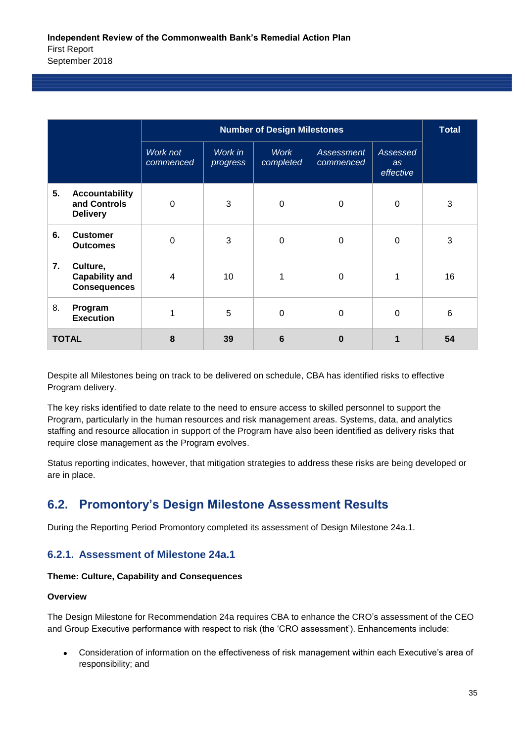| | Number of Design Milestones | | | | | Total |
|---|---|---|---|---|---|---|
| | *Work not commenced* | *Work in progress* | *Work completed* | *Assessment commenced* | *Assessed as effective* | |
| **5. Accountability and Controls Delivery** | 0 | 3 | 0 | 0 | 0 | 3 |
| **6. Customer Outcomes** | 0 | 3 | 0 | 0 | 0 | 3 |
| **7. Culture, Capability and Consequences** | 4 | 10 | 1 | 0 | 1 | 16 |
| 8. **Program Execution** | 1 | 5 | 0 | 0 | 0 | 6 |
| **TOTAL** | **8** | **39** | **6** | **0** | **1** | **54** |

Despite all Milestones being on track to be delivered on schedule, CBA has identified risks to effective Program delivery.

The key risks identified to date relate to the need to ensure access to skilled personnel to support the Program, particularly in the human resources and risk management areas. Systems, data, and analytics staffing and resource allocation in support of the Program have also been identified as delivery risks that require close management as the Program evolves.

Status reporting indicates, however, that mitigation strategies to address these risks are being developed or are in place.

## 6.2. Promontory's Design Milestone Assessment Results

During the Reporting Period Promontory completed its assessment of Design Milestone 24a.1.

### 6.2.1. Assessment of Milestone 24a.1

**Theme: Culture, Capability and Consequences**

**Overview**

The Design Milestone for Recommendation 24a requires CBA to enhance the CRO's assessment of the CEO and Group Executive performance with respect to risk (the 'CRO assessment'). Enhancements include:

- Consideration of information on the effectiveness of risk management within each Executive's area of responsibility; and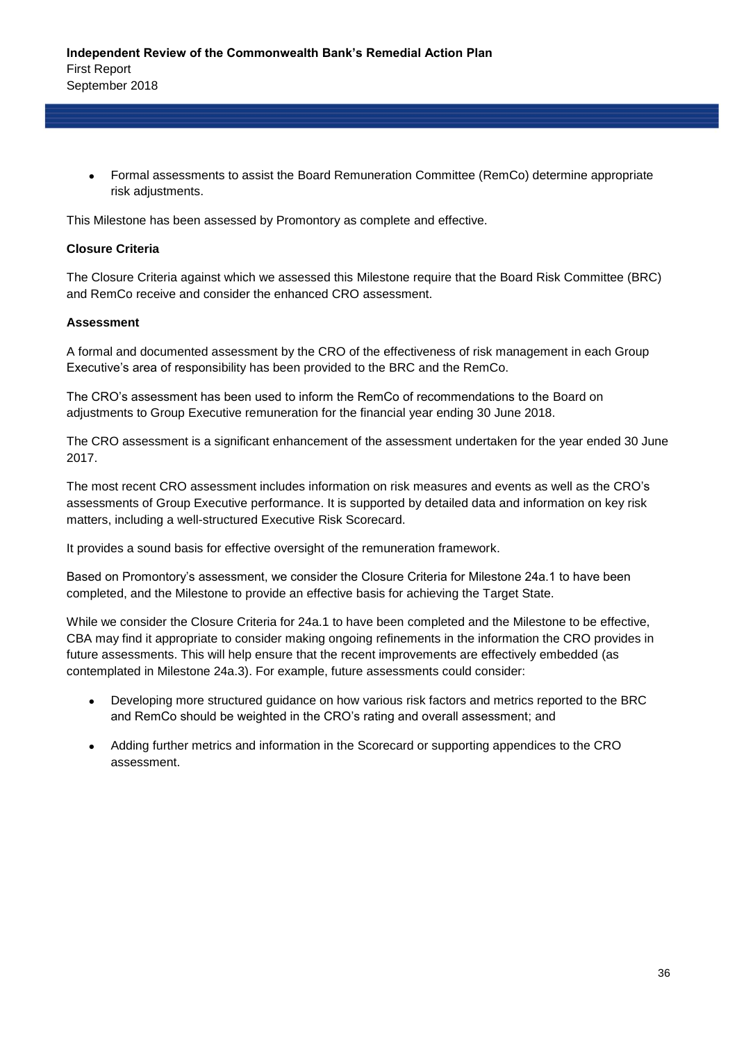- Formal assessments to assist the Board Remuneration Committee (RemCo) determine appropriate risk adjustments.

This Milestone has been assessed by Promontory as complete and effective.

**Closure Criteria**

The Closure Criteria against which we assessed this Milestone require that the Board Risk Committee (BRC) and RemCo receive and consider the enhanced CRO assessment.

**Assessment**

A formal and documented assessment by the CRO of the effectiveness of risk management in each Group Executive's area of responsibility has been provided to the BRC and the RemCo.

The CRO's assessment has been used to inform the RemCo of recommendations to the Board on adjustments to Group Executive remuneration for the financial year ending 30 June 2018.

The CRO assessment is a significant enhancement of the assessment undertaken for the year ended 30 June 2017.

The most recent CRO assessment includes information on risk measures and events as well as the CRO's assessments of Group Executive performance. It is supported by detailed data and information on key risk matters, including a well-structured Executive Risk Scorecard.

It provides a sound basis for effective oversight of the remuneration framework.

Based on Promontory's assessment, we consider the Closure Criteria for Milestone 24a.1 to have been completed, and the Milestone to provide an effective basis for achieving the Target State.

While we consider the Closure Criteria for 24a.1 to have been completed and the Milestone to be effective, CBA may find it appropriate to consider making ongoing refinements in the information the CRO provides in future assessments. This will help ensure that the recent improvements are effectively embedded (as contemplated in Milestone 24a.3). For example, future assessments could consider:

- Developing more structured guidance on how various risk factors and metrics reported to the BRC and RemCo should be weighted in the CRO's rating and overall assessment; and
- Adding further metrics and information in the Scorecard or supporting appendices to the CRO assessment.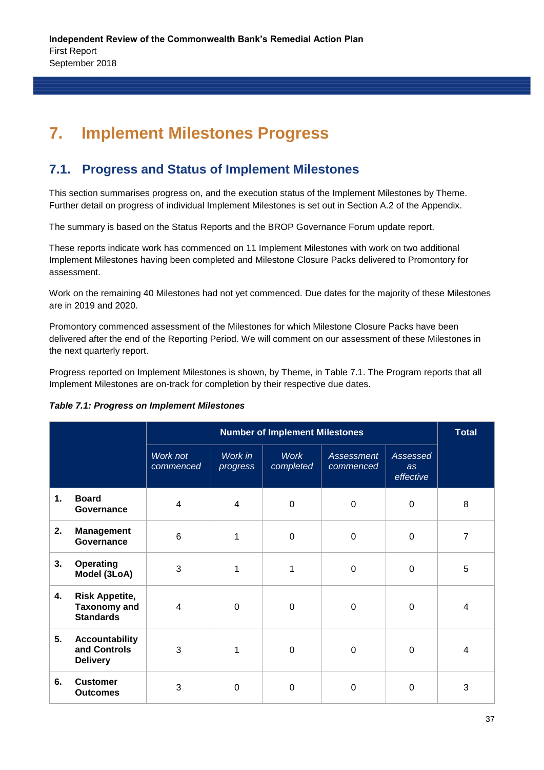# 7. Implement Milestones Progress

## 7.1. Progress and Status of Implement Milestones

This section summarises progress on, and the execution status of the Implement Milestones by Theme. Further detail on progress of individual Implement Milestones is set out in Section A.2 of the Appendix.

The summary is based on the Status Reports and the BROP Governance Forum update report.

These reports indicate work has commenced on 11 Implement Milestones with work on two additional Implement Milestones having been completed and Milestone Closure Packs delivered to Promontory for assessment.

Work on the remaining 40 Milestones had not yet commenced. Due dates for the majority of these Milestones are in 2019 and 2020.

Promontory commenced assessment of the Milestones for which Milestone Closure Packs have been delivered after the end of the Reporting Period. We will comment on our assessment of these Milestones in the next quarterly report.

Progress reported on Implement Milestones is shown, by Theme, in Table 7.1. The Program reports that all Implement Milestones are on-track for completion by their respective due dates.

***Table 7.1: Progress on Implement Milestones***

| | **Number of Implement Milestones** | | | | | **Total** |
|---|---|---|---|---|---|---|
| | *Work not commenced* | *Work in progress* | *Work completed* | *Assessment commenced* | *Assessed as effective* | |
| **1. Board Governance** | 4 | 4 | 0 | 0 | 0 | 8 |
| **2. Management Governance** | 6 | 1 | 0 | 0 | 0 | 7 |
| **3. Operating Model (3LoA)** | 3 | 1 | 1 | 0 | 0 | 5 |
| **4. Risk Appetite, Taxonomy and Standards** | 4 | 0 | 0 | 0 | 0 | 4 |
| **5. Accountability and Controls Delivery** | 3 | 1 | 0 | 0 | 0 | 4 |
| **6. Customer Outcomes** | 3 | 0 | 0 | 0 | 0 | 3 |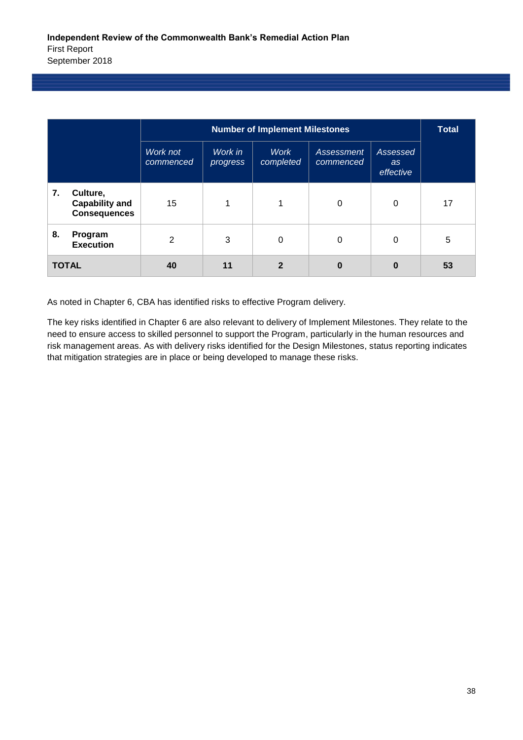| | Number of Implement Milestones | | | | | Total |
|---|---|---|---|---|---|---|
| | *Work not commenced* | *Work in progress* | *Work completed* | *Assessment commenced* | *Assessed as effective* | |
| **7. Culture, Capability and Consequences** | 15 | 1 | 1 | 0 | 0 | 17 |
| **8. Program Execution** | 2 | 3 | 0 | 0 | 0 | 5 |
| **TOTAL** | **40** | **11** | **2** | **0** | **0** | **53** |

As noted in Chapter 6, CBA has identified risks to effective Program delivery.

The key risks identified in Chapter 6 are also relevant to delivery of Implement Milestones. They relate to the need to ensure access to skilled personnel to support the Program, particularly in the human resources and risk management areas. As with delivery risks identified for the Design Milestones, status reporting indicates that mitigation strategies are in place or being developed to manage these risks.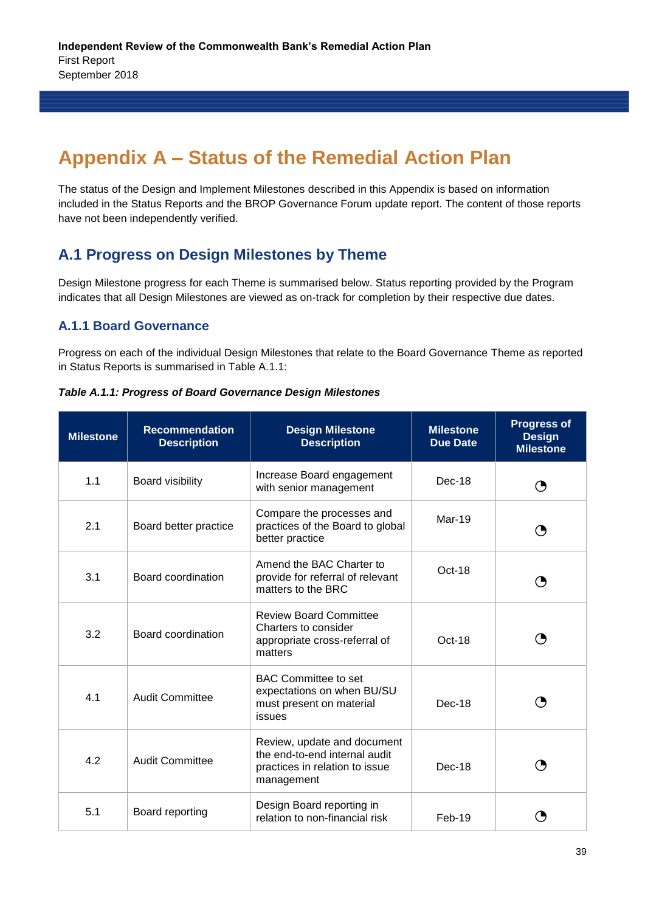# Appendix A – Status of the Remedial Action Plan

The status of the Design and Implement Milestones described in this Appendix is based on information included in the Status Reports and the BROP Governance Forum update report. The content of those reports have not been independently verified.

## A.1 Progress on Design Milestones by Theme

Design Milestone progress for each Theme is summarised below. Status reporting provided by the Program indicates that all Design Milestones are viewed as on-track for completion by their respective due dates.

### A.1.1 Board Governance

Progress on each of the individual Design Milestones that relate to the Board Governance Theme as reported in Status Reports is summarised in Table A.1.1:

***Table A.1.1: Progress of Board Governance Design Milestones***

| Milestone | Recommendation Description | Design Milestone Description | Milestone Due Date | Progress of Design Milestone |
|---|---|---|---|---|
| 1.1 | Board visibility | Increase Board engagement with senior management | Dec-18 | ◔ |
| 2.1 | Board better practice | Compare the processes and practices of the Board to global better practice | Mar-19 | ◔ |
| 3.1 | Board coordination | Amend the BAC Charter to provide for referral of relevant matters to the BRC | Oct-18 | ◔ |
| 3.2 | Board coordination | Review Board Committee Charters to consider appropriate cross-referral of matters | Oct-18 | ◔ |
| 4.1 | Audit Committee | BAC Committee to set expectations on when BU/SU must present on material issues | Dec-18 | ◔ |
| 4.2 | Audit Committee | Review, update and document the end-to-end internal audit practices in relation to issue management | Dec-18 | ◔ |
| 5.1 | Board reporting | Design Board reporting in relation to non-financial risk | Feb-19 | ◔ |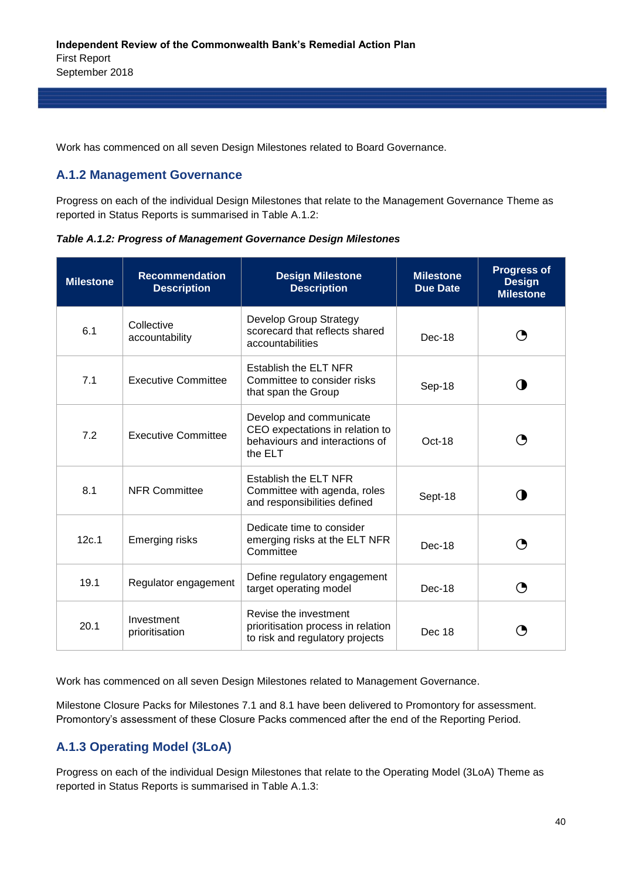Work has commenced on all seven Design Milestones related to Board Governance.

## A.1.2 Management Governance

Progress on each of the individual Design Milestones that relate to the Management Governance Theme as reported in Status Reports is summarised in Table A.1.2:

***Table A.1.2: Progress of Management Governance Design Milestones***

| Milestone | Recommendation Description | Design Milestone Description | Milestone Due Date | Progress of Design Milestone |
|---|---|---|---|---|
| 6.1 | Collective accountability | Develop Group Strategy scorecard that reflects shared accountabilities | Dec-18 | ◔ |
| 7.1 | Executive Committee | Establish the ELT NFR Committee to consider risks that span the Group | Sep-18 | ◑ |
| 7.2 | Executive Committee | Develop and communicate CEO expectations in relation to behaviours and interactions of the ELT | Oct-18 | ◔ |
| 8.1 | NFR Committee | Establish the ELT NFR Committee with agenda, roles and responsibilities defined | Sept-18 | ◑ |
| 12c.1 | Emerging risks | Dedicate time to consider emerging risks at the ELT NFR Committee | Dec-18 | ◔ |
| 19.1 | Regulator engagement | Define regulatory engagement target operating model | Dec-18 | ◔ |
| 20.1 | Investment prioritisation | Revise the investment prioritisation process in relation to risk and regulatory projects | Dec 18 | ◔ |

Work has commenced on all seven Design Milestones related to Management Governance.

Milestone Closure Packs for Milestones 7.1 and 8.1 have been delivered to Promontory for assessment. Promontory's assessment of these Closure Packs commenced after the end of the Reporting Period.

## A.1.3 Operating Model (3LoA)

Progress on each of the individual Design Milestones that relate to the Operating Model (3LoA) Theme as reported in Status Reports is summarised in Table A.1.3: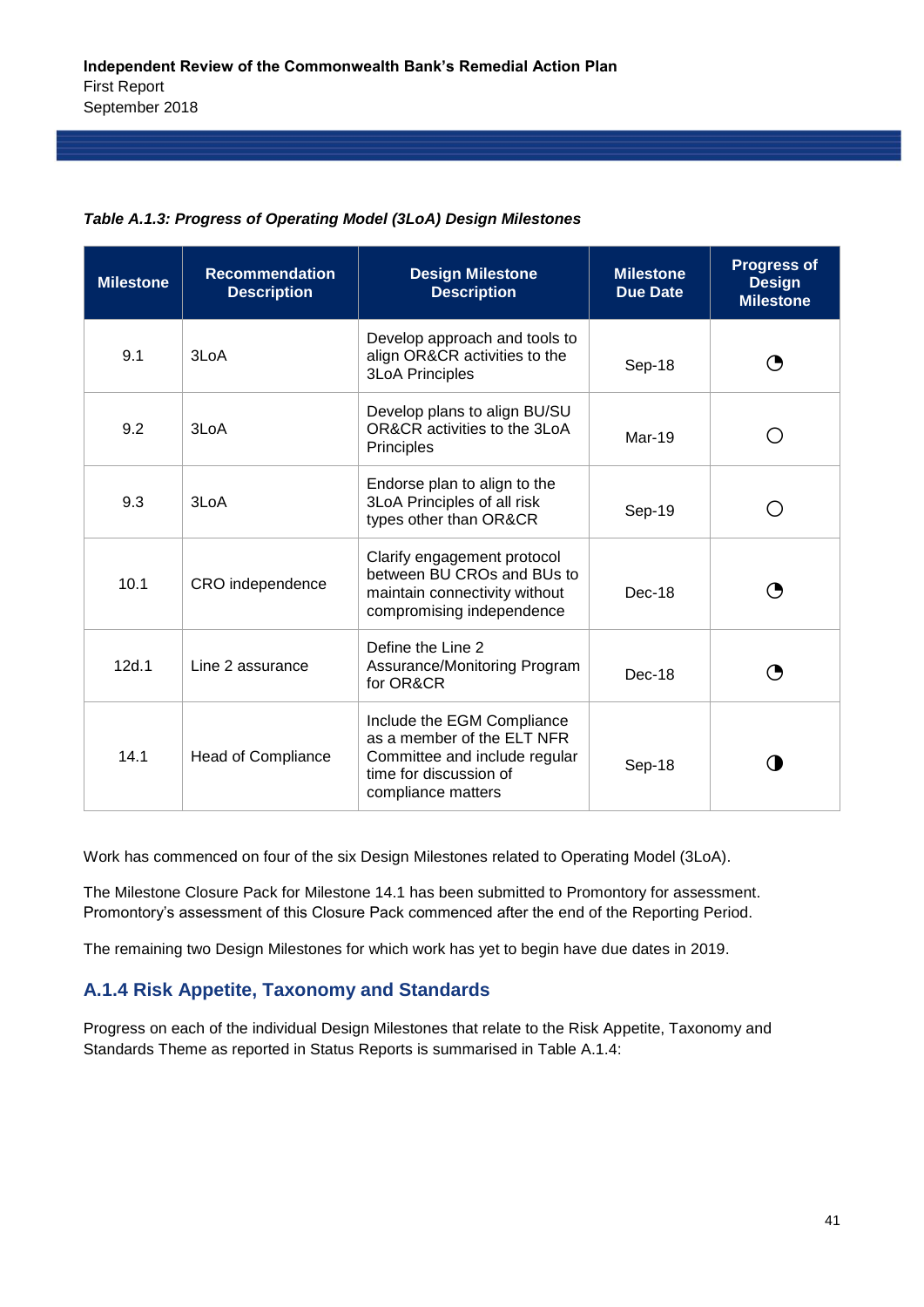*Table A.1.3: Progress of Operating Model (3LoA) Design Milestones*

| Milestone | Recommendation Description | Design Milestone Description | Milestone Due Date | Progress of Design Milestone |
|---|---|---|---|---|
| 9.1 | 3LoA | Develop approach and tools to align OR&CR activities to the 3LoA Principles | Sep-18 | ◔ |
| 9.2 | 3LoA | Develop plans to align BU/SU OR&CR activities to the 3LoA Principles | Mar-19 | ○ |
| 9.3 | 3LoA | Endorse plan to align to the 3LoA Principles of all risk types other than OR&CR | Sep-19 | ○ |
| 10.1 | CRO independence | Clarify engagement protocol between BU CROs and BUs to maintain connectivity without compromising independence | Dec-18 | ◔ |
| 12d.1 | Line 2 assurance | Define the Line 2 Assurance/Monitoring Program for OR&CR | Dec-18 | ◔ |
| 14.1 | Head of Compliance | Include the EGM Compliance as a member of the ELT NFR Committee and include regular time for discussion of compliance matters | Sep-18 | ◑ |

Work has commenced on four of the six Design Milestones related to Operating Model (3LoA).

The Milestone Closure Pack for Milestone 14.1 has been submitted to Promontory for assessment. Promontory's assessment of this Closure Pack commenced after the end of the Reporting Period.

The remaining two Design Milestones for which work has yet to begin have due dates in 2019.

### A.1.4 Risk Appetite, Taxonomy and Standards

Progress on each of the individual Design Milestones that relate to the Risk Appetite, Taxonomy and Standards Theme as reported in Status Reports is summarised in Table A.1.4: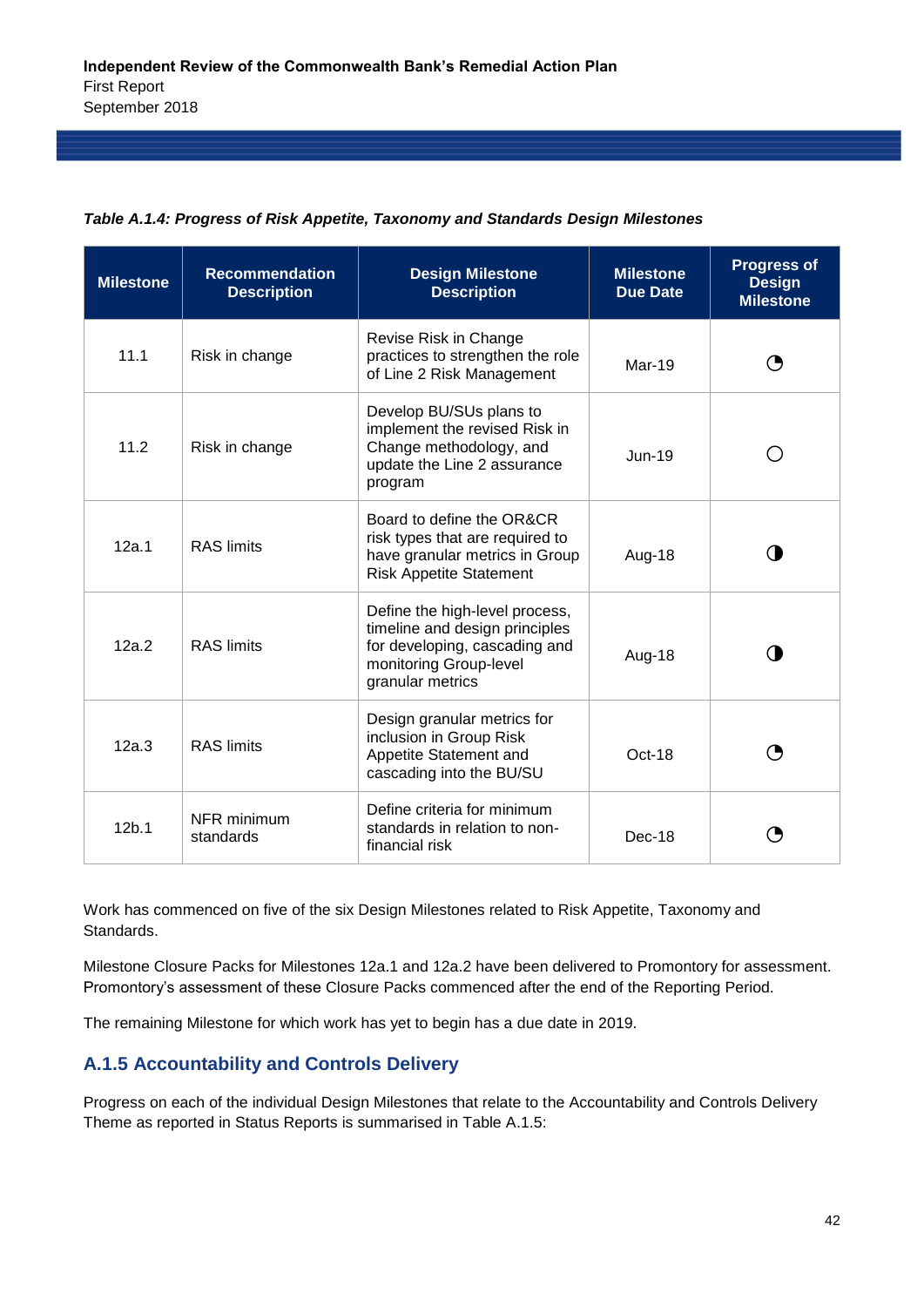*Table A.1.4: Progress of Risk Appetite, Taxonomy and Standards Design Milestones*

| Milestone | Recommendation Description | Design Milestone Description | Milestone Due Date | Progress of Design Milestone |
|---|---|---|---|---|
| 11.1 | Risk in change | Revise Risk in Change practices to strengthen the role of Line 2 Risk Management | Mar-19 | ◔ |
| 11.2 | Risk in change | Develop BU/SUs plans to implement the revised Risk in Change methodology, and update the Line 2 assurance program | Jun-19 | ○ |
| 12a.1 | RAS limits | Board to define the OR&CR risk types that are required to have granular metrics in Group Risk Appetite Statement | Aug-18 | ◑ |
| 12a.2 | RAS limits | Define the high-level process, timeline and design principles for developing, cascading and monitoring Group-level granular metrics | Aug-18 | ◑ |
| 12a.3 | RAS limits | Design granular metrics for inclusion in Group Risk Appetite Statement and cascading into the BU/SU | Oct-18 | ◔ |
| 12b.1 | NFR minimum standards | Define criteria for minimum standards in relation to non-financial risk | Dec-18 | ◔ |

Work has commenced on five of the six Design Milestones related to Risk Appetite, Taxonomy and Standards.

Milestone Closure Packs for Milestones 12a.1 and 12a.2 have been delivered to Promontory for assessment. Promontory's assessment of these Closure Packs commenced after the end of the Reporting Period.

The remaining Milestone for which work has yet to begin has a due date in 2019.

### A.1.5 Accountability and Controls Delivery

Progress on each of the individual Design Milestones that relate to the Accountability and Controls Delivery Theme as reported in Status Reports is summarised in Table A.1.5: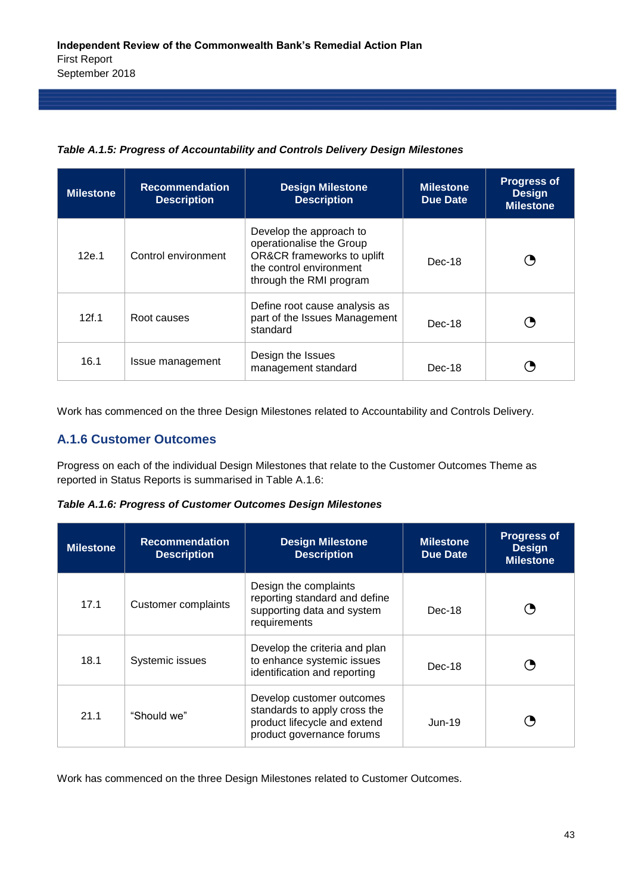*Table A.1.5: Progress of Accountability and Controls Delivery Design Milestones*

| Milestone | Recommendation Description | Design Milestone Description | Milestone Due Date | Progress of Design Milestone |
|---|---|---|---|---|
| 12e.1 | Control environment | Develop the approach to operationalise the Group OR&CR frameworks to uplift the control environment through the RMI program | Dec-18 | ◔ |
| 12f.1 | Root causes | Define root cause analysis as part of the Issues Management standard | Dec-18 | ◔ |
| 16.1 | Issue management | Design the Issues management standard | Dec-18 | ◔ |

Work has commenced on the three Design Milestones related to Accountability and Controls Delivery.

### A.1.6 Customer Outcomes

Progress on each of the individual Design Milestones that relate to the Customer Outcomes Theme as reported in Status Reports is summarised in Table A.1.6:

*Table A.1.6: Progress of Customer Outcomes Design Milestones*

| Milestone | Recommendation Description | Design Milestone Description | Milestone Due Date | Progress of Design Milestone |
|---|---|---|---|---|
| 17.1 | Customer complaints | Design the complaints reporting standard and define supporting data and system requirements | Dec-18 | ◔ |
| 18.1 | Systemic issues | Develop the criteria and plan to enhance systemic issues identification and reporting | Dec-18 | ◔ |
| 21.1 | "Should we" | Develop customer outcomes standards to apply cross the product lifecycle and extend product governance forums | Jun-19 | ◔ |

Work has commenced on the three Design Milestones related to Customer Outcomes.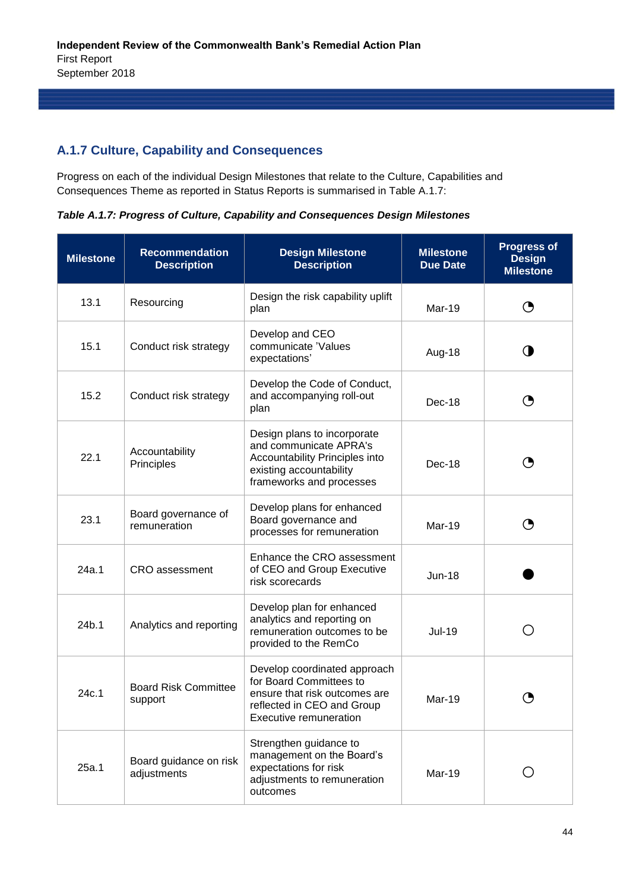## A.1.7 Culture, Capability and Consequences

Progress on each of the individual Design Milestones that relate to the Culture, Capabilities and Consequences Theme as reported in Status Reports is summarised in Table A.1.7:

***Table A.1.7: Progress of Culture, Capability and Consequences Design Milestones***

| Milestone | Recommendation Description | Design Milestone Description | Milestone Due Date | Progress of Design Milestone |
|---|---|---|---|---|
| 13.1 | Resourcing | Design the risk capability uplift plan | Mar-19 | ◔ |
| 15.1 | Conduct risk strategy | Develop and CEO communicate 'Values expectations' | Aug-18 | ◑ |
| 15.2 | Conduct risk strategy | Develop the Code of Conduct, and accompanying roll-out plan | Dec-18 | ◔ |
| 22.1 | Accountability Principles | Design plans to incorporate and communicate APRA's Accountability Principles into existing accountability frameworks and processes | Dec-18 | ◔ |
| 23.1 | Board governance of remuneration | Develop plans for enhanced Board governance and processes for remuneration | Mar-19 | ◔ |
| 24a.1 | CRO assessment | Enhance the CRO assessment of CEO and Group Executive risk scorecards | Jun-18 | ● |
| 24b.1 | Analytics and reporting | Develop plan for enhanced analytics and reporting on remuneration outcomes to be provided to the RemCo | Jul-19 | ○ |
| 24c.1 | Board Risk Committee support | Develop coordinated approach for Board Committees to ensure that risk outcomes are reflected in CEO and Group Executive remuneration | Mar-19 | ◔ |
| 25a.1 | Board guidance on risk adjustments | Strengthen guidance to management on the Board's expectations for risk adjustments to remuneration outcomes | Mar-19 | ○ |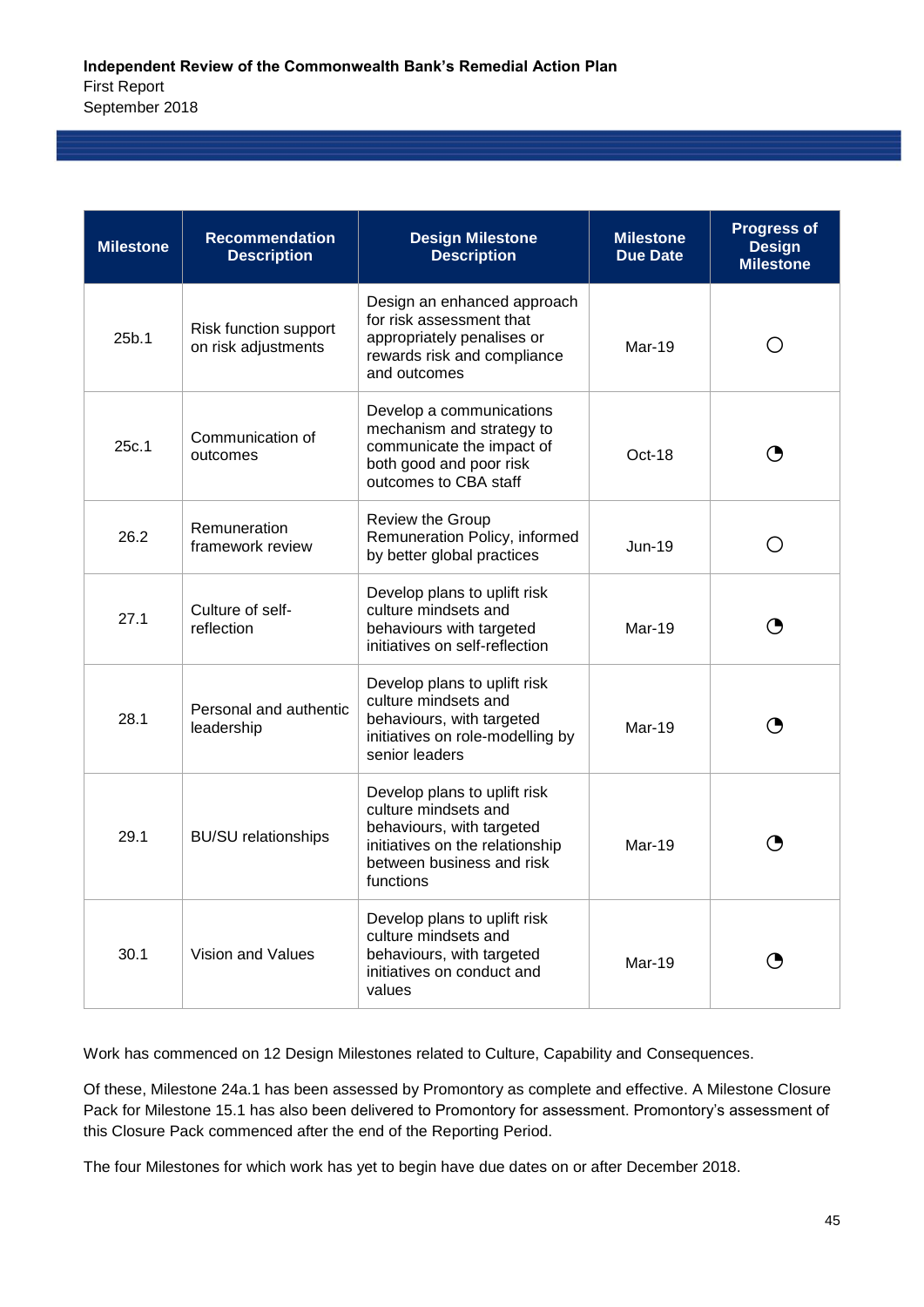| Milestone | Recommendation Description | Design Milestone Description | Milestone Due Date | Progress of Design Milestone |
|---|---|---|---|---|
| 25b.1 | Risk function support on risk adjustments | Design an enhanced approach for risk assessment that appropriately penalises or rewards risk and compliance and outcomes | Mar-19 | ○ |
| 25c.1 | Communication of outcomes | Develop a communications mechanism and strategy to communicate the impact of both good and poor risk outcomes to CBA staff | Oct-18 | ◔ |
| 26.2 | Remuneration framework review | Review the Group Remuneration Policy, informed by better global practices | Jun-19 | ○ |
| 27.1 | Culture of self-reflection | Develop plans to uplift risk culture mindsets and behaviours with targeted initiatives on self-reflection | Mar-19 | ◔ |
| 28.1 | Personal and authentic leadership | Develop plans to uplift risk culture mindsets and behaviours, with targeted initiatives on role-modelling by senior leaders | Mar-19 | ◔ |
| 29.1 | BU/SU relationships | Develop plans to uplift risk culture mindsets and behaviours, with targeted initiatives on the relationship between business and risk functions | Mar-19 | ◔ |
| 30.1 | Vision and Values | Develop plans to uplift risk culture mindsets and behaviours, with targeted initiatives on conduct and values | Mar-19 | ◔ |

Work has commenced on 12 Design Milestones related to Culture, Capability and Consequences.

Of these, Milestone 24a.1 has been assessed by Promontory as complete and effective. A Milestone Closure Pack for Milestone 15.1 has also been delivered to Promontory for assessment. Promontory's assessment of this Closure Pack commenced after the end of the Reporting Period.

The four Milestones for which work has yet to begin have due dates on or after December 2018.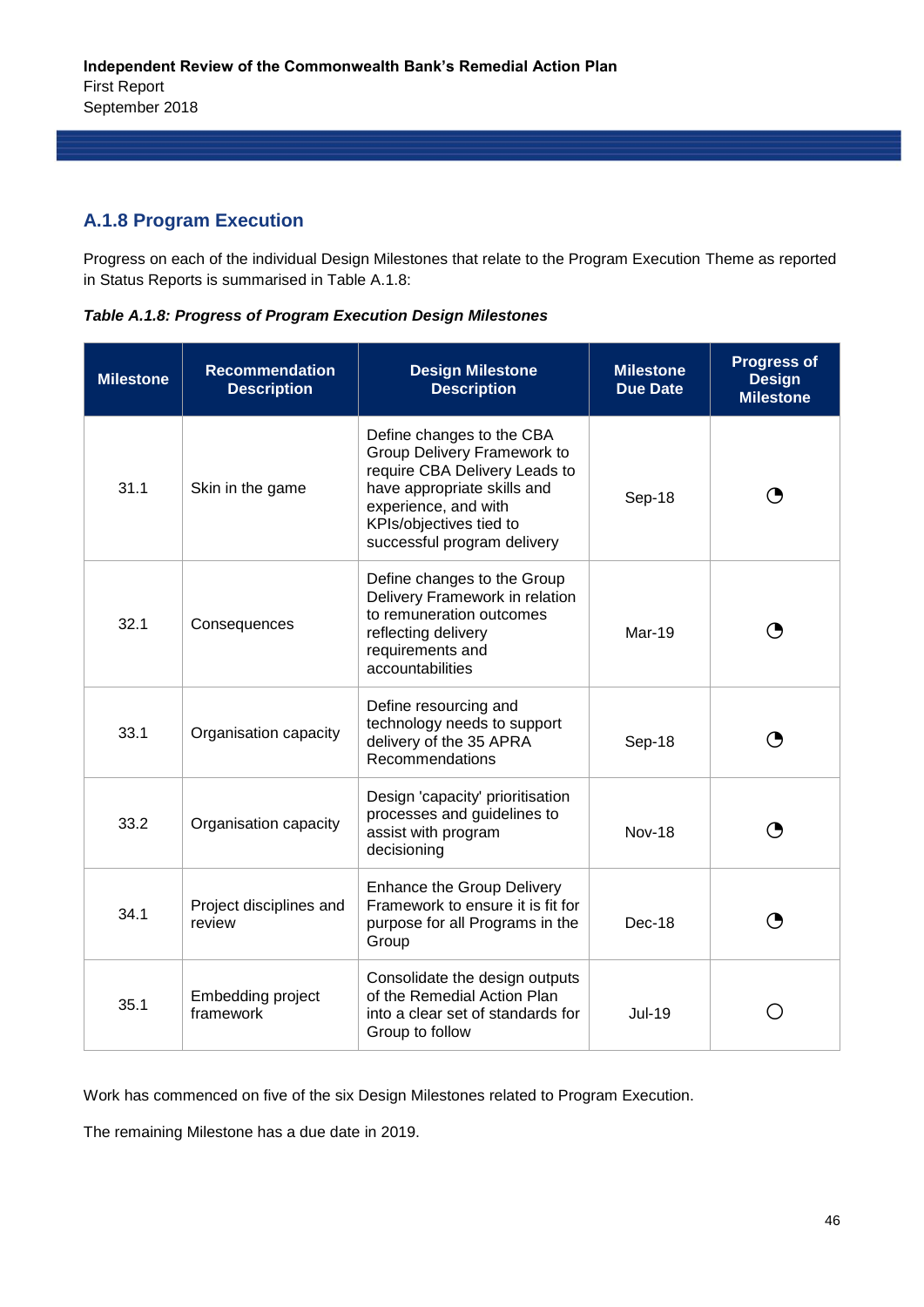## A.1.8 Program Execution

Progress on each of the individual Design Milestones that relate to the Program Execution Theme as reported in Status Reports is summarised in Table A.1.8:

***Table A.1.8: Progress of Program Execution Design Milestones***

| Milestone | Recommendation Description | Design Milestone Description | Milestone Due Date | Progress of Design Milestone |
|---|---|---|---|---|
| 31.1 | Skin in the game | Define changes to the CBA Group Delivery Framework to require CBA Delivery Leads to have appropriate skills and experience, and with KPIs/objectives tied to successful program delivery | Sep-18 | ◔ |
| 32.1 | Consequences | Define changes to the Group Delivery Framework in relation to remuneration outcomes reflecting delivery requirements and accountabilities | Mar-19 | ◔ |
| 33.1 | Organisation capacity | Define resourcing and technology needs to support delivery of the 35 APRA Recommendations | Sep-18 | ◔ |
| 33.2 | Organisation capacity | Design 'capacity' prioritisation processes and guidelines to assist with program decisioning | Nov-18 | ◔ |
| 34.1 | Project disciplines and review | Enhance the Group Delivery Framework to ensure it is fit for purpose for all Programs in the Group | Dec-18 | ◔ |
| 35.1 | Embedding project framework | Consolidate the design outputs of the Remedial Action Plan into a clear set of standards for Group to follow | Jul-19 | ○ |

Work has commenced on five of the six Design Milestones related to Program Execution.

The remaining Milestone has a due date in 2019.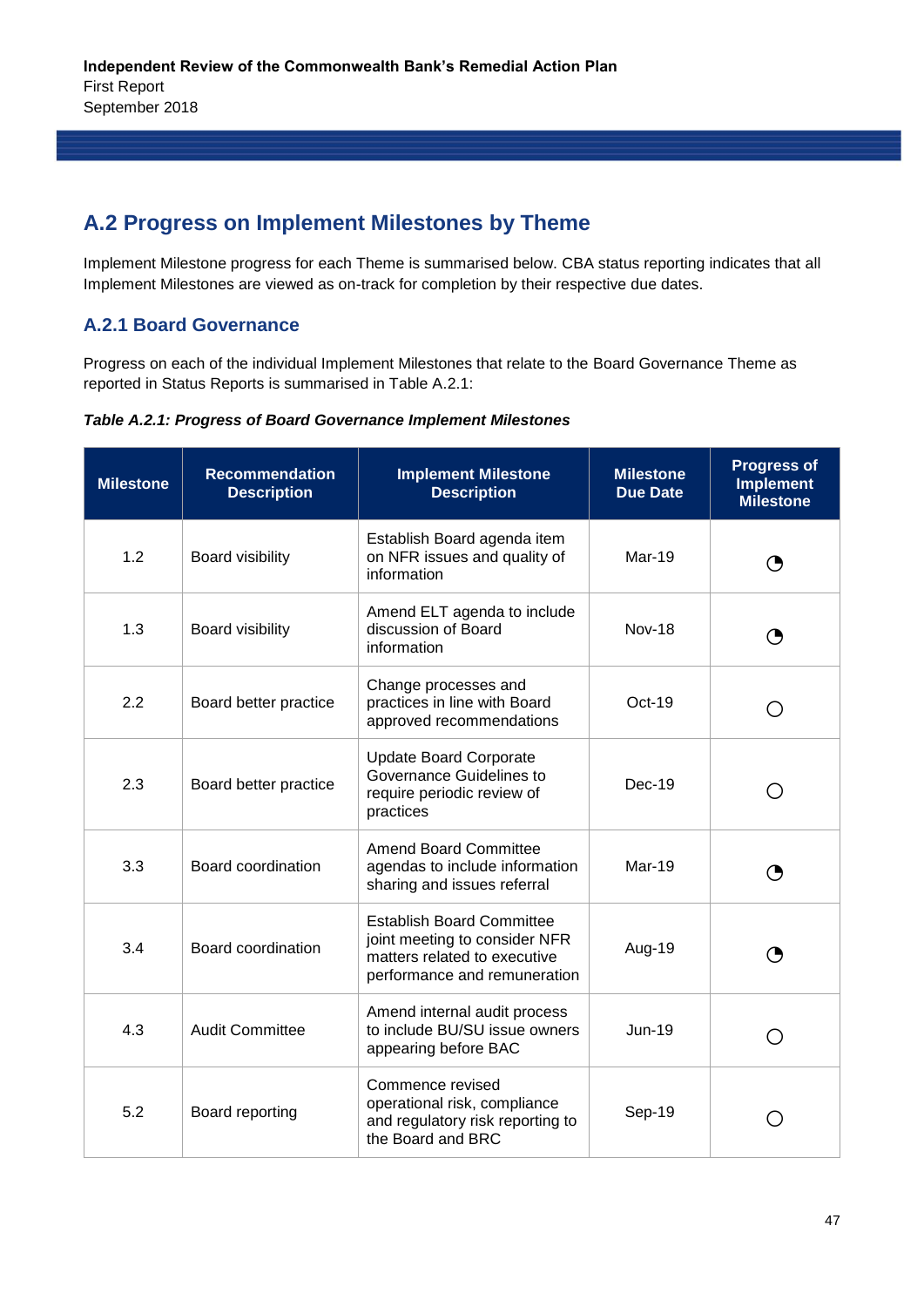## A.2 Progress on Implement Milestones by Theme

Implement Milestone progress for each Theme is summarised below. CBA status reporting indicates that all Implement Milestones are viewed as on-track for completion by their respective due dates.

### A.2.1 Board Governance

Progress on each of the individual Implement Milestones that relate to the Board Governance Theme as reported in Status Reports is summarised in Table A.2.1:

***Table A.2.1: Progress of Board Governance Implement Milestones***

| Milestone | Recommendation Description | Implement Milestone Description | Milestone Due Date | Progress of Implement Milestone |
|---|---|---|---|---|
| 1.2 | Board visibility | Establish Board agenda item on NFR issues and quality of information | Mar-19 | ◔ |
| 1.3 | Board visibility | Amend ELT agenda to include discussion of Board information | Nov-18 | ◔ |
| 2.2 | Board better practice | Change processes and practices in line with Board approved recommendations | Oct-19 | ○ |
| 2.3 | Board better practice | Update Board Corporate Governance Guidelines to require periodic review of practices | Dec-19 | ○ |
| 3.3 | Board coordination | Amend Board Committee agendas to include information sharing and issues referral | Mar-19 | ◔ |
| 3.4 | Board coordination | Establish Board Committee joint meeting to consider NFR matters related to executive performance and remuneration | Aug-19 | ◔ |
| 4.3 | Audit Committee | Amend internal audit process to include BU/SU issue owners appearing before BAC | Jun-19 | ○ |
| 5.2 | Board reporting | Commence revised operational risk, compliance and regulatory risk reporting to the Board and BRC | Sep-19 | ○ |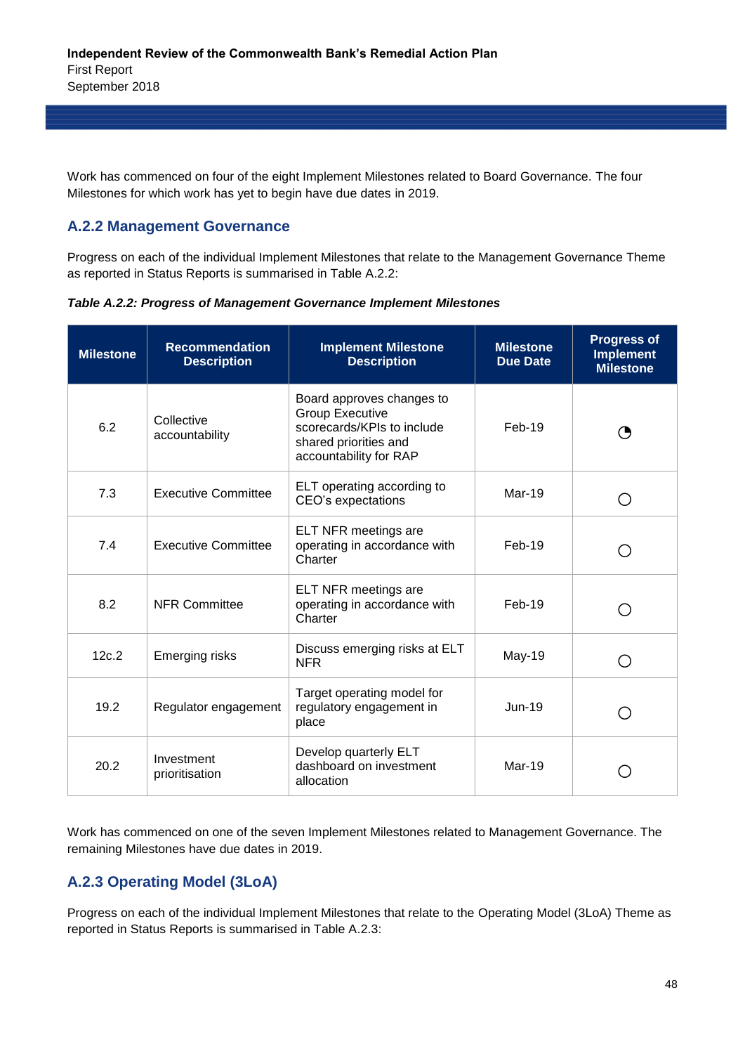Work has commenced on four of the eight Implement Milestones related to Board Governance. The four Milestones for which work has yet to begin have due dates in 2019.

## A.2.2 Management Governance

Progress on each of the individual Implement Milestones that relate to the Management Governance Theme as reported in Status Reports is summarised in Table A.2.2:

***Table A.2.2: Progress of Management Governance Implement Milestones***

| Milestone | Recommendation Description | Implement Milestone Description | Milestone Due Date | Progress of Implement Milestone |
|---|---|---|---|---|
| 6.2 | Collective accountability | Board approves changes to Group Executive scorecards/KPIs to include shared priorities and accountability for RAP | Feb-19 | ◔ |
| 7.3 | Executive Committee | ELT operating according to CEO's expectations | Mar-19 | ○ |
| 7.4 | Executive Committee | ELT NFR meetings are operating in accordance with Charter | Feb-19 | ○ |
| 8.2 | NFR Committee | ELT NFR meetings are operating in accordance with Charter | Feb-19 | ○ |
| 12c.2 | Emerging risks | Discuss emerging risks at ELT NFR | May-19 | ○ |
| 19.2 | Regulator engagement | Target operating model for regulatory engagement in place | Jun-19 | ○ |
| 20.2 | Investment prioritisation | Develop quarterly ELT dashboard on investment allocation | Mar-19 | ○ |

Work has commenced on one of the seven Implement Milestones related to Management Governance. The remaining Milestones have due dates in 2019.

## A.2.3 Operating Model (3LoA)

Progress on each of the individual Implement Milestones that relate to the Operating Model (3LoA) Theme as reported in Status Reports is summarised in Table A.2.3: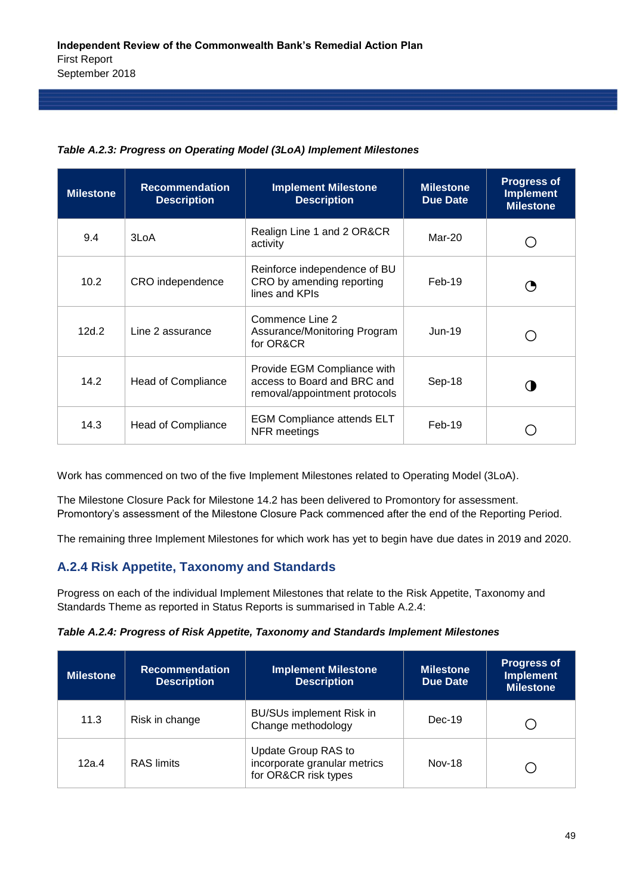*Table A.2.3: Progress on Operating Model (3LoA) Implement Milestones*

| Milestone | Recommendation Description | Implement Milestone Description | Milestone Due Date | Progress of Implement Milestone |
|---|---|---|---|---|
| 9.4 | 3LoA | Realign Line 1 and 2 OR&CR activity | Mar-20 | ○ |
| 10.2 | CRO independence | Reinforce independence of BU CRO by amending reporting lines and KPIs | Feb-19 | ◔ |
| 12d.2 | Line 2 assurance | Commence Line 2 Assurance/Monitoring Program for OR&CR | Jun-19 | ○ |
| 14.2 | Head of Compliance | Provide EGM Compliance with access to Board and BRC and removal/appointment protocols | Sep-18 | ◑ |
| 14.3 | Head of Compliance | EGM Compliance attends ELT NFR meetings | Feb-19 | ○ |

Work has commenced on two of the five Implement Milestones related to Operating Model (3LoA).

The Milestone Closure Pack for Milestone 14.2 has been delivered to Promontory for assessment. Promontory's assessment of the Milestone Closure Pack commenced after the end of the Reporting Period.

The remaining three Implement Milestones for which work has yet to begin have due dates in 2019 and 2020.

### A.2.4 Risk Appetite, Taxonomy and Standards

Progress on each of the individual Implement Milestones that relate to the Risk Appetite, Taxonomy and Standards Theme as reported in Status Reports is summarised in Table A.2.4:

*Table A.2.4: Progress of Risk Appetite, Taxonomy and Standards Implement Milestones*

| Milestone | Recommendation Description | Implement Milestone Description | Milestone Due Date | Progress of Implement Milestone |
|---|---|---|---|---|
| 11.3 | Risk in change | BU/SUs implement Risk in Change methodology | Dec-19 | ○ |
| 12a.4 | RAS limits | Update Group RAS to incorporate granular metrics for OR&CR risk types | Nov-18 | ○ |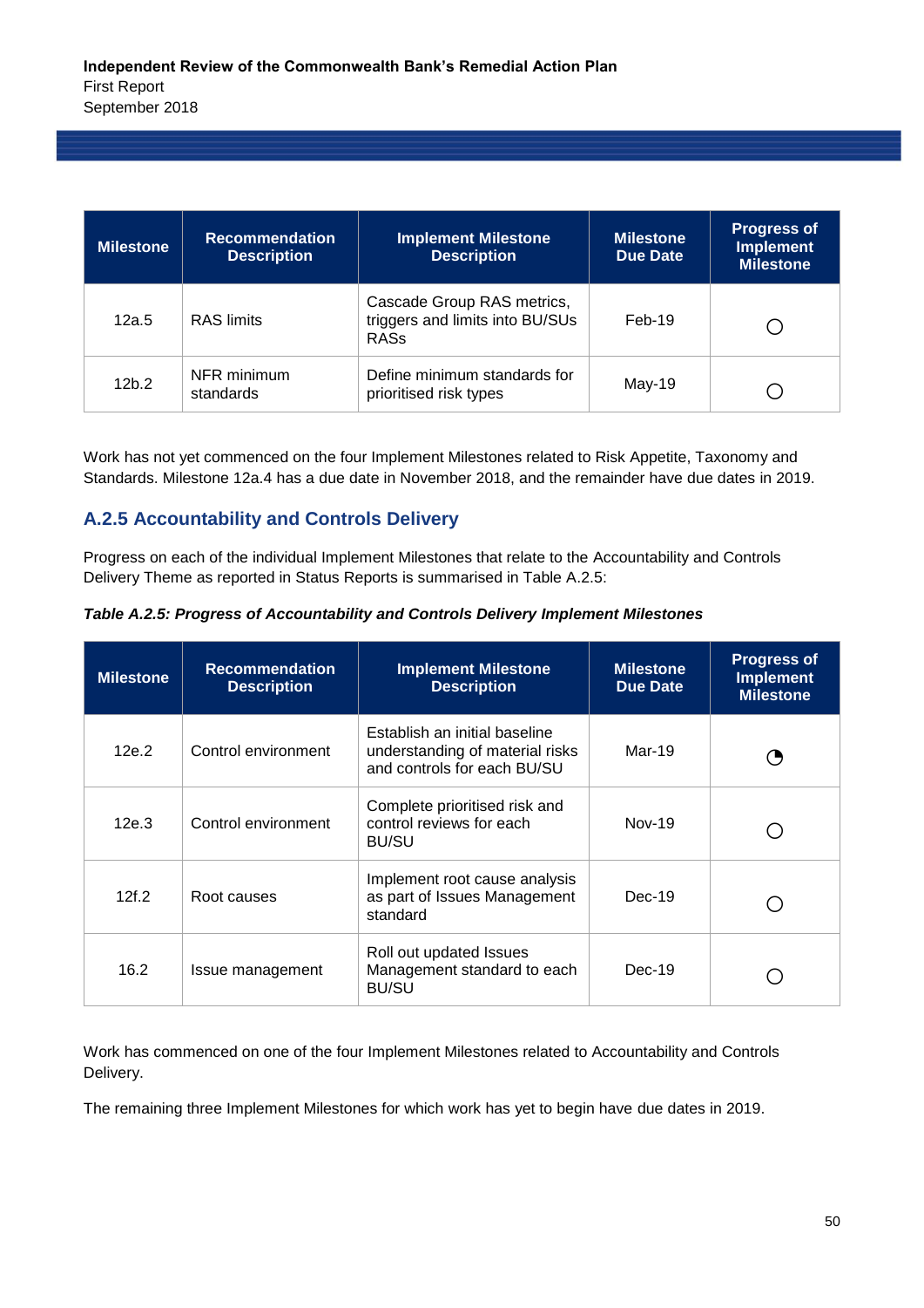| Milestone | Recommendation Description | Implement Milestone Description | Milestone Due Date | Progress of Implement Milestone |
|---|---|---|---|---|
| 12a.5 | RAS limits | Cascade Group RAS metrics, triggers and limits into BU/SUs RASs | Feb-19 | ○ |
| 12b.2 | NFR minimum standards | Define minimum standards for prioritised risk types | May-19 | ○ |

Work has not yet commenced on the four Implement Milestones related to Risk Appetite, Taxonomy and Standards. Milestone 12a.4 has a due date in November 2018, and the remainder have due dates in 2019.

### A.2.5 Accountability and Controls Delivery

Progress on each of the individual Implement Milestones that relate to the Accountability and Controls Delivery Theme as reported in Status Reports is summarised in Table A.2.5:

***Table A.2.5: Progress of Accountability and Controls Delivery Implement Milestones***

| Milestone | Recommendation Description | Implement Milestone Description | Milestone Due Date | Progress of Implement Milestone |
|---|---|---|---|---|
| 12e.2 | Control environment | Establish an initial baseline understanding of material risks and controls for each BU/SU | Mar-19 | ◔ |
| 12e.3 | Control environment | Complete prioritised risk and control reviews for each BU/SU | Nov-19 | ○ |
| 12f.2 | Root causes | Implement root cause analysis as part of Issues Management standard | Dec-19 | ○ |
| 16.2 | Issue management | Roll out updated Issues Management standard to each BU/SU | Dec-19 | ○ |

Work has commenced on one of the four Implement Milestones related to Accountability and Controls Delivery.

The remaining three Implement Milestones for which work has yet to begin have due dates in 2019.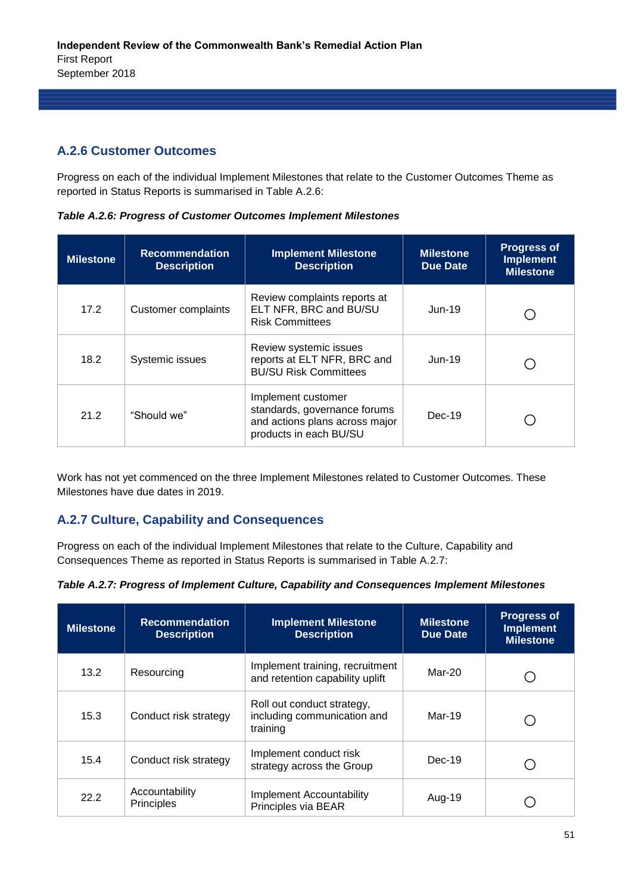### A.2.6 Customer Outcomes

Progress on each of the individual Implement Milestones that relate to the Customer Outcomes Theme as reported in Status Reports is summarised in Table A.2.6:

***Table A.2.6: Progress of Customer Outcomes Implement Milestones***

| Milestone | Recommendation Description | Implement Milestone Description | Milestone Due Date | Progress of Implement Milestone |
|---|---|---|---|---|
| 17.2 | Customer complaints | Review complaints reports at ELT NFR, BRC and BU/SU Risk Committees | Jun-19 | ○ |
| 18.2 | Systemic issues | Review systemic issues reports at ELT NFR, BRC and BU/SU Risk Committees | Jun-19 | ○ |
| 21.2 | "Should we" | Implement customer standards, governance forums and actions plans across major products in each BU/SU | Dec-19 | ○ |

Work has not yet commenced on the three Implement Milestones related to Customer Outcomes. These Milestones have due dates in 2019.

### A.2.7 Culture, Capability and Consequences

Progress on each of the individual Implement Milestones that relate to the Culture, Capability and Consequences Theme as reported in Status Reports is summarised in Table A.2.7:

***Table A.2.7: Progress of Implement Culture, Capability and Consequences Implement Milestones***

| Milestone | Recommendation Description | Implement Milestone Description | Milestone Due Date | Progress of Implement Milestone |
|---|---|---|---|---|
| 13.2 | Resourcing | Implement training, recruitment and retention capability uplift | Mar-20 | ○ |
| 15.3 | Conduct risk strategy | Roll out conduct strategy, including communication and training | Mar-19 | ○ |
| 15.4 | Conduct risk strategy | Implement conduct risk strategy across the Group | Dec-19 | ○ |
| 22.2 | Accountability Principles | Implement Accountability Principles via BEAR | Aug-19 | ○ |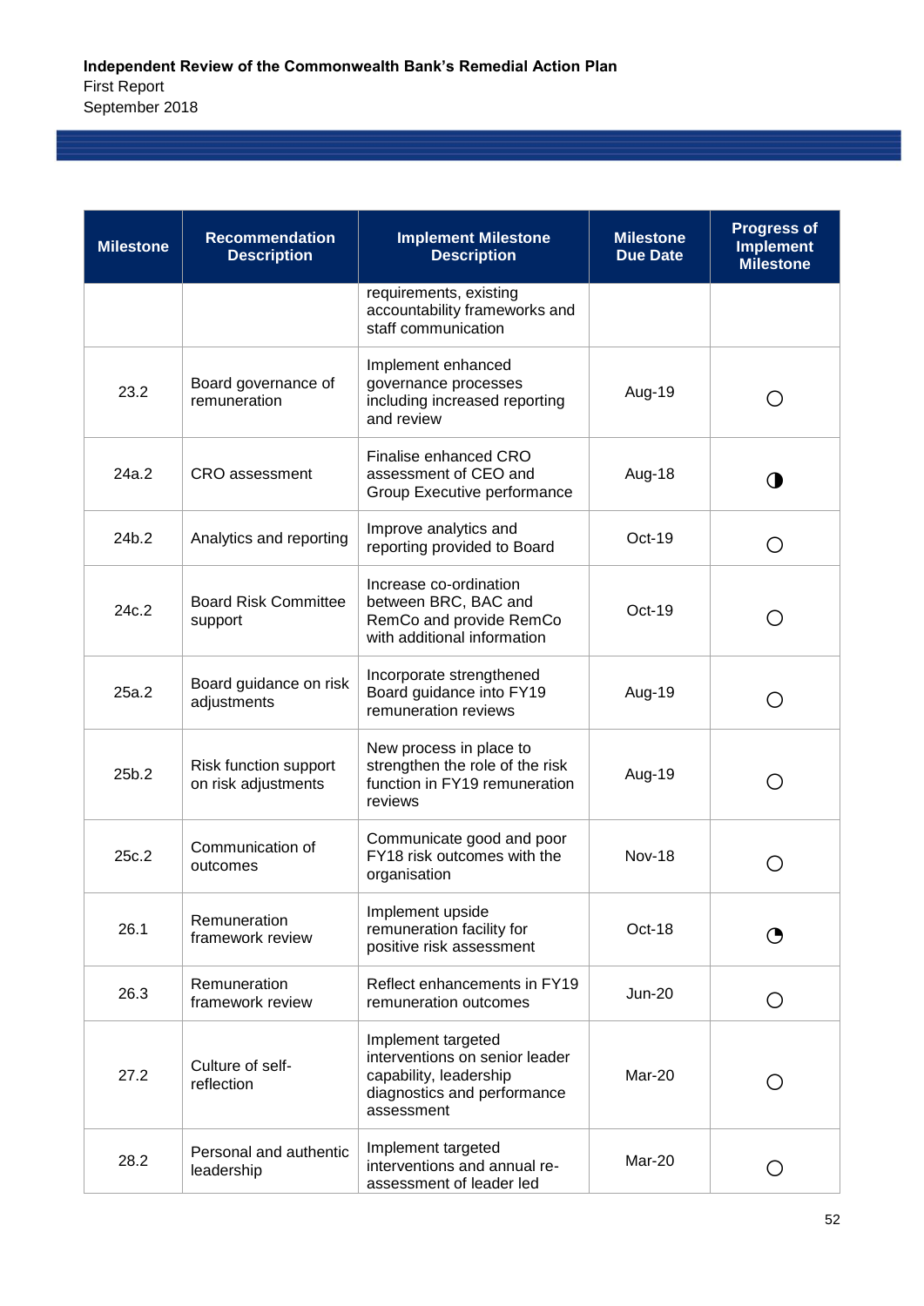| Milestone | Recommendation Description | Implement Milestone Description | Milestone Due Date | Progress of Implement Milestone |
|---|---|---|---|---|
| | | requirements, existing accountability frameworks and staff communication | | |
| 23.2 | Board governance of remuneration | Implement enhanced governance processes including increased reporting and review | Aug-19 | ○ |
| 24a.2 | CRO assessment | Finalise enhanced CRO assessment of CEO and Group Executive performance | Aug-18 | ◑ |
| 24b.2 | Analytics and reporting | Improve analytics and reporting provided to Board | Oct-19 | ○ |
| 24c.2 | Board Risk Committee support | Increase co-ordination between BRC, BAC and RemCo and provide RemCo with additional information | Oct-19 | ○ |
| 25a.2 | Board guidance on risk adjustments | Incorporate strengthened Board guidance into FY19 remuneration reviews | Aug-19 | ○ |
| 25b.2 | Risk function support on risk adjustments | New process in place to strengthen the role of the risk function in FY19 remuneration reviews | Aug-19 | ○ |
| 25c.2 | Communication of outcomes | Communicate good and poor FY18 risk outcomes with the organisation | Nov-18 | ○ |
| 26.1 | Remuneration framework review | Implement upside remuneration facility for positive risk assessment | Oct-18 | ◔ |
| 26.3 | Remuneration framework review | Reflect enhancements in FY19 remuneration outcomes | Jun-20 | ○ |
| 27.2 | Culture of self-reflection | Implement targeted interventions on senior leader capability, leadership diagnostics and performance assessment | Mar-20 | ○ |
| 28.2 | Personal and authentic leadership | Implement targeted interventions and annual re-assessment of leader led | Mar-20 | ○ |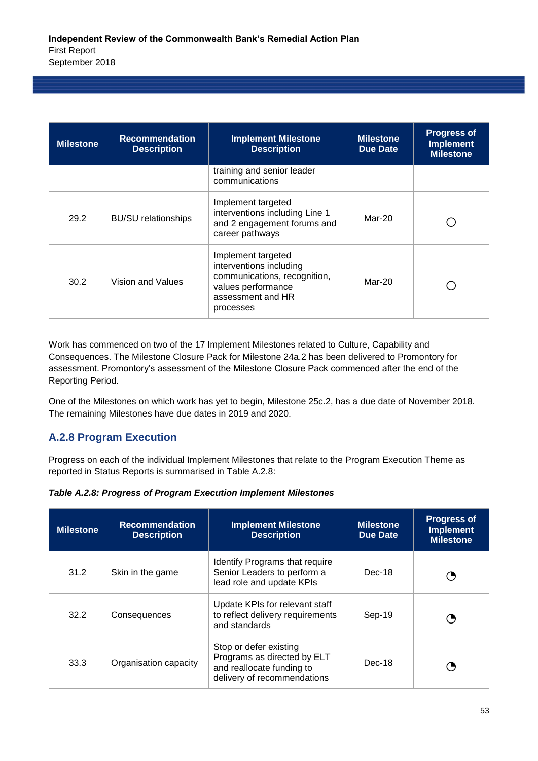| Milestone | Recommendation Description | Implement Milestone Description | Milestone Due Date | Progress of Implement Milestone |
|---|---|---|---|---|
| | | training and senior leader communications | | |
| 29.2 | BU/SU relationships | Implement targeted interventions including Line 1 and 2 engagement forums and career pathways | Mar-20 | ○ |
| 30.2 | Vision and Values | Implement targeted interventions including communications, recognition, values performance assessment and HR processes | Mar-20 | ○ |

Work has commenced on two of the 17 Implement Milestones related to Culture, Capability and Consequences. The Milestone Closure Pack for Milestone 24a.2 has been delivered to Promontory for assessment. Promontory's assessment of the Milestone Closure Pack commenced after the end of the Reporting Period.

One of the Milestones on which work has yet to begin, Milestone 25c.2, has a due date of November 2018. The remaining Milestones have due dates in 2019 and 2020.

### A.2.8 Program Execution

Progress on each of the individual Implement Milestones that relate to the Program Execution Theme as reported in Status Reports is summarised in Table A.2.8:

***Table A.2.8: Progress of Program Execution Implement Milestones***

| Milestone | Recommendation Description | Implement Milestone Description | Milestone Due Date | Progress of Implement Milestone |
|---|---|---|---|---|
| 31.2 | Skin in the game | Identify Programs that require Senior Leaders to perform a lead role and update KPIs | Dec-18 | ◔ |
| 32.2 | Consequences | Update KPIs for relevant staff to reflect delivery requirements and standards | Sep-19 | ◔ |
| 33.3 | Organisation capacity | Stop or defer existing Programs as directed by ELT and reallocate funding to delivery of recommendations | Dec-18 | ◔ |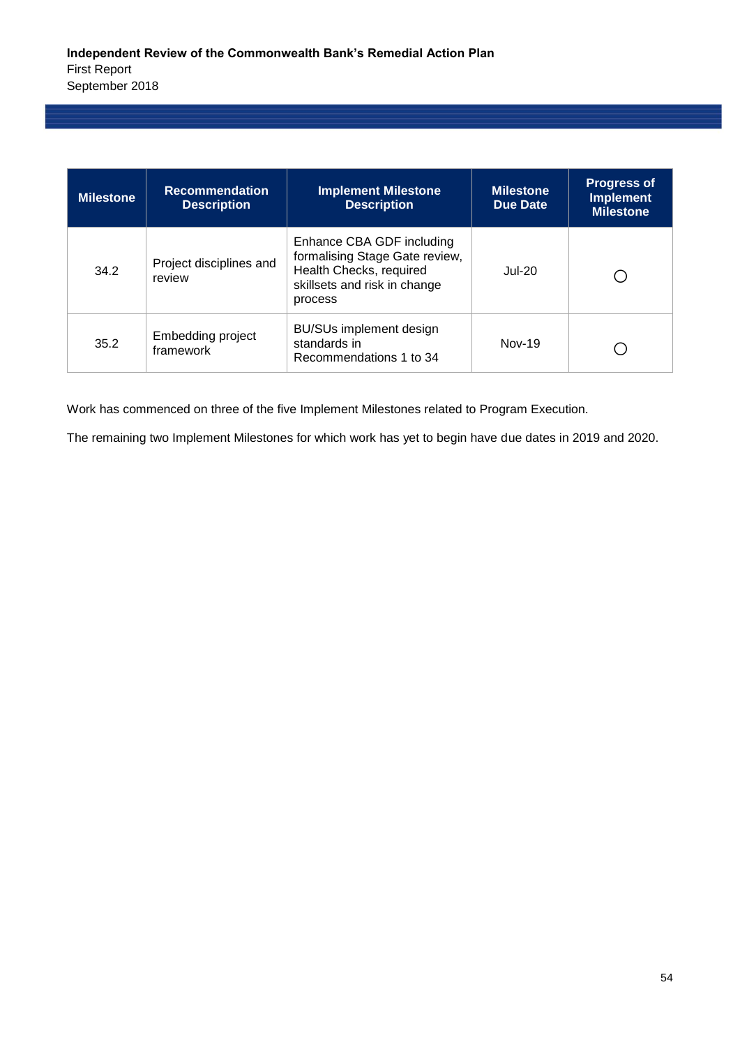| Milestone | Recommendation Description | Implement Milestone Description | Milestone Due Date | Progress of Implement Milestone |
|---|---|---|---|---|
| 34.2 | Project disciplines and review | Enhance CBA GDF including formalising Stage Gate review, Health Checks, required skillsets and risk in change process | Jul-20 | ○ |
| 35.2 | Embedding project framework | BU/SUs implement design standards in Recommendations 1 to 34 | Nov-19 | ○ |

Work has commenced on three of the five Implement Milestones related to Program Execution.

The remaining two Implement Milestones for which work has yet to begin have due dates in 2019 and 2020.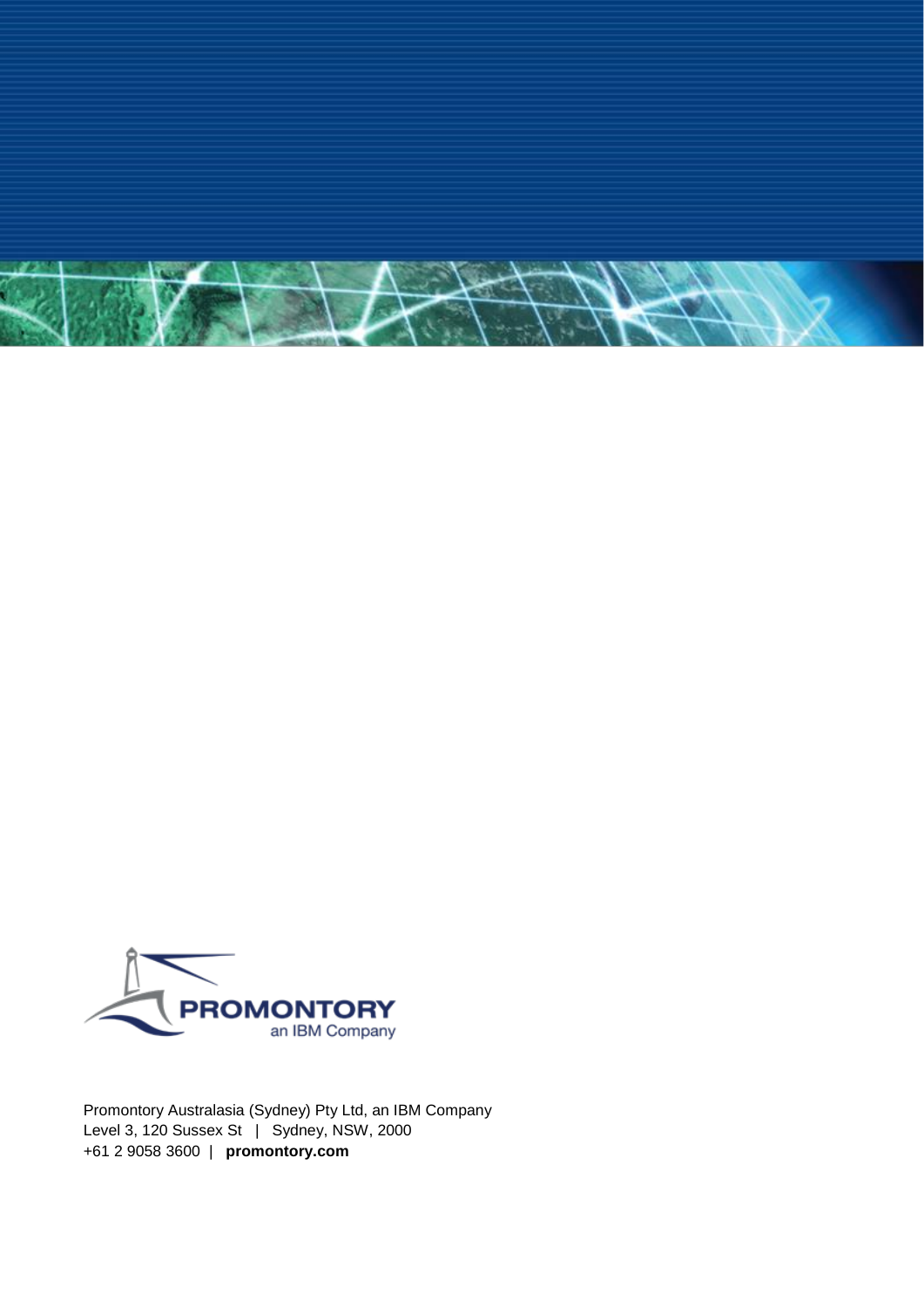PROMONTORY
an IBM Company

Promontory Australasia (Sydney) Pty Ltd, an IBM Company
Level 3, 120 Sussex St | Sydney, NSW, 2000
+61 2 9058 3600 | **promontory.com**